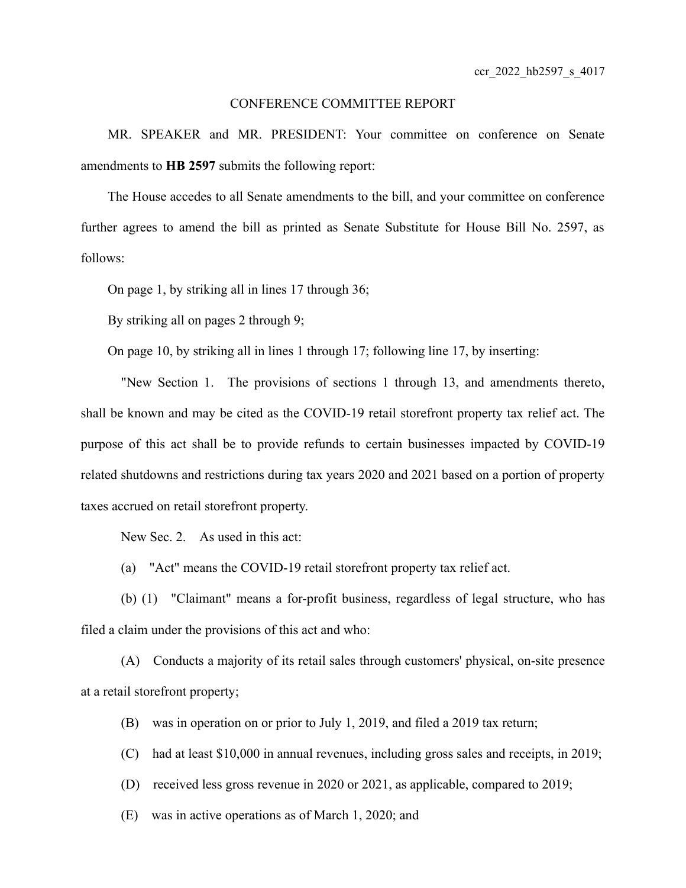ccr_2022_hb2597_s_4017

CONFERENCE COMMITTEE REPORT

MR. SPEAKER and MR. PRESIDENT: Your committee on conference on Senate amendments to **HB 2597** submits the following report:

The House accedes to all Senate amendments to the bill, and your committee on conference further agrees to amend the bill as printed as Senate Substitute for House Bill No. 2597, as follows:

On page 1, by striking all in lines 17 through 36;

By striking all on pages 2 through 9;

On page 10, by striking all in lines 1 through 17; following line 17, by inserting:

"New Section 1. The provisions of sections 1 through 13, and amendments thereto, shall be known and may be cited as the COVID-19 retail storefront property tax relief act. The purpose of this act shall be to provide refunds to certain businesses impacted by COVID-19 related shutdowns and restrictions during tax years 2020 and 2021 based on a portion of property taxes accrued on retail storefront property.

New Sec. 2. As used in this act:

(a) "Act" means the COVID-19 retail storefront property tax relief act.

(b) (1) "Claimant" means a for-profit business, regardless of legal structure, who has filed a claim under the provisions of this act and who:

(A) Conducts a majority of its retail sales through customers' physical, on-site presence at a retail storefront property;

(B) was in operation on or prior to July 1, 2019, and filed a 2019 tax return;

(C) had at least $10,000 in annual revenues, including gross sales and receipts, in 2019;

(D) received less gross revenue in 2020 or 2021, as applicable, compared to 2019;

(E) was in active operations as of March 1, 2020; and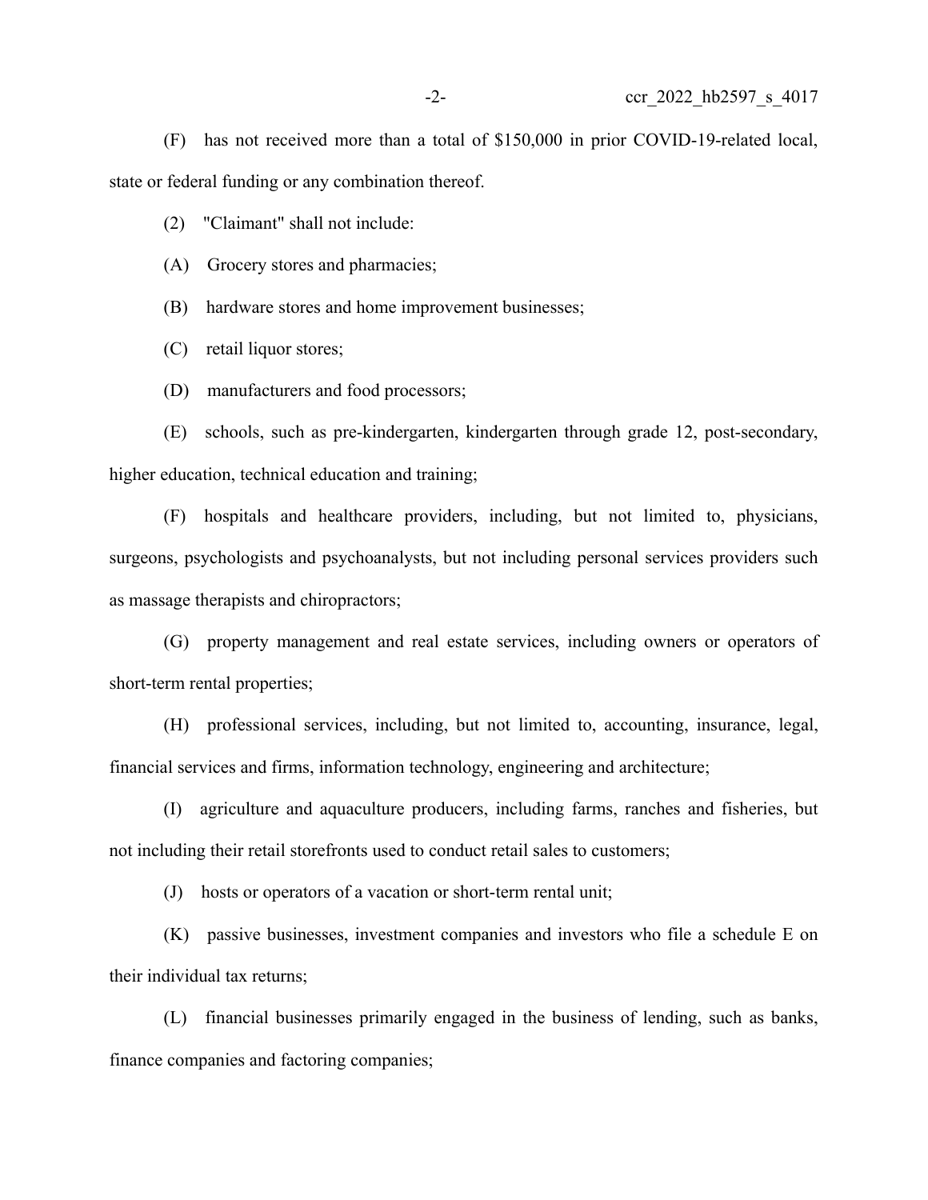(F) has not received more than a total of $150,000 in prior COVID-19-related local, state or federal funding or any combination thereof.

(2) "Claimant" shall not include:

(A) Grocery stores and pharmacies;

(B) hardware stores and home improvement businesses;

(C) retail liquor stores;

(D) manufacturers and food processors;

(E) schools, such as pre-kindergarten, kindergarten through grade 12, post-secondary, higher education, technical education and training;

(F) hospitals and healthcare providers, including, but not limited to, physicians, surgeons, psychologists and psychoanalysts, but not including personal services providers such as massage therapists and chiropractors;

(G) property management and real estate services, including owners or operators of short-term rental properties;

(H) professional services, including, but not limited to, accounting, insurance, legal, financial services and firms, information technology, engineering and architecture;

(I) agriculture and aquaculture producers, including farms, ranches and fisheries, but not including their retail storefronts used to conduct retail sales to customers;

(J) hosts or operators of a vacation or short-term rental unit;

(K) passive businesses, investment companies and investors who file a schedule E on their individual tax returns;

(L) financial businesses primarily engaged in the business of lending, such as banks, finance companies and factoring companies;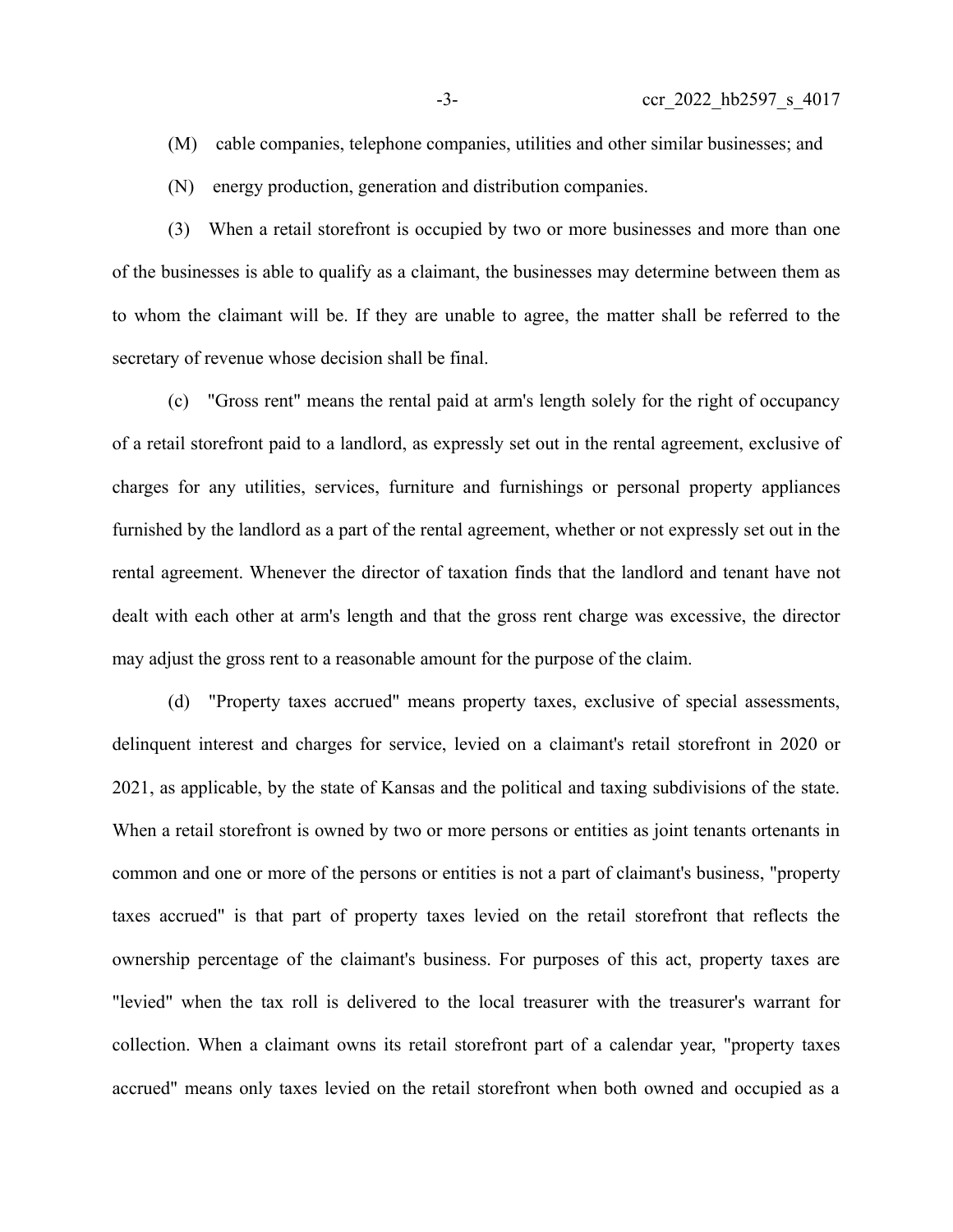(M) cable companies, telephone companies, utilities and other similar businesses; and

(N) energy production, generation and distribution companies.

(3) When a retail storefront is occupied by two or more businesses and more than one of the businesses is able to qualify as a claimant, the businesses may determine between them as to whom the claimant will be. If they are unable to agree, the matter shall be referred to the secretary of revenue whose decision shall be final.

(c) "Gross rent" means the rental paid at arm's length solely for the right of occupancy of a retail storefront paid to a landlord, as expressly set out in the rental agreement, exclusive of charges for any utilities, services, furniture and furnishings or personal property appliances furnished by the landlord as a part of the rental agreement, whether or not expressly set out in the rental agreement. Whenever the director of taxation finds that the landlord and tenant have not dealt with each other at arm's length and that the gross rent charge was excessive, the director may adjust the gross rent to a reasonable amount for the purpose of the claim.

(d) "Property taxes accrued" means property taxes, exclusive of special assessments, delinquent interest and charges for service, levied on a claimant's retail storefront in 2020 or 2021, as applicable, by the state of Kansas and the political and taxing subdivisions of the state. When a retail storefront is owned by two or more persons or entities as joint tenants ortenants in common and one or more of the persons or entities is not a part of claimant's business, "property taxes accrued" is that part of property taxes levied on the retail storefront that reflects the ownership percentage of the claimant's business. For purposes of this act, property taxes are "levied" when the tax roll is delivered to the local treasurer with the treasurer's warrant for collection. When a claimant owns its retail storefront part of a calendar year, "property taxes accrued" means only taxes levied on the retail storefront when both owned and occupied as a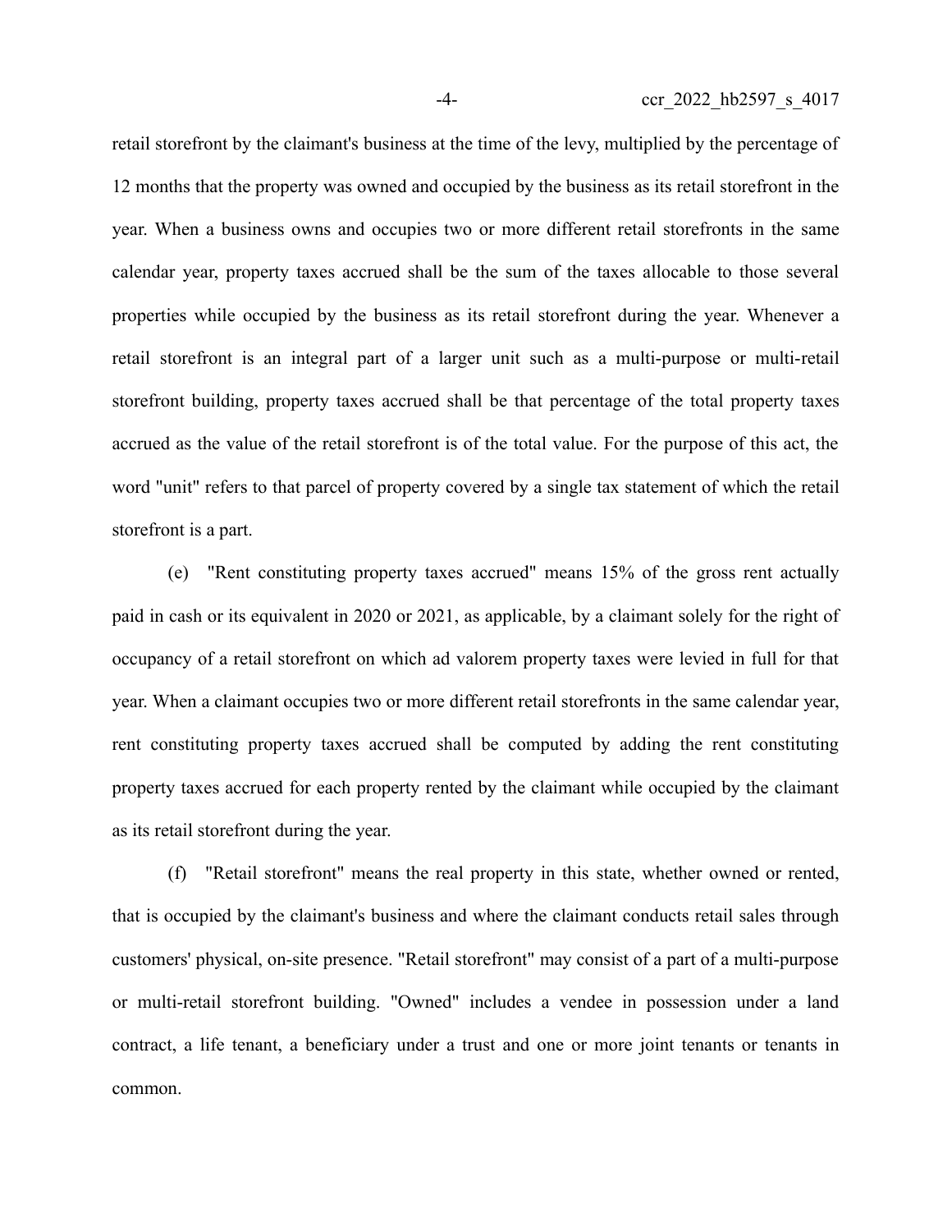retail storefront by the claimant's business at the time of the levy, multiplied by the percentage of 12 months that the property was owned and occupied by the business as its retail storefront in the year. When a business owns and occupies two or more different retail storefronts in the same calendar year, property taxes accrued shall be the sum of the taxes allocable to those several properties while occupied by the business as its retail storefront during the year. Whenever a retail storefront is an integral part of a larger unit such as a multi-purpose or multi-retail storefront building, property taxes accrued shall be that percentage of the total property taxes accrued as the value of the retail storefront is of the total value. For the purpose of this act, the word "unit" refers to that parcel of property covered by a single tax statement of which the retail storefront is a part.

(e) "Rent constituting property taxes accrued" means 15% of the gross rent actually paid in cash or its equivalent in 2020 or 2021, as applicable, by a claimant solely for the right of occupancy of a retail storefront on which ad valorem property taxes were levied in full for that year. When a claimant occupies two or more different retail storefronts in the same calendar year, rent constituting property taxes accrued shall be computed by adding the rent constituting property taxes accrued for each property rented by the claimant while occupied by the claimant as its retail storefront during the year.

(f) "Retail storefront" means the real property in this state, whether owned or rented, that is occupied by the claimant's business and where the claimant conducts retail sales through customers' physical, on-site presence. "Retail storefront" may consist of a part of a multi-purpose or multi-retail storefront building. "Owned" includes a vendee in possession under a land contract, a life tenant, a beneficiary under a trust and one or more joint tenants or tenants in common.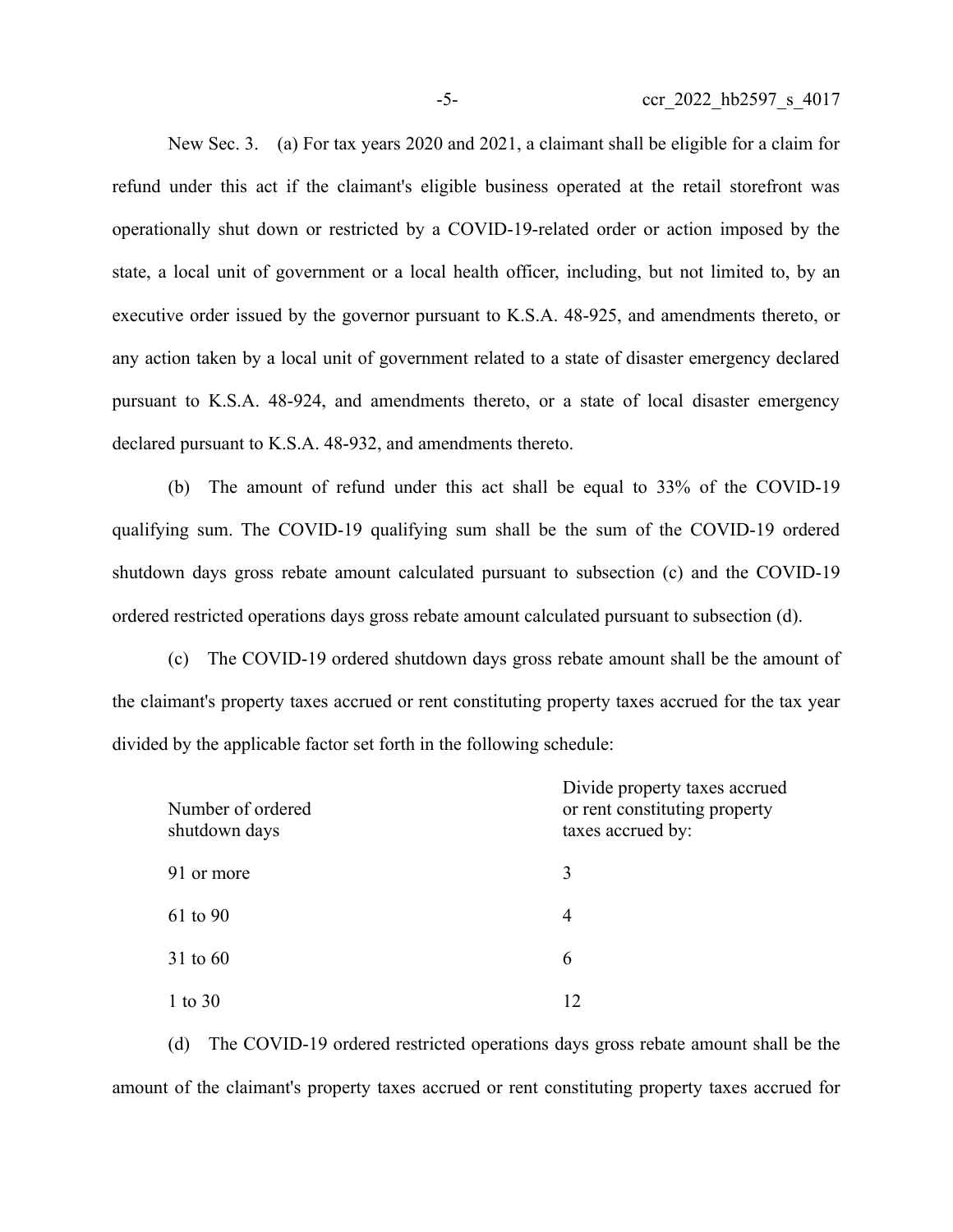New Sec. 3. (a) For tax years 2020 and 2021, a claimant shall be eligible for a claim for refund under this act if the claimant's eligible business operated at the retail storefront was operationally shut down or restricted by a COVID-19-related order or action imposed by the state, a local unit of government or a local health officer, including, but not limited to, by an executive order issued by the governor pursuant to K.S.A. 48-925, and amendments thereto, or any action taken by a local unit of government related to a state of disaster emergency declared pursuant to K.S.A. 48-924, and amendments thereto, or a state of local disaster emergency declared pursuant to K.S.A. 48-932, and amendments thereto.

(b) The amount of refund under this act shall be equal to 33% of the COVID-19 qualifying sum. The COVID-19 qualifying sum shall be the sum of the COVID-19 ordered shutdown days gross rebate amount calculated pursuant to subsection (c) and the COVID-19 ordered restricted operations days gross rebate amount calculated pursuant to subsection (d).

(c) The COVID-19 ordered shutdown days gross rebate amount shall be the amount of the claimant's property taxes accrued or rent constituting property taxes accrued for the tax year divided by the applicable factor set forth in the following schedule:

| Number of ordered shutdown days | Divide property taxes accrued or rent constituting property taxes accrued by: |
|---|---|
| 91 or more | 3 |
| 61 to 90 | 4 |
| 31 to 60 | 6 |
| 1 to 30 | 12 |

(d) The COVID-19 ordered restricted operations days gross rebate amount shall be the amount of the claimant's property taxes accrued or rent constituting property taxes accrued for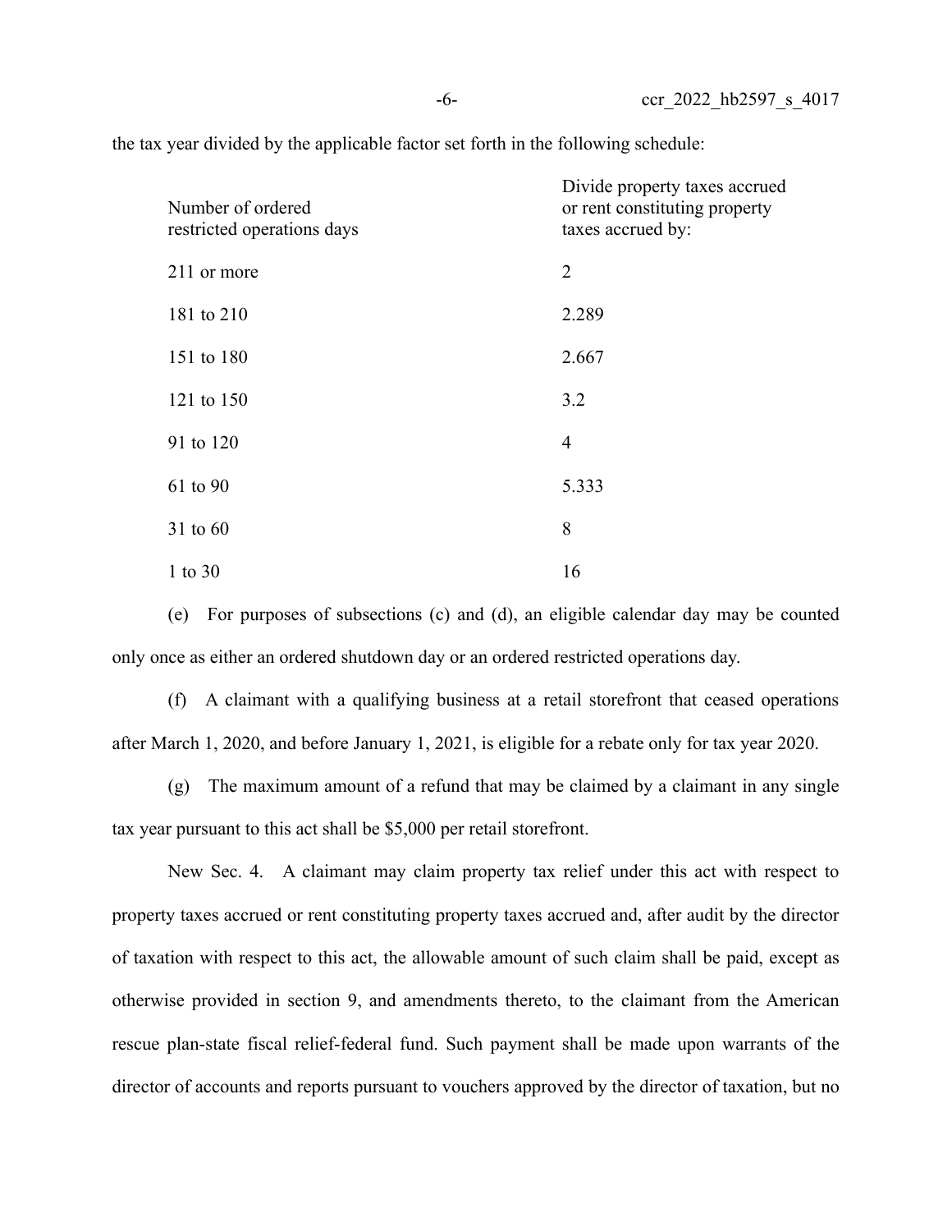the tax year divided by the applicable factor set forth in the following schedule:

| Number of ordered restricted operations days | Divide property taxes accrued or rent constituting property taxes accrued by: |
|---|---|
| 211 or more | 2 |
| 181 to 210 | 2.289 |
| 151 to 180 | 2.667 |
| 121 to 150 | 3.2 |
| 91 to 120 | 4 |
| 61 to 90 | 5.333 |
| 31 to 60 | 8 |
| 1 to 30 | 16 |

(e) For purposes of subsections (c) and (d), an eligible calendar day may be counted only once as either an ordered shutdown day or an ordered restricted operations day.

(f) A claimant with a qualifying business at a retail storefront that ceased operations after March 1, 2020, and before January 1, 2021, is eligible for a rebate only for tax year 2020.

(g) The maximum amount of a refund that may be claimed by a claimant in any single tax year pursuant to this act shall be $5,000 per retail storefront.

New Sec. 4. A claimant may claim property tax relief under this act with respect to property taxes accrued or rent constituting property taxes accrued and, after audit by the director of taxation with respect to this act, the allowable amount of such claim shall be paid, except as otherwise provided in section 9, and amendments thereto, to the claimant from the American rescue plan-state fiscal relief-federal fund. Such payment shall be made upon warrants of the director of accounts and reports pursuant to vouchers approved by the director of taxation, but no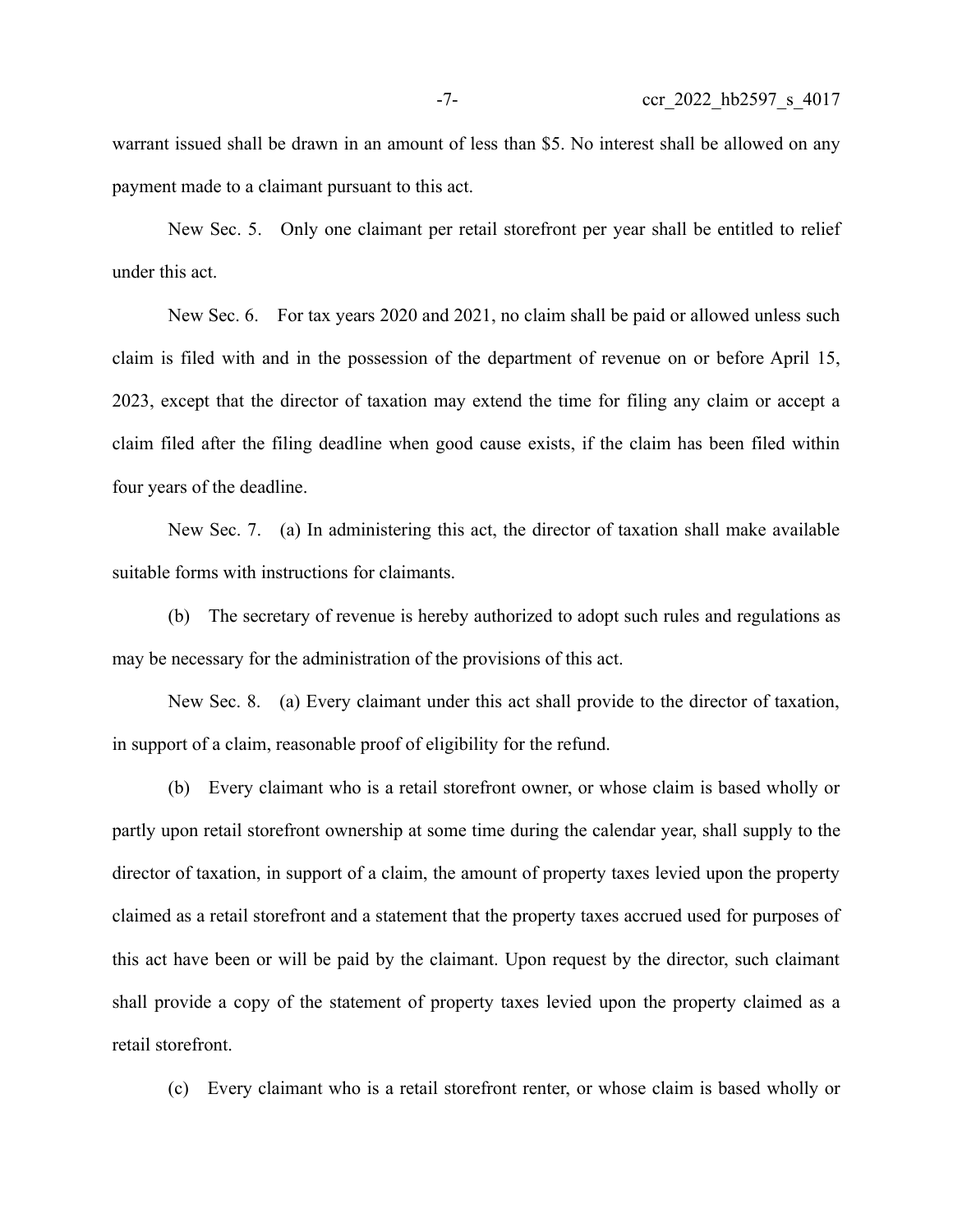warrant issued shall be drawn in an amount of less than $5. No interest shall be allowed on any payment made to a claimant pursuant to this act.

New Sec. 5. Only one claimant per retail storefront per year shall be entitled to relief under this act.

New Sec. 6. For tax years 2020 and 2021, no claim shall be paid or allowed unless such claim is filed with and in the possession of the department of revenue on or before April 15, 2023, except that the director of taxation may extend the time for filing any claim or accept a claim filed after the filing deadline when good cause exists, if the claim has been filed within four years of the deadline.

New Sec. 7. (a) In administering this act, the director of taxation shall make available suitable forms with instructions for claimants.

(b) The secretary of revenue is hereby authorized to adopt such rules and regulations as may be necessary for the administration of the provisions of this act.

New Sec. 8. (a) Every claimant under this act shall provide to the director of taxation, in support of a claim, reasonable proof of eligibility for the refund.

(b) Every claimant who is a retail storefront owner, or whose claim is based wholly or partly upon retail storefront ownership at some time during the calendar year, shall supply to the director of taxation, in support of a claim, the amount of property taxes levied upon the property claimed as a retail storefront and a statement that the property taxes accrued used for purposes of this act have been or will be paid by the claimant. Upon request by the director, such claimant shall provide a copy of the statement of property taxes levied upon the property claimed as a retail storefront.

(c) Every claimant who is a retail storefront renter, or whose claim is based wholly or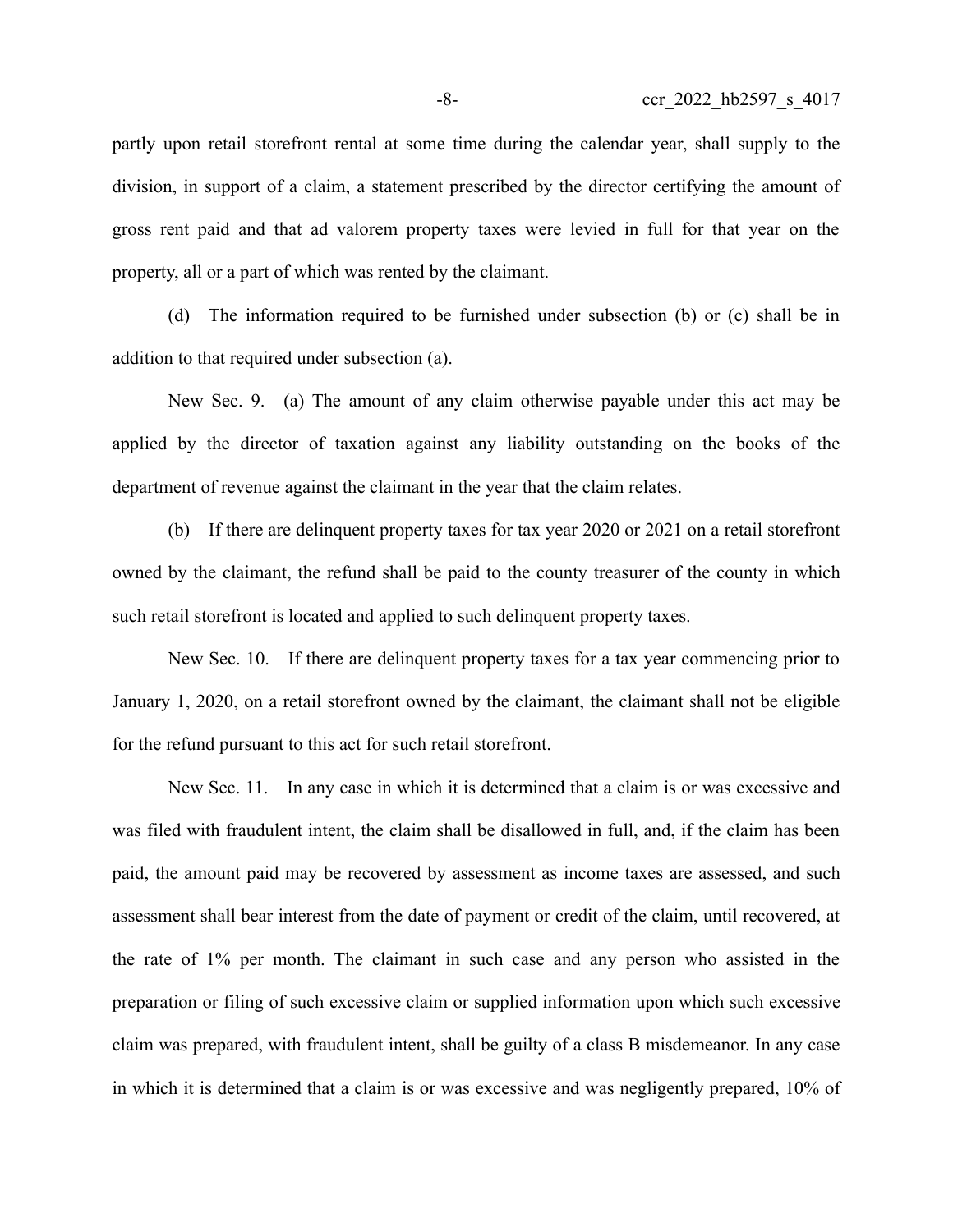partly upon retail storefront rental at some time during the calendar year, shall supply to the division, in support of a claim, a statement prescribed by the director certifying the amount of gross rent paid and that ad valorem property taxes were levied in full for that year on the property, all or a part of which was rented by the claimant.

(d) The information required to be furnished under subsection (b) or (c) shall be in addition to that required under subsection (a).

New Sec. 9. (a) The amount of any claim otherwise payable under this act may be applied by the director of taxation against any liability outstanding on the books of the department of revenue against the claimant in the year that the claim relates.

(b) If there are delinquent property taxes for tax year 2020 or 2021 on a retail storefront owned by the claimant, the refund shall be paid to the county treasurer of the county in which such retail storefront is located and applied to such delinquent property taxes.

New Sec. 10. If there are delinquent property taxes for a tax year commencing prior to January 1, 2020, on a retail storefront owned by the claimant, the claimant shall not be eligible for the refund pursuant to this act for such retail storefront.

New Sec. 11. In any case in which it is determined that a claim is or was excessive and was filed with fraudulent intent, the claim shall be disallowed in full, and, if the claim has been paid, the amount paid may be recovered by assessment as income taxes are assessed, and such assessment shall bear interest from the date of payment or credit of the claim, until recovered, at the rate of 1% per month. The claimant in such case and any person who assisted in the preparation or filing of such excessive claim or supplied information upon which such excessive claim was prepared, with fraudulent intent, shall be guilty of a class B misdemeanor. In any case in which it is determined that a claim is or was excessive and was negligently prepared, 10% of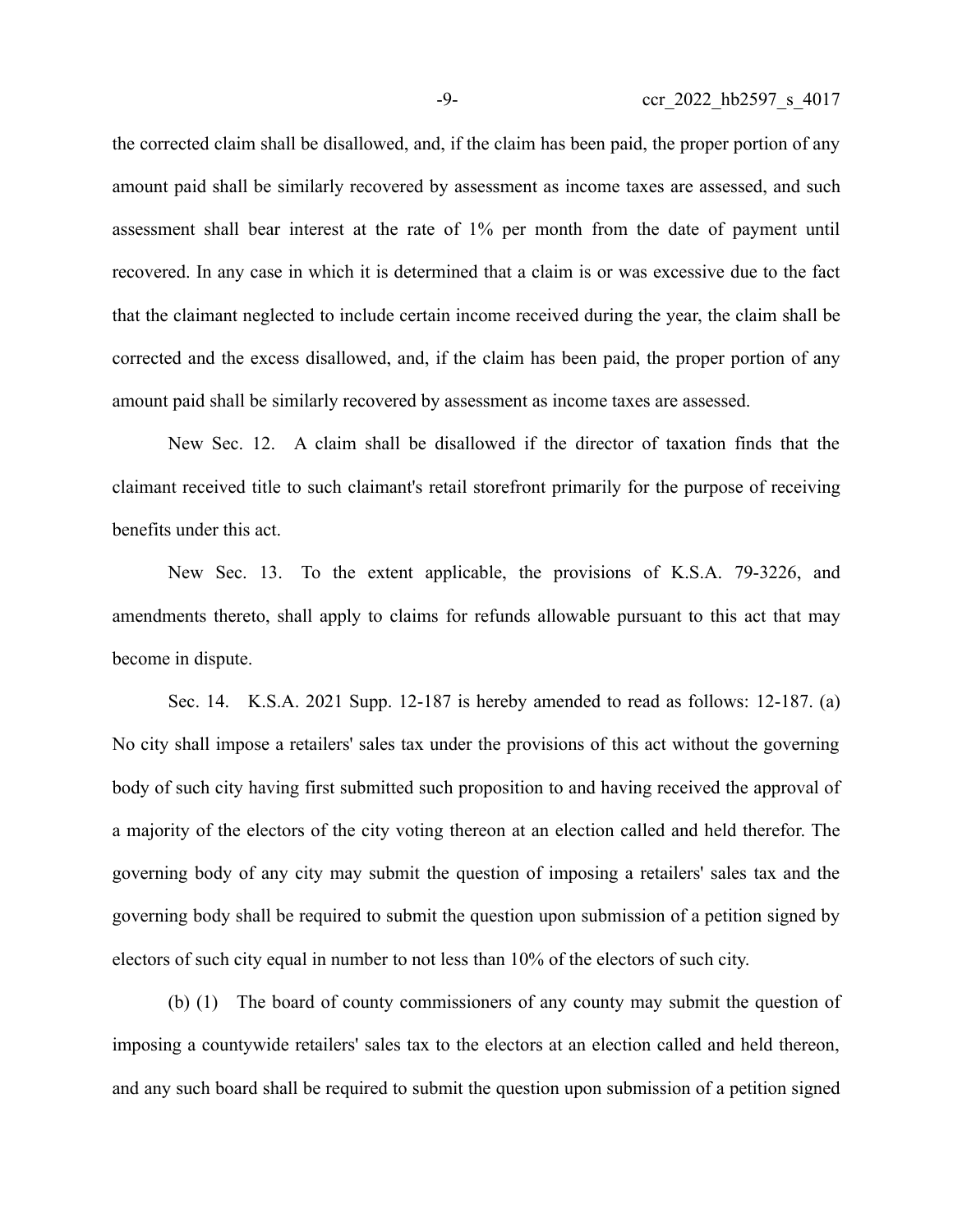the corrected claim shall be disallowed, and, if the claim has been paid, the proper portion of any amount paid shall be similarly recovered by assessment as income taxes are assessed, and such assessment shall bear interest at the rate of 1% per month from the date of payment until recovered. In any case in which it is determined that a claim is or was excessive due to the fact that the claimant neglected to include certain income received during the year, the claim shall be corrected and the excess disallowed, and, if the claim has been paid, the proper portion of any amount paid shall be similarly recovered by assessment as income taxes are assessed.

New Sec. 12. A claim shall be disallowed if the director of taxation finds that the claimant received title to such claimant's retail storefront primarily for the purpose of receiving benefits under this act.

New Sec. 13. To the extent applicable, the provisions of K.S.A. 79-3226, and amendments thereto, shall apply to claims for refunds allowable pursuant to this act that may become in dispute.

Sec. 14. K.S.A. 2021 Supp. 12-187 is hereby amended to read as follows: 12-187. (a) No city shall impose a retailers' sales tax under the provisions of this act without the governing body of such city having first submitted such proposition to and having received the approval of a majority of the electors of the city voting thereon at an election called and held therefor. The governing body of any city may submit the question of imposing a retailers' sales tax and the governing body shall be required to submit the question upon submission of a petition signed by electors of such city equal in number to not less than 10% of the electors of such city.

(b) (1) The board of county commissioners of any county may submit the question of imposing a countywide retailers' sales tax to the electors at an election called and held thereon, and any such board shall be required to submit the question upon submission of a petition signed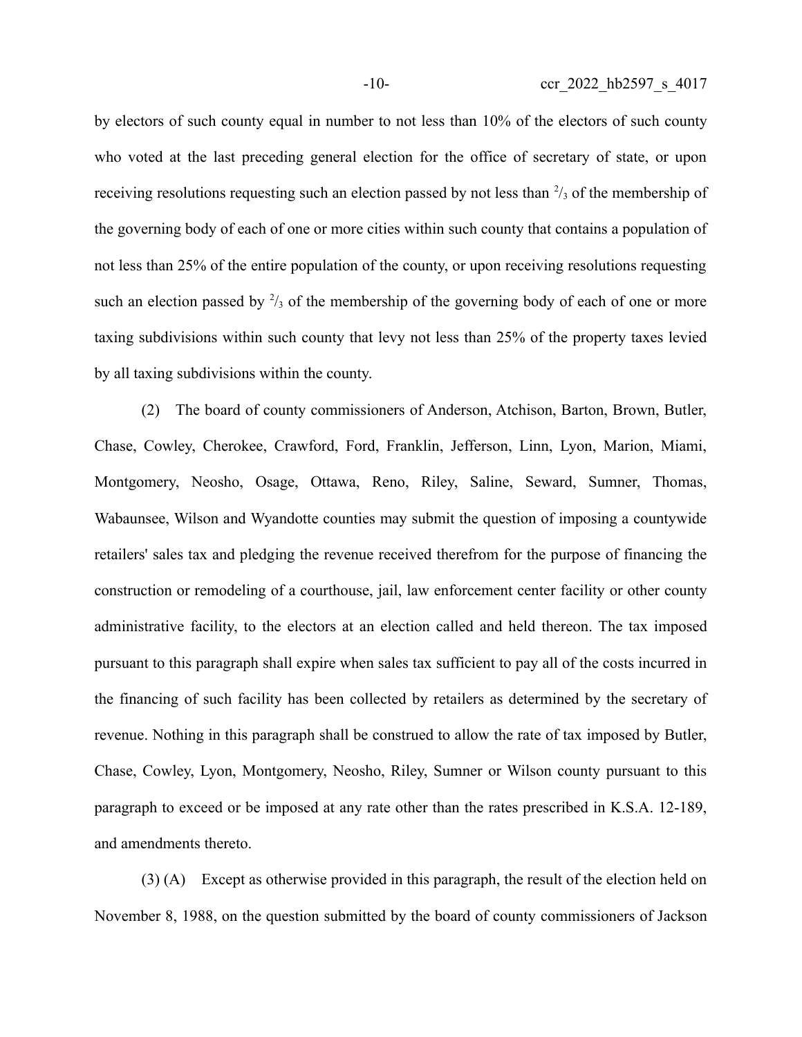by electors of such county equal in number to not less than 10% of the electors of such county who voted at the last preceding general election for the office of secretary of state, or upon receiving resolutions requesting such an election passed by not less than $^{2}/_{3}$ of the membership of the governing body of each of one or more cities within such county that contains a population of not less than 25% of the entire population of the county, or upon receiving resolutions requesting such an election passed by $^{2}/_{3}$ of the membership of the governing body of each of one or more taxing subdivisions within such county that levy not less than 25% of the property taxes levied by all taxing subdivisions within the county.

(2) The board of county commissioners of Anderson, Atchison, Barton, Brown, Butler, Chase, Cowley, Cherokee, Crawford, Ford, Franklin, Jefferson, Linn, Lyon, Marion, Miami, Montgomery, Neosho, Osage, Ottawa, Reno, Riley, Saline, Seward, Sumner, Thomas, Wabaunsee, Wilson and Wyandotte counties may submit the question of imposing a countywide retailers' sales tax and pledging the revenue received therefrom for the purpose of financing the construction or remodeling of a courthouse, jail, law enforcement center facility or other county administrative facility, to the electors at an election called and held thereon. The tax imposed pursuant to this paragraph shall expire when sales tax sufficient to pay all of the costs incurred in the financing of such facility has been collected by retailers as determined by the secretary of revenue. Nothing in this paragraph shall be construed to allow the rate of tax imposed by Butler, Chase, Cowley, Lyon, Montgomery, Neosho, Riley, Sumner or Wilson county pursuant to this paragraph to exceed or be imposed at any rate other than the rates prescribed in K.S.A. 12-189, and amendments thereto.

(3) (A) Except as otherwise provided in this paragraph, the result of the election held on November 8, 1988, on the question submitted by the board of county commissioners of Jackson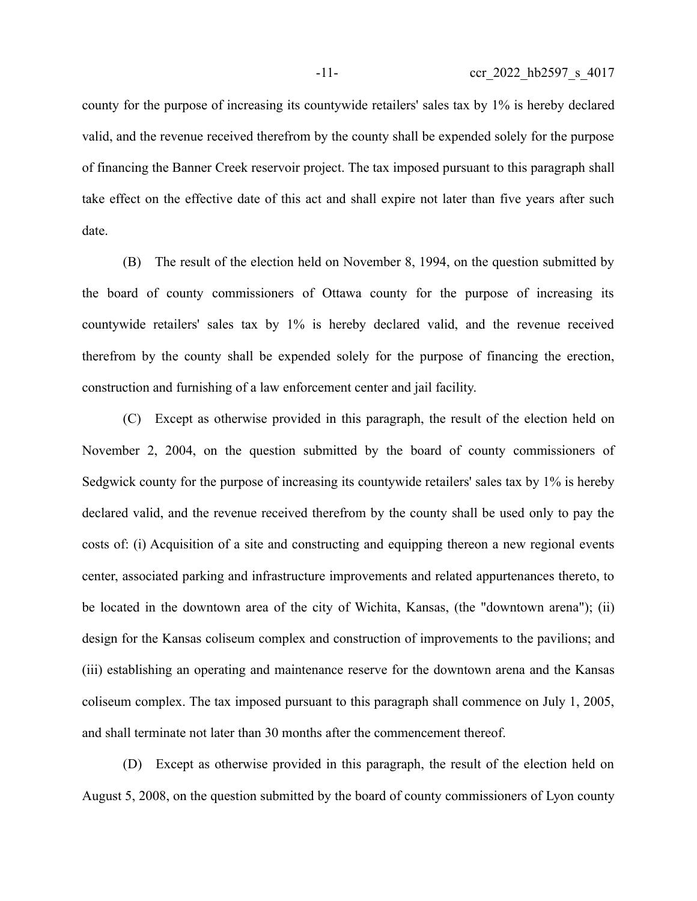county for the purpose of increasing its countywide retailers' sales tax by 1% is hereby declared valid, and the revenue received therefrom by the county shall be expended solely for the purpose of financing the Banner Creek reservoir project. The tax imposed pursuant to this paragraph shall take effect on the effective date of this act and shall expire not later than five years after such date.

(B) The result of the election held on November 8, 1994, on the question submitted by the board of county commissioners of Ottawa county for the purpose of increasing its countywide retailers' sales tax by 1% is hereby declared valid, and the revenue received therefrom by the county shall be expended solely for the purpose of financing the erection, construction and furnishing of a law enforcement center and jail facility.

(C) Except as otherwise provided in this paragraph, the result of the election held on November 2, 2004, on the question submitted by the board of county commissioners of Sedgwick county for the purpose of increasing its countywide retailers' sales tax by 1% is hereby declared valid, and the revenue received therefrom by the county shall be used only to pay the costs of: (i) Acquisition of a site and constructing and equipping thereon a new regional events center, associated parking and infrastructure improvements and related appurtenances thereto, to be located in the downtown area of the city of Wichita, Kansas, (the "downtown arena"); (ii) design for the Kansas coliseum complex and construction of improvements to the pavilions; and (iii) establishing an operating and maintenance reserve for the downtown arena and the Kansas coliseum complex. The tax imposed pursuant to this paragraph shall commence on July 1, 2005, and shall terminate not later than 30 months after the commencement thereof.

(D) Except as otherwise provided in this paragraph, the result of the election held on August 5, 2008, on the question submitted by the board of county commissioners of Lyon county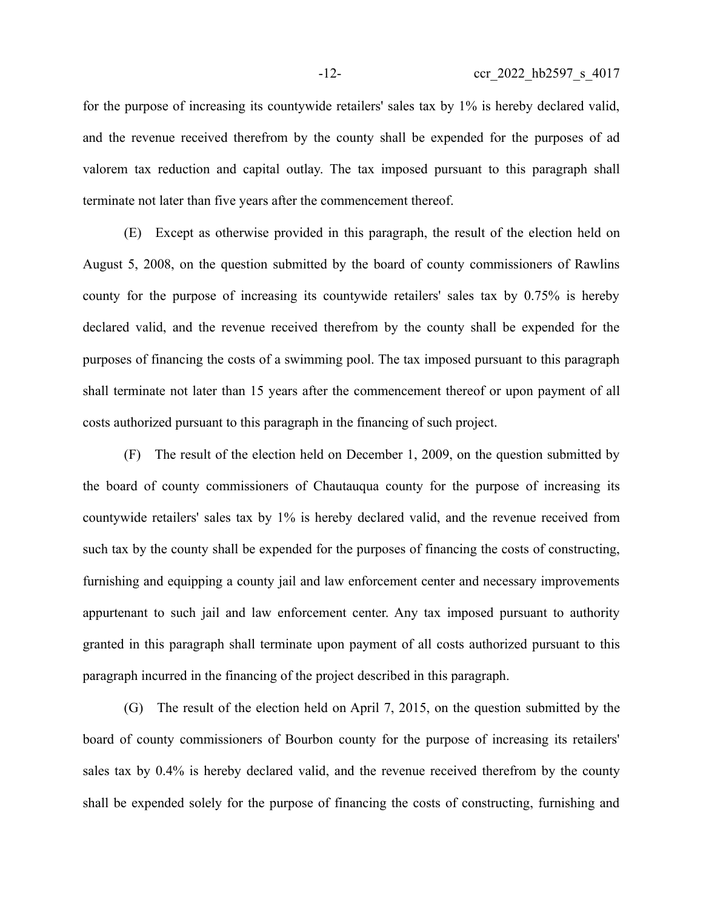for the purpose of increasing its countywide retailers' sales tax by 1% is hereby declared valid, and the revenue received therefrom by the county shall be expended for the purposes of ad valorem tax reduction and capital outlay. The tax imposed pursuant to this paragraph shall terminate not later than five years after the commencement thereof.

(E) Except as otherwise provided in this paragraph, the result of the election held on August 5, 2008, on the question submitted by the board of county commissioners of Rawlins county for the purpose of increasing its countywide retailers' sales tax by 0.75% is hereby declared valid, and the revenue received therefrom by the county shall be expended for the purposes of financing the costs of a swimming pool. The tax imposed pursuant to this paragraph shall terminate not later than 15 years after the commencement thereof or upon payment of all costs authorized pursuant to this paragraph in the financing of such project.

(F) The result of the election held on December 1, 2009, on the question submitted by the board of county commissioners of Chautauqua county for the purpose of increasing its countywide retailers' sales tax by 1% is hereby declared valid, and the revenue received from such tax by the county shall be expended for the purposes of financing the costs of constructing, furnishing and equipping a county jail and law enforcement center and necessary improvements appurtenant to such jail and law enforcement center. Any tax imposed pursuant to authority granted in this paragraph shall terminate upon payment of all costs authorized pursuant to this paragraph incurred in the financing of the project described in this paragraph.

(G) The result of the election held on April 7, 2015, on the question submitted by the board of county commissioners of Bourbon county for the purpose of increasing its retailers' sales tax by 0.4% is hereby declared valid, and the revenue received therefrom by the county shall be expended solely for the purpose of financing the costs of constructing, furnishing and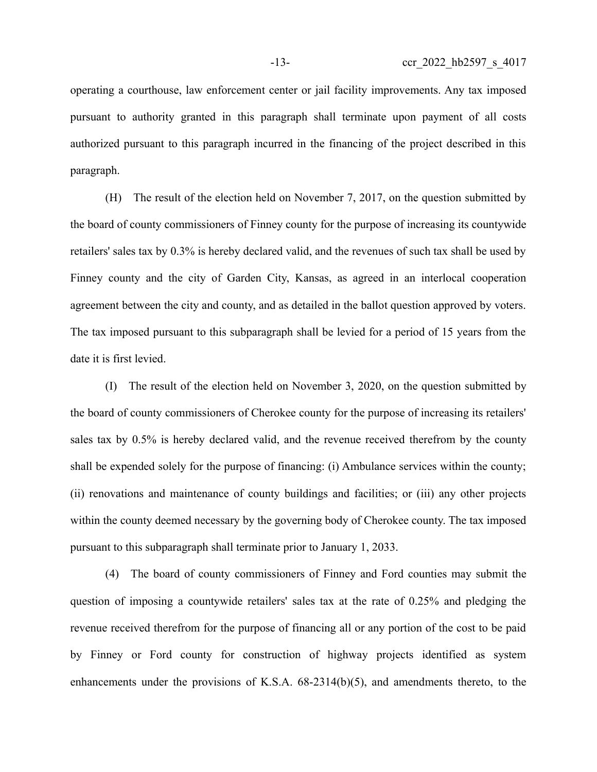operating a courthouse, law enforcement center or jail facility improvements. Any tax imposed pursuant to authority granted in this paragraph shall terminate upon payment of all costs authorized pursuant to this paragraph incurred in the financing of the project described in this paragraph.

(H) The result of the election held on November 7, 2017, on the question submitted by the board of county commissioners of Finney county for the purpose of increasing its countywide retailers' sales tax by 0.3% is hereby declared valid, and the revenues of such tax shall be used by Finney county and the city of Garden City, Kansas, as agreed in an interlocal cooperation agreement between the city and county, and as detailed in the ballot question approved by voters. The tax imposed pursuant to this subparagraph shall be levied for a period of 15 years from the date it is first levied.

(I) The result of the election held on November 3, 2020, on the question submitted by the board of county commissioners of Cherokee county for the purpose of increasing its retailers' sales tax by 0.5% is hereby declared valid, and the revenue received therefrom by the county shall be expended solely for the purpose of financing: (i) Ambulance services within the county; (ii) renovations and maintenance of county buildings and facilities; or (iii) any other projects within the county deemed necessary by the governing body of Cherokee county. The tax imposed pursuant to this subparagraph shall terminate prior to January 1, 2033.

(4) The board of county commissioners of Finney and Ford counties may submit the question of imposing a countywide retailers' sales tax at the rate of 0.25% and pledging the revenue received therefrom for the purpose of financing all or any portion of the cost to be paid by Finney or Ford county for construction of highway projects identified as system enhancements under the provisions of K.S.A. 68-2314(b)(5), and amendments thereto, to the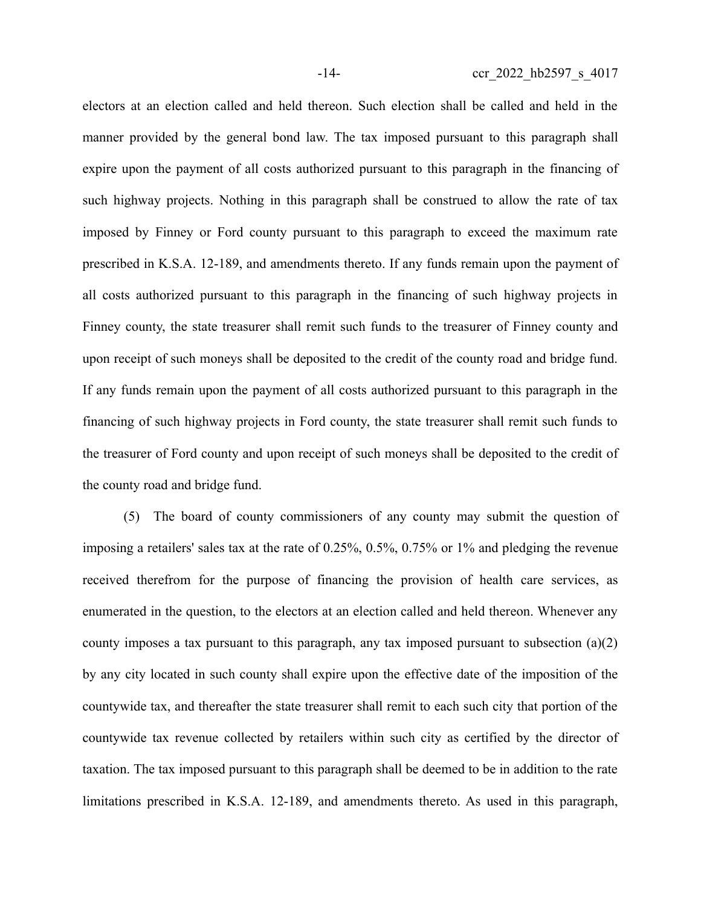electors at an election called and held thereon. Such election shall be called and held in the manner provided by the general bond law. The tax imposed pursuant to this paragraph shall expire upon the payment of all costs authorized pursuant to this paragraph in the financing of such highway projects. Nothing in this paragraph shall be construed to allow the rate of tax imposed by Finney or Ford county pursuant to this paragraph to exceed the maximum rate prescribed in K.S.A. 12-189, and amendments thereto. If any funds remain upon the payment of all costs authorized pursuant to this paragraph in the financing of such highway projects in Finney county, the state treasurer shall remit such funds to the treasurer of Finney county and upon receipt of such moneys shall be deposited to the credit of the county road and bridge fund. If any funds remain upon the payment of all costs authorized pursuant to this paragraph in the financing of such highway projects in Ford county, the state treasurer shall remit such funds to the treasurer of Ford county and upon receipt of such moneys shall be deposited to the credit of the county road and bridge fund.

(5) The board of county commissioners of any county may submit the question of imposing a retailers' sales tax at the rate of 0.25%, 0.5%, 0.75% or 1% and pledging the revenue received therefrom for the purpose of financing the provision of health care services, as enumerated in the question, to the electors at an election called and held thereon. Whenever any county imposes a tax pursuant to this paragraph, any tax imposed pursuant to subsection (a)(2) by any city located in such county shall expire upon the effective date of the imposition of the countywide tax, and thereafter the state treasurer shall remit to each such city that portion of the countywide tax revenue collected by retailers within such city as certified by the director of taxation. The tax imposed pursuant to this paragraph shall be deemed to be in addition to the rate limitations prescribed in K.S.A. 12-189, and amendments thereto. As used in this paragraph,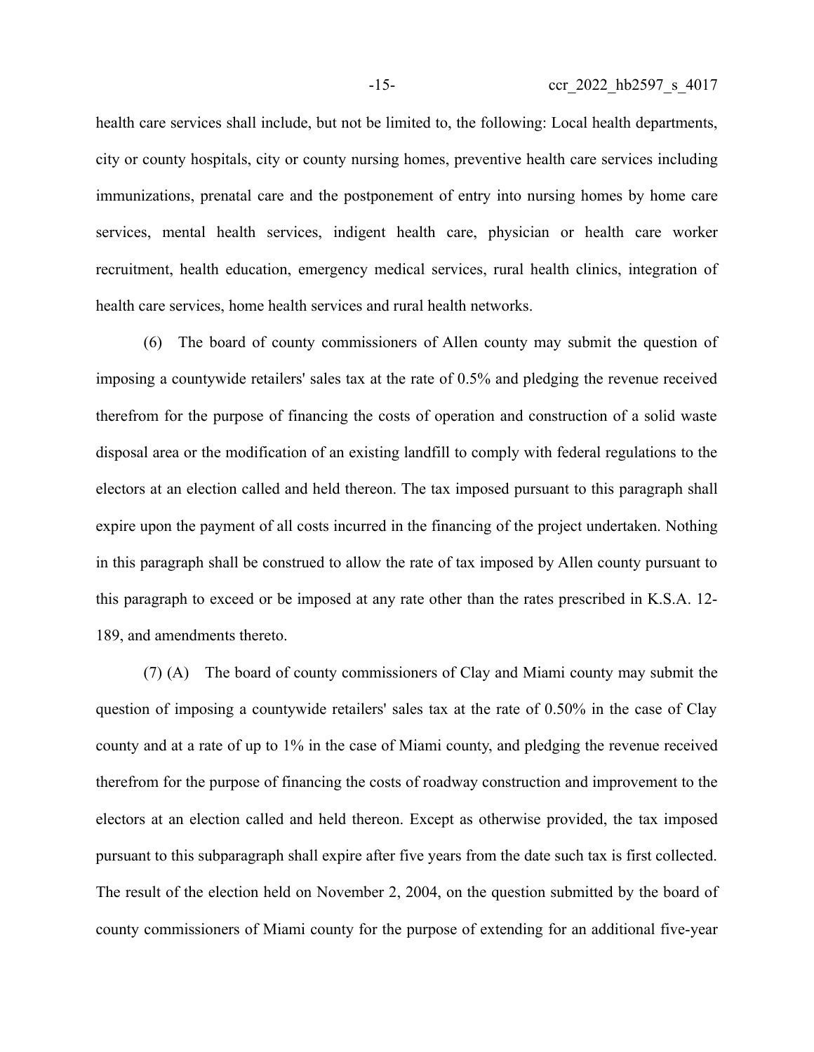health care services shall include, but not be limited to, the following: Local health departments, city or county hospitals, city or county nursing homes, preventive health care services including immunizations, prenatal care and the postponement of entry into nursing homes by home care services, mental health services, indigent health care, physician or health care worker recruitment, health education, emergency medical services, rural health clinics, integration of health care services, home health services and rural health networks.

(6) The board of county commissioners of Allen county may submit the question of imposing a countywide retailers' sales tax at the rate of 0.5% and pledging the revenue received therefrom for the purpose of financing the costs of operation and construction of a solid waste disposal area or the modification of an existing landfill to comply with federal regulations to the electors at an election called and held thereon. The tax imposed pursuant to this paragraph shall expire upon the payment of all costs incurred in the financing of the project undertaken. Nothing in this paragraph shall be construed to allow the rate of tax imposed by Allen county pursuant to this paragraph to exceed or be imposed at any rate other than the rates prescribed in K.S.A. 12-189, and amendments thereto.

(7) (A) The board of county commissioners of Clay and Miami county may submit the question of imposing a countywide retailers' sales tax at the rate of 0.50% in the case of Clay county and at a rate of up to 1% in the case of Miami county, and pledging the revenue received therefrom for the purpose of financing the costs of roadway construction and improvement to the electors at an election called and held thereon. Except as otherwise provided, the tax imposed pursuant to this subparagraph shall expire after five years from the date such tax is first collected. The result of the election held on November 2, 2004, on the question submitted by the board of county commissioners of Miami county for the purpose of extending for an additional five-year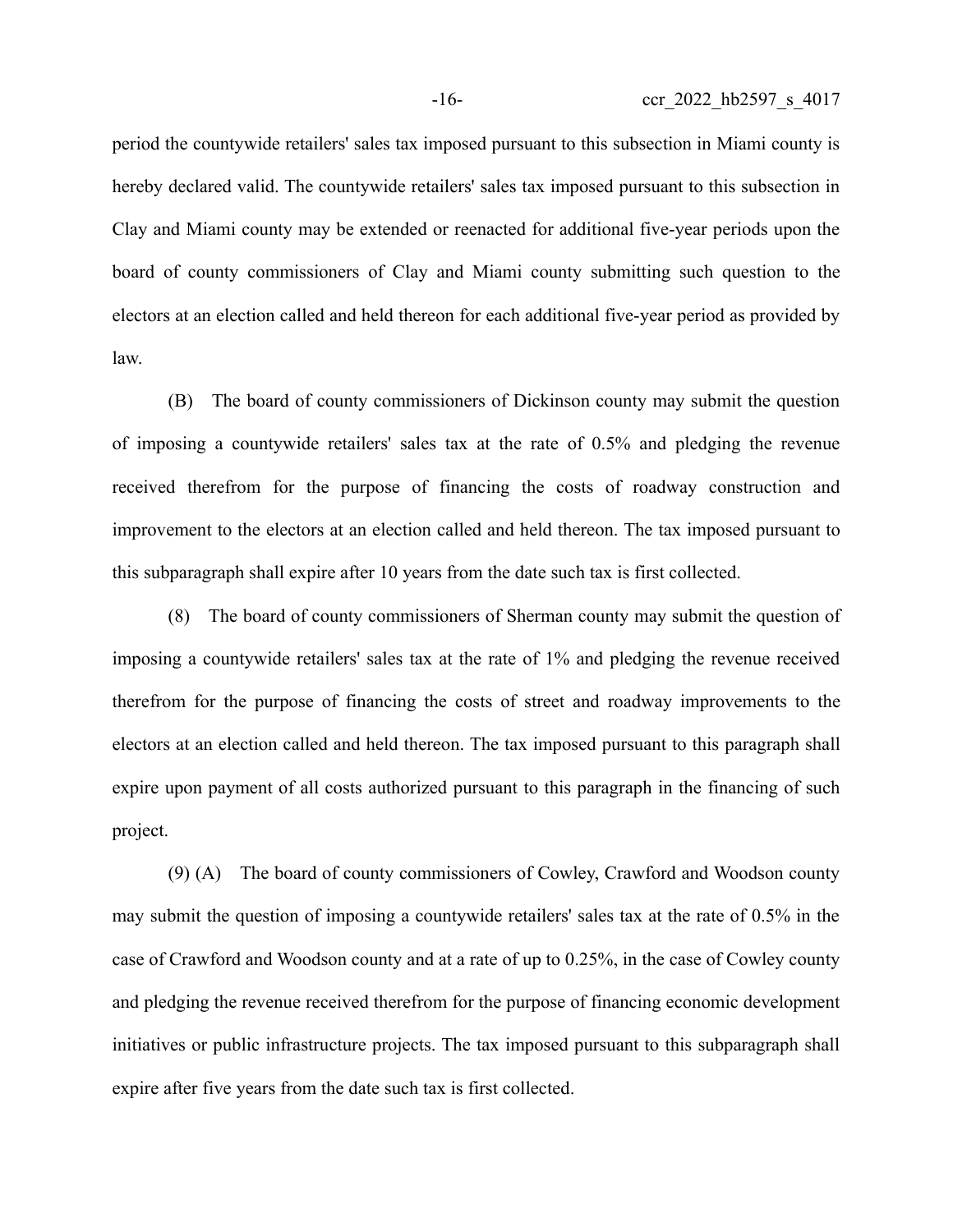period the countywide retailers' sales tax imposed pursuant to this subsection in Miami county is hereby declared valid. The countywide retailers' sales tax imposed pursuant to this subsection in Clay and Miami county may be extended or reenacted for additional five-year periods upon the board of county commissioners of Clay and Miami county submitting such question to the electors at an election called and held thereon for each additional five-year period as provided by law.

(B) The board of county commissioners of Dickinson county may submit the question of imposing a countywide retailers' sales tax at the rate of 0.5% and pledging the revenue received therefrom for the purpose of financing the costs of roadway construction and improvement to the electors at an election called and held thereon. The tax imposed pursuant to this subparagraph shall expire after 10 years from the date such tax is first collected.

(8) The board of county commissioners of Sherman county may submit the question of imposing a countywide retailers' sales tax at the rate of 1% and pledging the revenue received therefrom for the purpose of financing the costs of street and roadway improvements to the electors at an election called and held thereon. The tax imposed pursuant to this paragraph shall expire upon payment of all costs authorized pursuant to this paragraph in the financing of such project.

(9) (A) The board of county commissioners of Cowley, Crawford and Woodson county may submit the question of imposing a countywide retailers' sales tax at the rate of 0.5% in the case of Crawford and Woodson county and at a rate of up to 0.25%, in the case of Cowley county and pledging the revenue received therefrom for the purpose of financing economic development initiatives or public infrastructure projects. The tax imposed pursuant to this subparagraph shall expire after five years from the date such tax is first collected.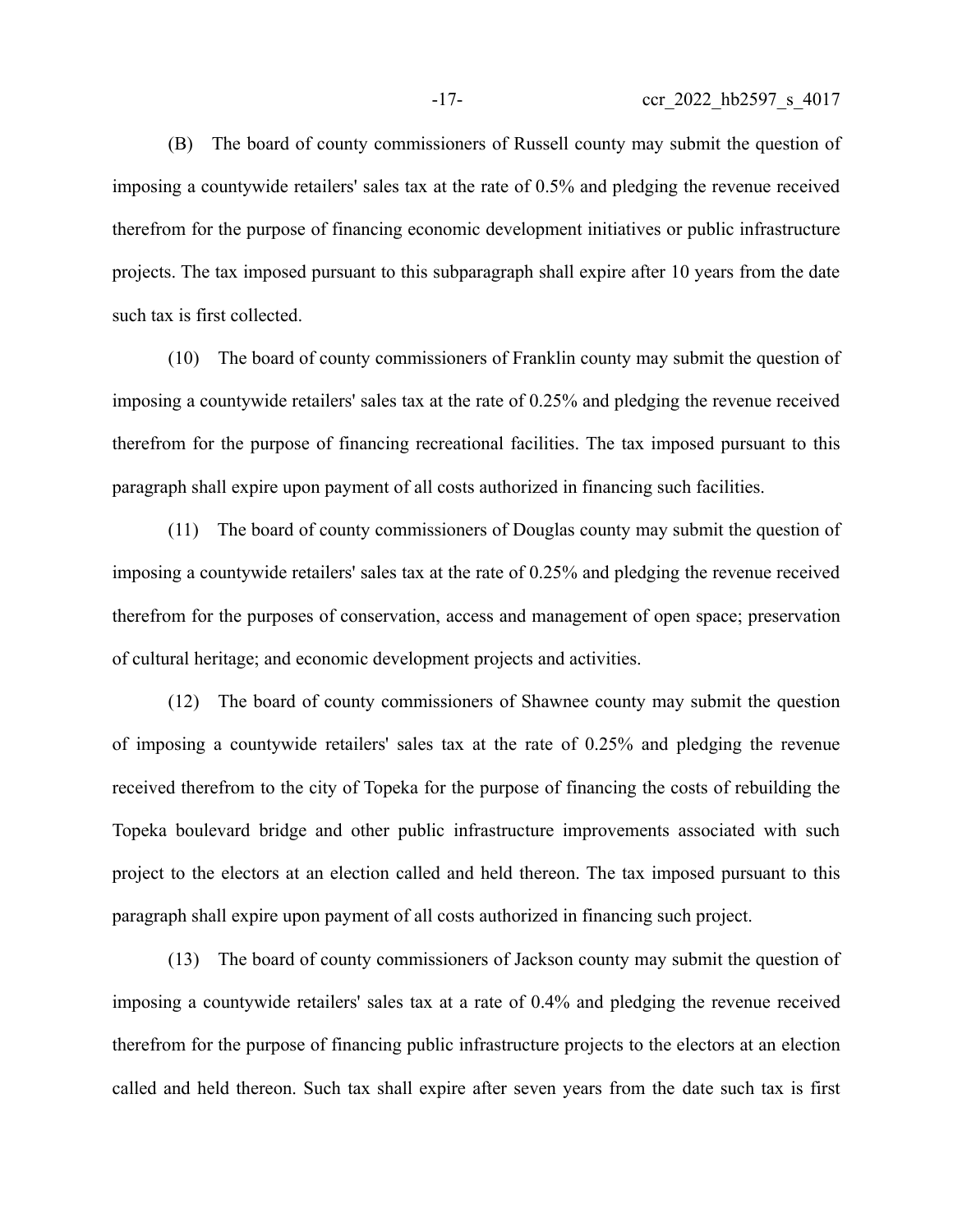(B) The board of county commissioners of Russell county may submit the question of imposing a countywide retailers' sales tax at the rate of 0.5% and pledging the revenue received therefrom for the purpose of financing economic development initiatives or public infrastructure projects. The tax imposed pursuant to this subparagraph shall expire after 10 years from the date such tax is first collected.

(10) The board of county commissioners of Franklin county may submit the question of imposing a countywide retailers' sales tax at the rate of 0.25% and pledging the revenue received therefrom for the purpose of financing recreational facilities. The tax imposed pursuant to this paragraph shall expire upon payment of all costs authorized in financing such facilities.

(11) The board of county commissioners of Douglas county may submit the question of imposing a countywide retailers' sales tax at the rate of 0.25% and pledging the revenue received therefrom for the purposes of conservation, access and management of open space; preservation of cultural heritage; and economic development projects and activities.

(12) The board of county commissioners of Shawnee county may submit the question of imposing a countywide retailers' sales tax at the rate of 0.25% and pledging the revenue received therefrom to the city of Topeka for the purpose of financing the costs of rebuilding the Topeka boulevard bridge and other public infrastructure improvements associated with such project to the electors at an election called and held thereon. The tax imposed pursuant to this paragraph shall expire upon payment of all costs authorized in financing such project.

(13) The board of county commissioners of Jackson county may submit the question of imposing a countywide retailers' sales tax at a rate of 0.4% and pledging the revenue received therefrom for the purpose of financing public infrastructure projects to the electors at an election called and held thereon. Such tax shall expire after seven years from the date such tax is first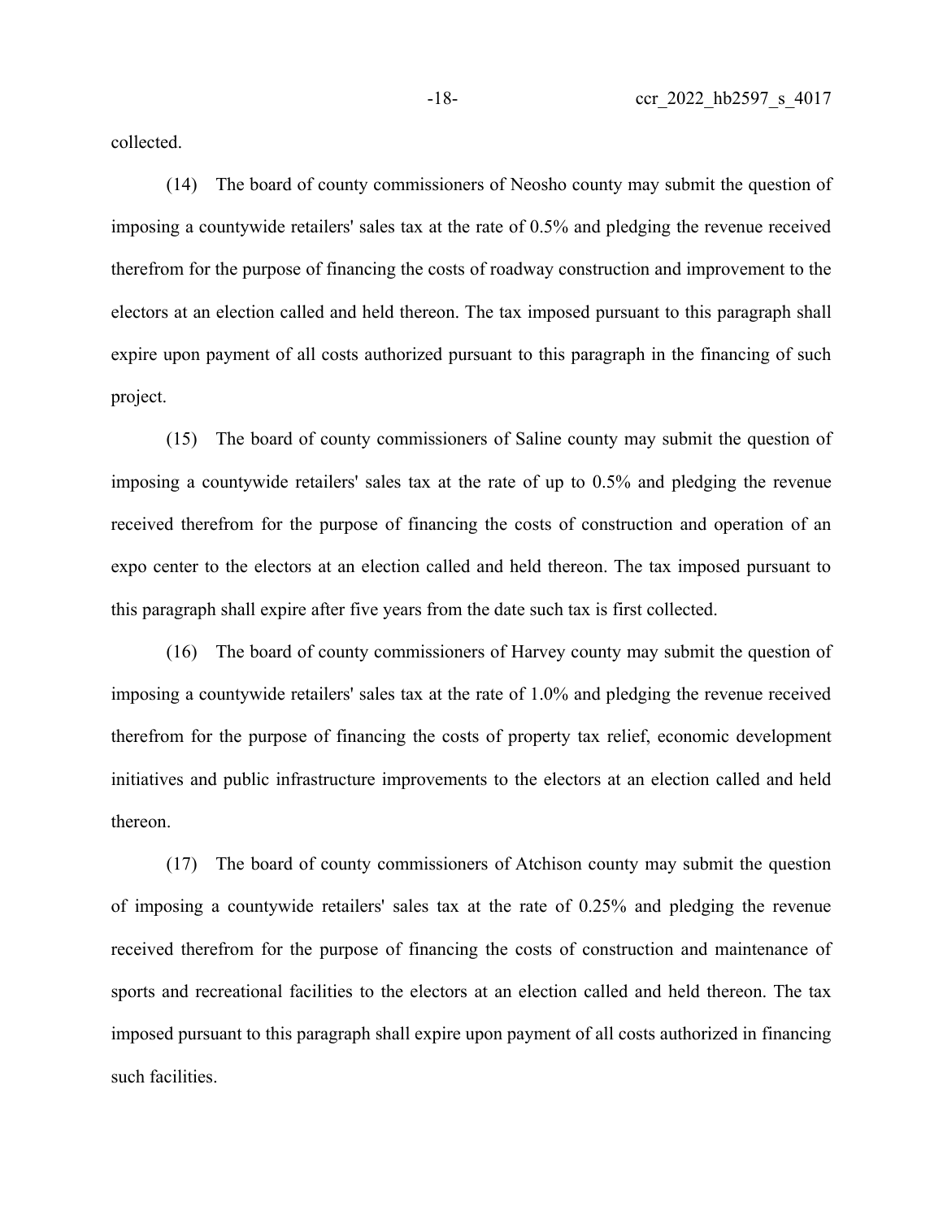collected.

(14) The board of county commissioners of Neosho county may submit the question of imposing a countywide retailers' sales tax at the rate of 0.5% and pledging the revenue received therefrom for the purpose of financing the costs of roadway construction and improvement to the electors at an election called and held thereon. The tax imposed pursuant to this paragraph shall expire upon payment of all costs authorized pursuant to this paragraph in the financing of such project.

(15) The board of county commissioners of Saline county may submit the question of imposing a countywide retailers' sales tax at the rate of up to 0.5% and pledging the revenue received therefrom for the purpose of financing the costs of construction and operation of an expo center to the electors at an election called and held thereon. The tax imposed pursuant to this paragraph shall expire after five years from the date such tax is first collected.

(16) The board of county commissioners of Harvey county may submit the question of imposing a countywide retailers' sales tax at the rate of 1.0% and pledging the revenue received therefrom for the purpose of financing the costs of property tax relief, economic development initiatives and public infrastructure improvements to the electors at an election called and held thereon.

(17) The board of county commissioners of Atchison county may submit the question of imposing a countywide retailers' sales tax at the rate of 0.25% and pledging the revenue received therefrom for the purpose of financing the costs of construction and maintenance of sports and recreational facilities to the electors at an election called and held thereon. The tax imposed pursuant to this paragraph shall expire upon payment of all costs authorized in financing such facilities.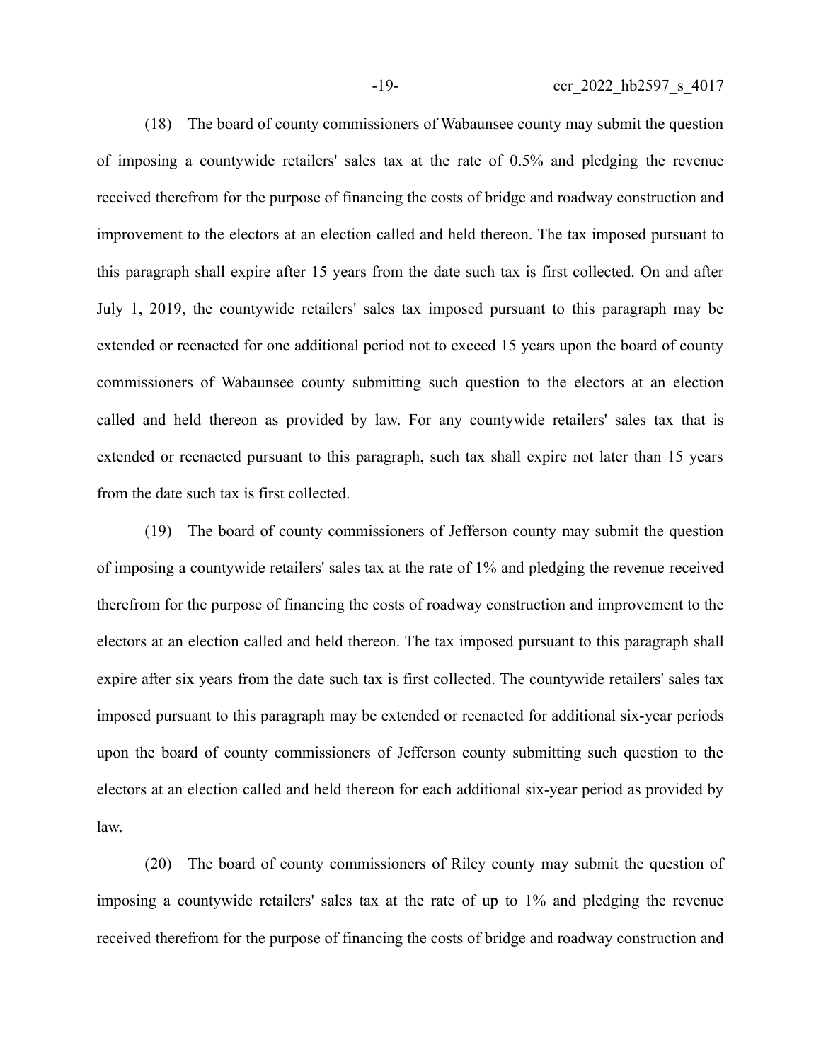(18) The board of county commissioners of Wabaunsee county may submit the question of imposing a countywide retailers' sales tax at the rate of 0.5% and pledging the revenue received therefrom for the purpose of financing the costs of bridge and roadway construction and improvement to the electors at an election called and held thereon. The tax imposed pursuant to this paragraph shall expire after 15 years from the date such tax is first collected. On and after July 1, 2019, the countywide retailers' sales tax imposed pursuant to this paragraph may be extended or reenacted for one additional period not to exceed 15 years upon the board of county commissioners of Wabaunsee county submitting such question to the electors at an election called and held thereon as provided by law. For any countywide retailers' sales tax that is extended or reenacted pursuant to this paragraph, such tax shall expire not later than 15 years from the date such tax is first collected.

(19) The board of county commissioners of Jefferson county may submit the question of imposing a countywide retailers' sales tax at the rate of 1% and pledging the revenue received therefrom for the purpose of financing the costs of roadway construction and improvement to the electors at an election called and held thereon. The tax imposed pursuant to this paragraph shall expire after six years from the date such tax is first collected. The countywide retailers' sales tax imposed pursuant to this paragraph may be extended or reenacted for additional six-year periods upon the board of county commissioners of Jefferson county submitting such question to the electors at an election called and held thereon for each additional six-year period as provided by law.

(20) The board of county commissioners of Riley county may submit the question of imposing a countywide retailers' sales tax at the rate of up to 1% and pledging the revenue received therefrom for the purpose of financing the costs of bridge and roadway construction and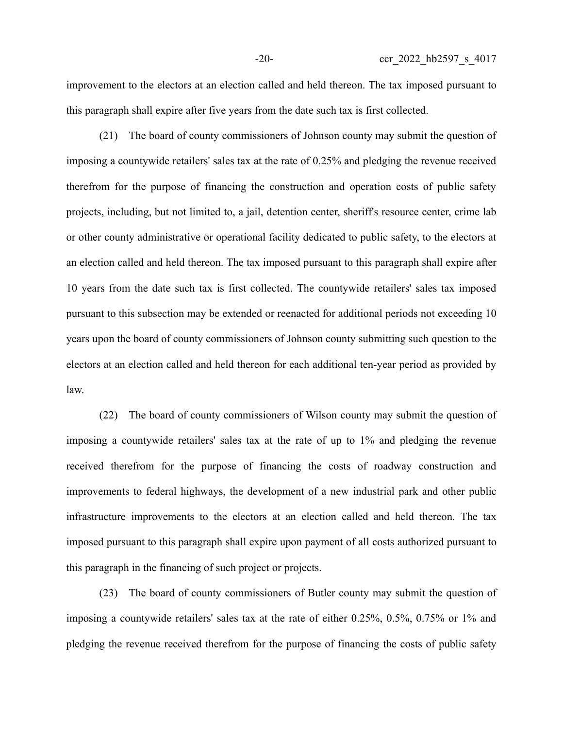improvement to the electors at an election called and held thereon. The tax imposed pursuant to this paragraph shall expire after five years from the date such tax is first collected.

(21) The board of county commissioners of Johnson county may submit the question of imposing a countywide retailers' sales tax at the rate of 0.25% and pledging the revenue received therefrom for the purpose of financing the construction and operation costs of public safety projects, including, but not limited to, a jail, detention center, sheriff's resource center, crime lab or other county administrative or operational facility dedicated to public safety, to the electors at an election called and held thereon. The tax imposed pursuant to this paragraph shall expire after 10 years from the date such tax is first collected. The countywide retailers' sales tax imposed pursuant to this subsection may be extended or reenacted for additional periods not exceeding 10 years upon the board of county commissioners of Johnson county submitting such question to the electors at an election called and held thereon for each additional ten-year period as provided by law.

(22) The board of county commissioners of Wilson county may submit the question of imposing a countywide retailers' sales tax at the rate of up to 1% and pledging the revenue received therefrom for the purpose of financing the costs of roadway construction and improvements to federal highways, the development of a new industrial park and other public infrastructure improvements to the electors at an election called and held thereon. The tax imposed pursuant to this paragraph shall expire upon payment of all costs authorized pursuant to this paragraph in the financing of such project or projects.

(23) The board of county commissioners of Butler county may submit the question of imposing a countywide retailers' sales tax at the rate of either 0.25%, 0.5%, 0.75% or 1% and pledging the revenue received therefrom for the purpose of financing the costs of public safety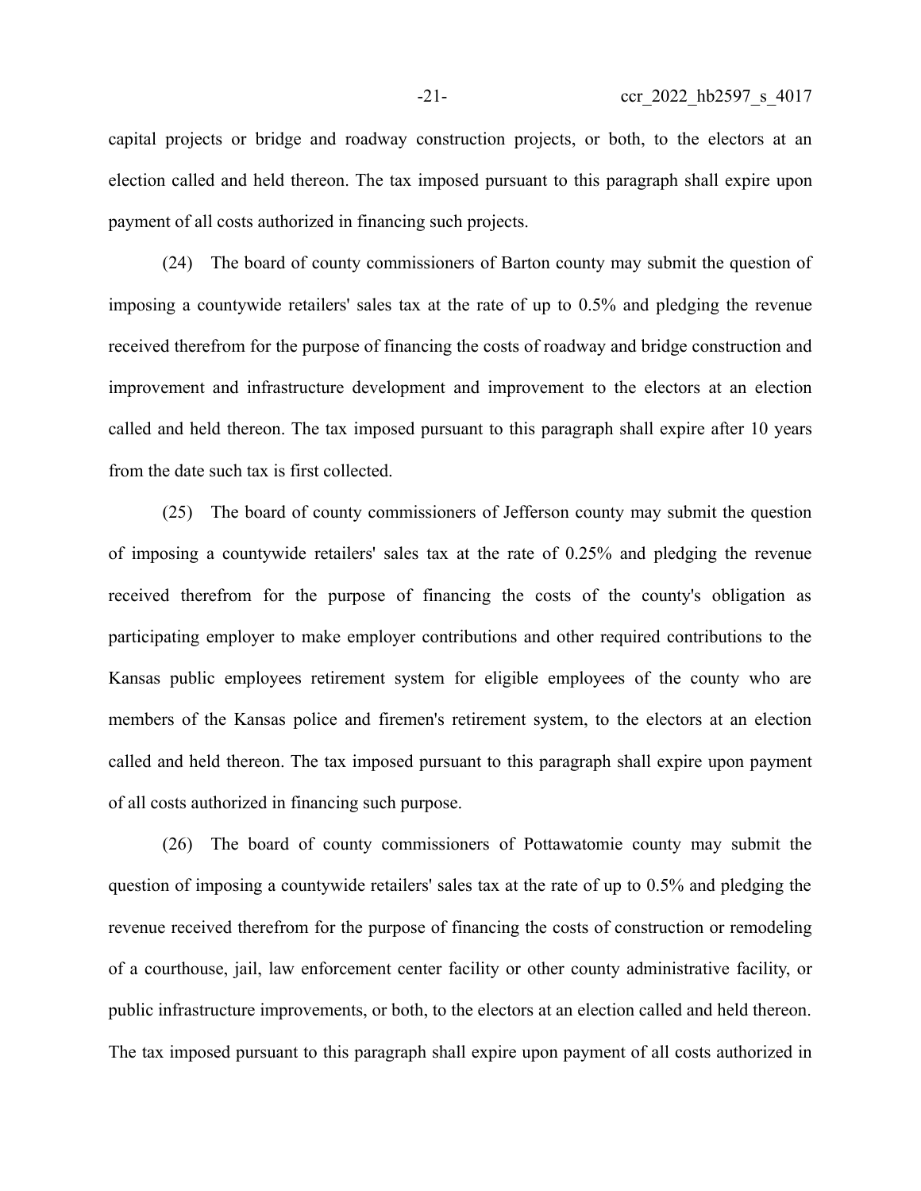capital projects or bridge and roadway construction projects, or both, to the electors at an election called and held thereon. The tax imposed pursuant to this paragraph shall expire upon payment of all costs authorized in financing such projects.

(24) The board of county commissioners of Barton county may submit the question of imposing a countywide retailers' sales tax at the rate of up to 0.5% and pledging the revenue received therefrom for the purpose of financing the costs of roadway and bridge construction and improvement and infrastructure development and improvement to the electors at an election called and held thereon. The tax imposed pursuant to this paragraph shall expire after 10 years from the date such tax is first collected.

(25) The board of county commissioners of Jefferson county may submit the question of imposing a countywide retailers' sales tax at the rate of 0.25% and pledging the revenue received therefrom for the purpose of financing the costs of the county's obligation as participating employer to make employer contributions and other required contributions to the Kansas public employees retirement system for eligible employees of the county who are members of the Kansas police and firemen's retirement system, to the electors at an election called and held thereon. The tax imposed pursuant to this paragraph shall expire upon payment of all costs authorized in financing such purpose.

(26) The board of county commissioners of Pottawatomie county may submit the question of imposing a countywide retailers' sales tax at the rate of up to 0.5% and pledging the revenue received therefrom for the purpose of financing the costs of construction or remodeling of a courthouse, jail, law enforcement center facility or other county administrative facility, or public infrastructure improvements, or both, to the electors at an election called and held thereon. The tax imposed pursuant to this paragraph shall expire upon payment of all costs authorized in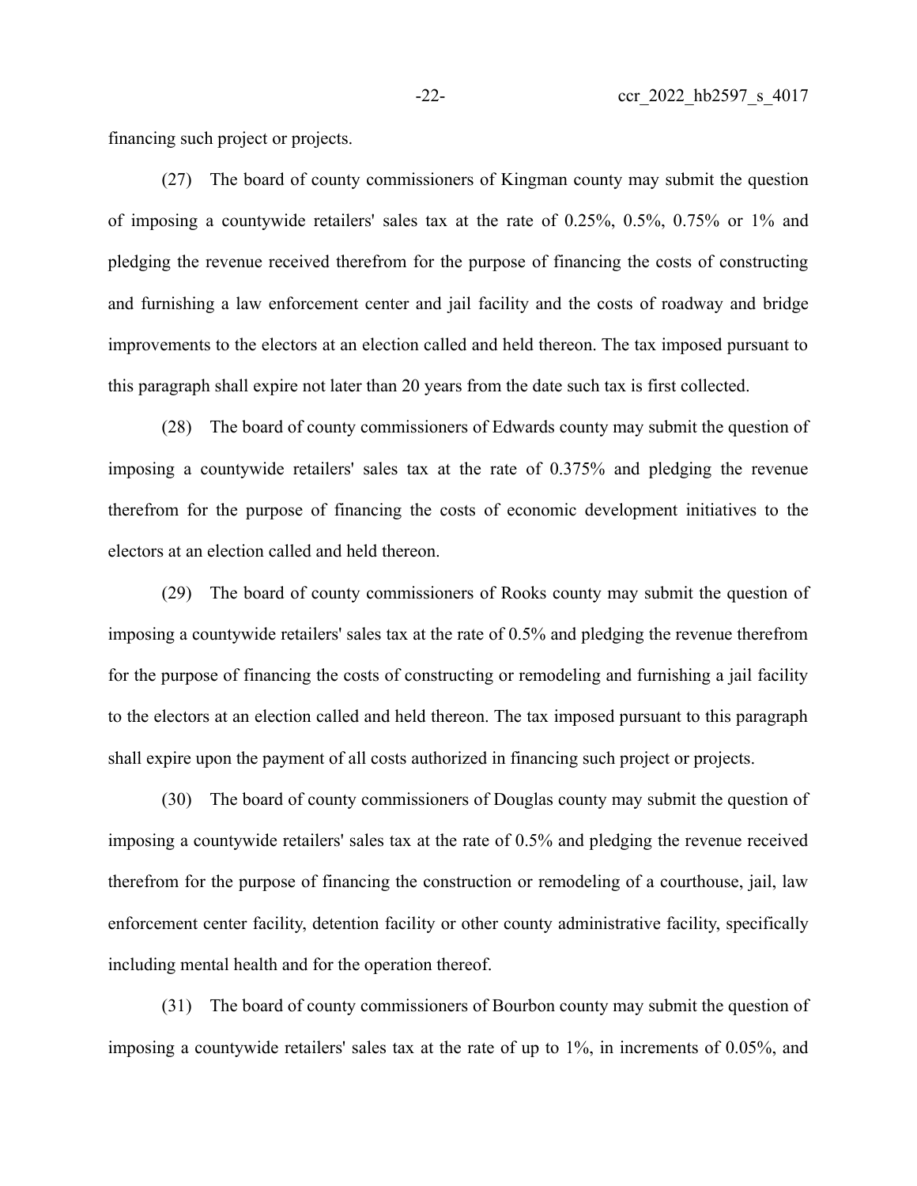financing such project or projects.

(27) The board of county commissioners of Kingman county may submit the question of imposing a countywide retailers' sales tax at the rate of 0.25%, 0.5%, 0.75% or 1% and pledging the revenue received therefrom for the purpose of financing the costs of constructing and furnishing a law enforcement center and jail facility and the costs of roadway and bridge improvements to the electors at an election called and held thereon. The tax imposed pursuant to this paragraph shall expire not later than 20 years from the date such tax is first collected.

(28) The board of county commissioners of Edwards county may submit the question of imposing a countywide retailers' sales tax at the rate of 0.375% and pledging the revenue therefrom for the purpose of financing the costs of economic development initiatives to the electors at an election called and held thereon.

(29) The board of county commissioners of Rooks county may submit the question of imposing a countywide retailers' sales tax at the rate of 0.5% and pledging the revenue therefrom for the purpose of financing the costs of constructing or remodeling and furnishing a jail facility to the electors at an election called and held thereon. The tax imposed pursuant to this paragraph shall expire upon the payment of all costs authorized in financing such project or projects.

(30) The board of county commissioners of Douglas county may submit the question of imposing a countywide retailers' sales tax at the rate of 0.5% and pledging the revenue received therefrom for the purpose of financing the construction or remodeling of a courthouse, jail, law enforcement center facility, detention facility or other county administrative facility, specifically including mental health and for the operation thereof.

(31) The board of county commissioners of Bourbon county may submit the question of imposing a countywide retailers' sales tax at the rate of up to 1%, in increments of 0.05%, and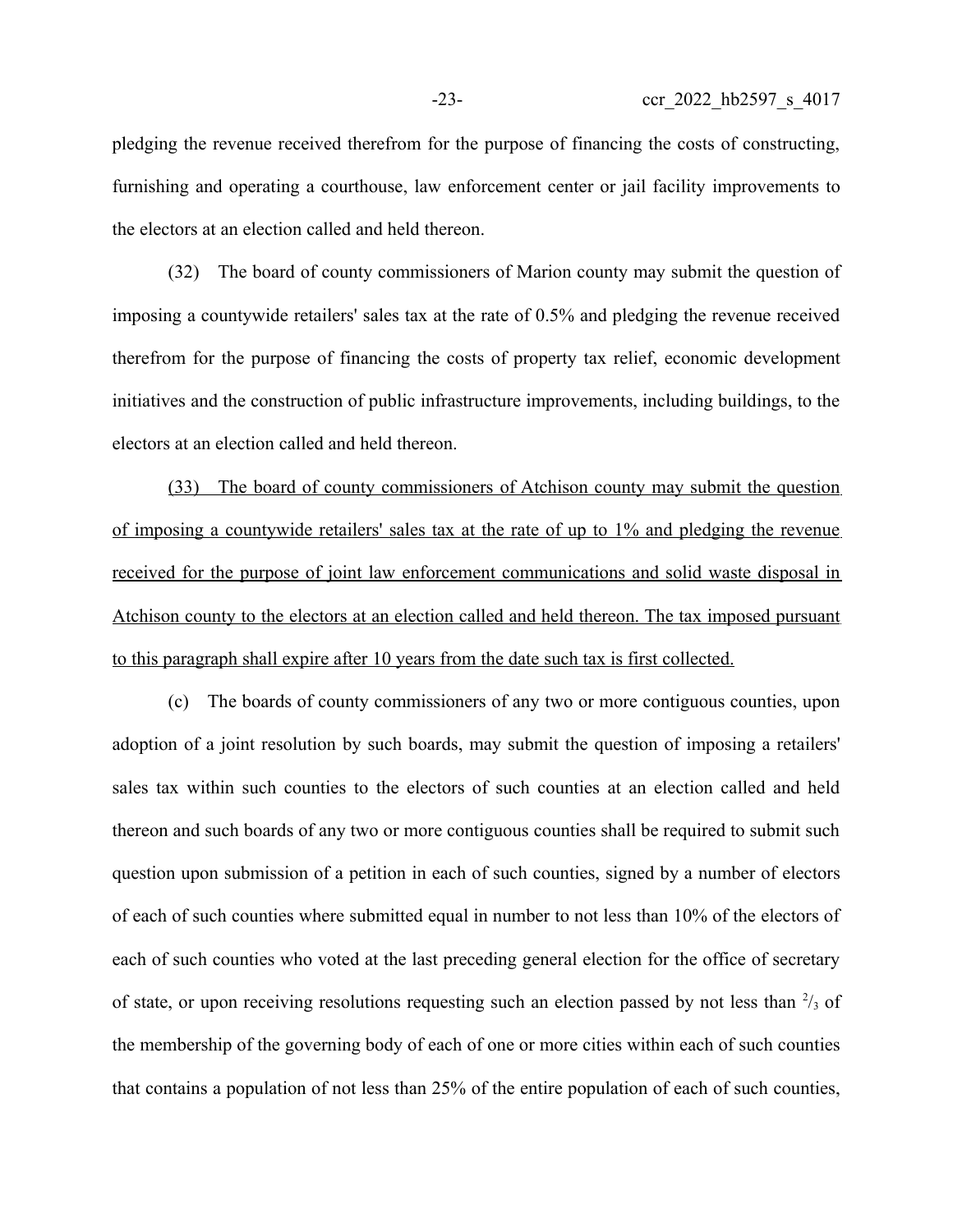pledging the revenue received therefrom for the purpose of financing the costs of constructing, furnishing and operating a courthouse, law enforcement center or jail facility improvements to the electors at an election called and held thereon.

(32) The board of county commissioners of Marion county may submit the question of imposing a countywide retailers' sales tax at the rate of 0.5% and pledging the revenue received therefrom for the purpose of financing the costs of property tax relief, economic development initiatives and the construction of public infrastructure improvements, including buildings, to the electors at an election called and held thereon.

<u>(33) The board of county commissioners of Atchison county may submit the question of imposing a countywide retailers' sales tax at the rate of up to 1% and pledging the revenue received for the purpose of joint law enforcement communications and solid waste disposal in Atchison county to the electors at an election called and held thereon. The tax imposed pursuant to this paragraph shall expire after 10 years from the date such tax is first collected.</u>

(c) The boards of county commissioners of any two or more contiguous counties, upon adoption of a joint resolution by such boards, may submit the question of imposing a retailers' sales tax within such counties to the electors of such counties at an election called and held thereon and such boards of any two or more contiguous counties shall be required to submit such question upon submission of a petition in each of such counties, signed by a number of electors of each of such counties where submitted equal in number to not less than 10% of the electors of each of such counties who voted at the last preceding general election for the office of secretary of state, or upon receiving resolutions requesting such an election passed by not less than $^{2}/_{3}$ of the membership of the governing body of each of one or more cities within each of such counties that contains a population of not less than 25% of the entire population of each of such counties,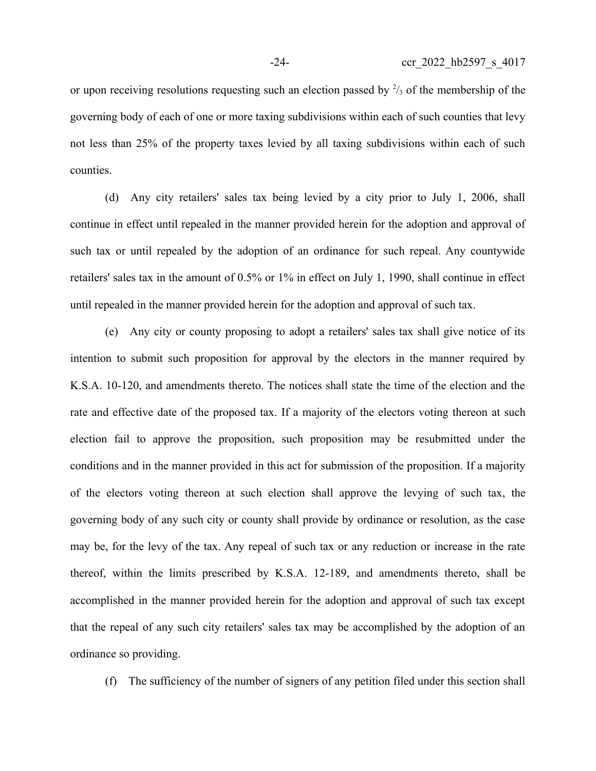or upon receiving resolutions requesting such an election passed by $^2/_3$ of the membership of the governing body of each of one or more taxing subdivisions within each of such counties that levy not less than 25% of the property taxes levied by all taxing subdivisions within each of such counties.

(d) Any city retailers' sales tax being levied by a city prior to July 1, 2006, shall continue in effect until repealed in the manner provided herein for the adoption and approval of such tax or until repealed by the adoption of an ordinance for such repeal. Any countywide retailers' sales tax in the amount of 0.5% or 1% in effect on July 1, 1990, shall continue in effect until repealed in the manner provided herein for the adoption and approval of such tax.

(e) Any city or county proposing to adopt a retailers' sales tax shall give notice of its intention to submit such proposition for approval by the electors in the manner required by K.S.A. 10-120, and amendments thereto. The notices shall state the time of the election and the rate and effective date of the proposed tax. If a majority of the electors voting thereon at such election fail to approve the proposition, such proposition may be resubmitted under the conditions and in the manner provided in this act for submission of the proposition. If a majority of the electors voting thereon at such election shall approve the levying of such tax, the governing body of any such city or county shall provide by ordinance or resolution, as the case may be, for the levy of the tax. Any repeal of such tax or any reduction or increase in the rate thereof, within the limits prescribed by K.S.A. 12-189, and amendments thereto, shall be accomplished in the manner provided herein for the adoption and approval of such tax except that the repeal of any such city retailers' sales tax may be accomplished by the adoption of an ordinance so providing.

(f) The sufficiency of the number of signers of any petition filed under this section shall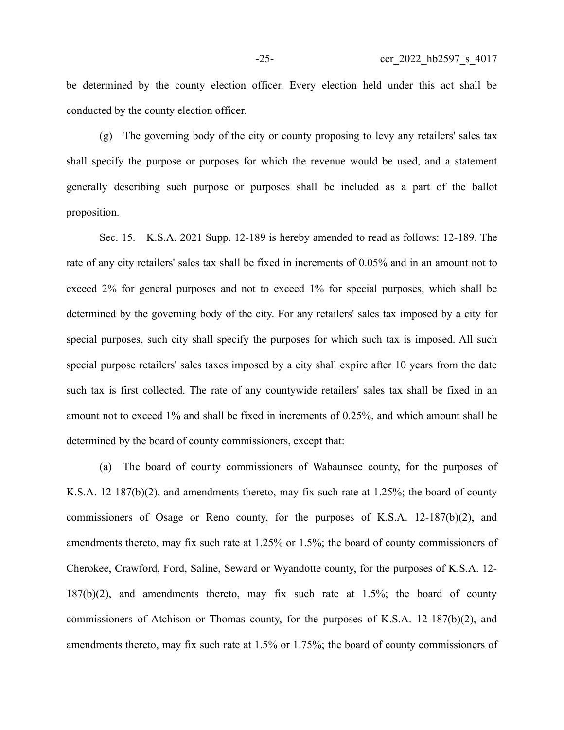be determined by the county election officer. Every election held under this act shall be conducted by the county election officer.

(g) The governing body of the city or county proposing to levy any retailers' sales tax shall specify the purpose or purposes for which the revenue would be used, and a statement generally describing such purpose or purposes shall be included as a part of the ballot proposition.

Sec. 15. K.S.A. 2021 Supp. 12-189 is hereby amended to read as follows: 12-189. The rate of any city retailers' sales tax shall be fixed in increments of 0.05% and in an amount not to exceed 2% for general purposes and not to exceed 1% for special purposes, which shall be determined by the governing body of the city. For any retailers' sales tax imposed by a city for special purposes, such city shall specify the purposes for which such tax is imposed. All such special purpose retailers' sales taxes imposed by a city shall expire after 10 years from the date such tax is first collected. The rate of any countywide retailers' sales tax shall be fixed in an amount not to exceed 1% and shall be fixed in increments of 0.25%, and which amount shall be determined by the board of county commissioners, except that:

(a) The board of county commissioners of Wabaunsee county, for the purposes of K.S.A. 12-187(b)(2), and amendments thereto, may fix such rate at 1.25%; the board of county commissioners of Osage or Reno county, for the purposes of K.S.A. 12-187(b)(2), and amendments thereto, may fix such rate at 1.25% or 1.5%; the board of county commissioners of Cherokee, Crawford, Ford, Saline, Seward or Wyandotte county, for the purposes of K.S.A. 12-187(b)(2), and amendments thereto, may fix such rate at 1.5%; the board of county commissioners of Atchison or Thomas county, for the purposes of K.S.A. 12-187(b)(2), and amendments thereto, may fix such rate at 1.5% or 1.75%; the board of county commissioners of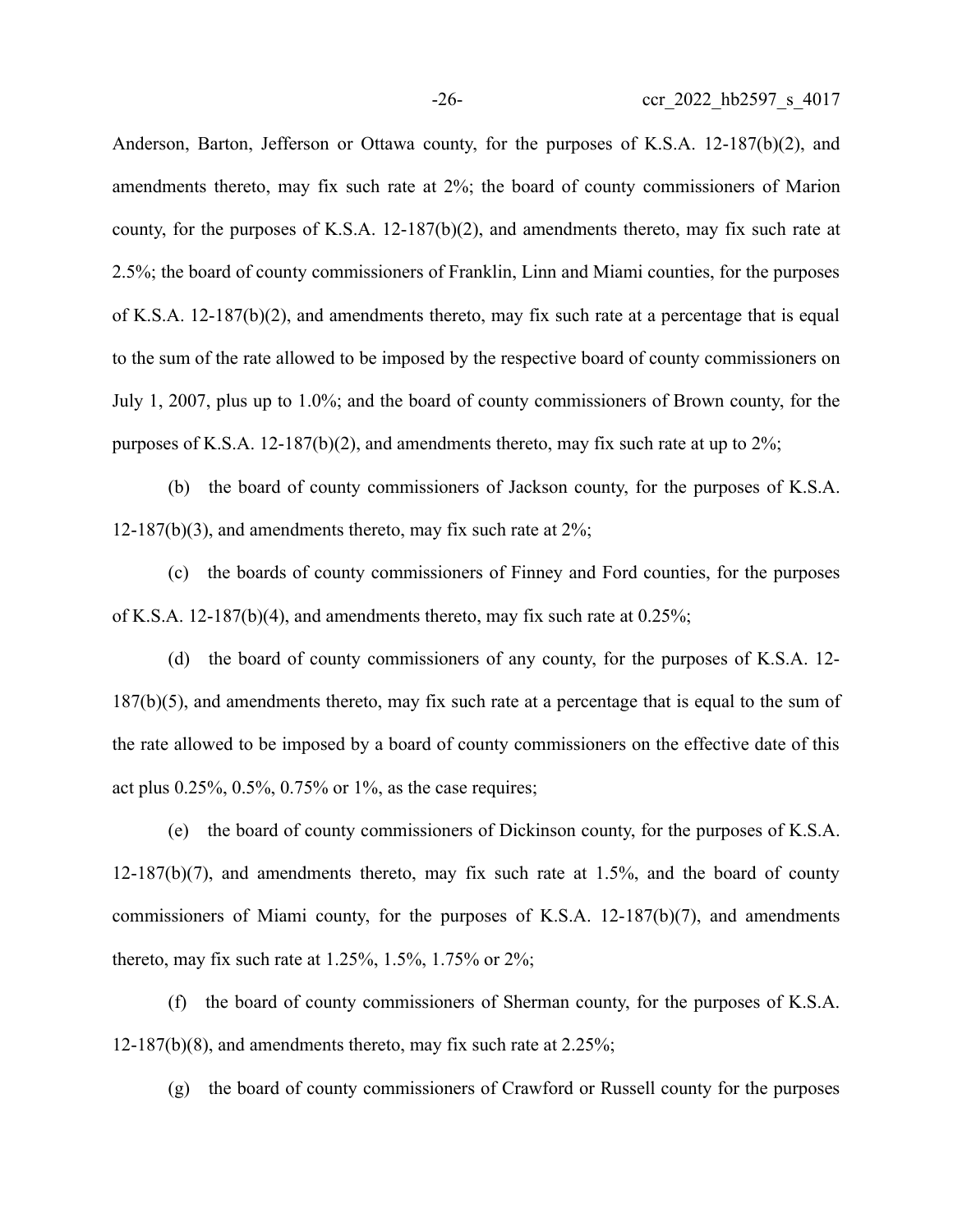Anderson, Barton, Jefferson or Ottawa county, for the purposes of K.S.A. 12-187(b)(2), and amendments thereto, may fix such rate at 2%; the board of county commissioners of Marion county, for the purposes of K.S.A. 12-187(b)(2), and amendments thereto, may fix such rate at 2.5%; the board of county commissioners of Franklin, Linn and Miami counties, for the purposes of K.S.A. 12-187(b)(2), and amendments thereto, may fix such rate at a percentage that is equal to the sum of the rate allowed to be imposed by the respective board of county commissioners on July 1, 2007, plus up to 1.0%; and the board of county commissioners of Brown county, for the purposes of K.S.A. 12-187(b)(2), and amendments thereto, may fix such rate at up to 2%;

(b) the board of county commissioners of Jackson county, for the purposes of K.S.A. 12-187(b)(3), and amendments thereto, may fix such rate at 2%;

(c) the boards of county commissioners of Finney and Ford counties, for the purposes of K.S.A. 12-187(b)(4), and amendments thereto, may fix such rate at 0.25%;

(d) the board of county commissioners of any county, for the purposes of K.S.A. 12-187(b)(5), and amendments thereto, may fix such rate at a percentage that is equal to the sum of the rate allowed to be imposed by a board of county commissioners on the effective date of this act plus 0.25%, 0.5%, 0.75% or 1%, as the case requires;

(e) the board of county commissioners of Dickinson county, for the purposes of K.S.A. 12-187(b)(7), and amendments thereto, may fix such rate at 1.5%, and the board of county commissioners of Miami county, for the purposes of K.S.A. 12-187(b)(7), and amendments thereto, may fix such rate at 1.25%, 1.5%, 1.75% or 2%;

(f) the board of county commissioners of Sherman county, for the purposes of K.S.A. 12-187(b)(8), and amendments thereto, may fix such rate at 2.25%;

(g) the board of county commissioners of Crawford or Russell county for the purposes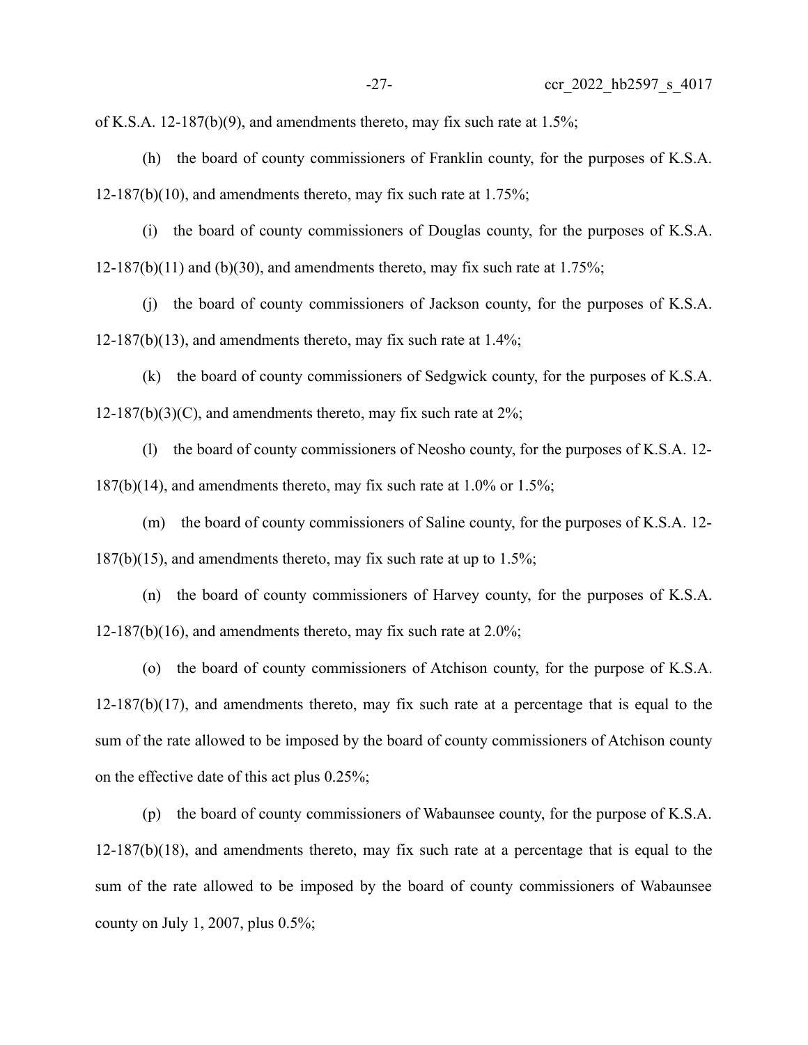of K.S.A. 12-187(b)(9), and amendments thereto, may fix such rate at 1.5%;

(h) the board of county commissioners of Franklin county, for the purposes of K.S.A. 12-187(b)(10), and amendments thereto, may fix such rate at 1.75%;

(i) the board of county commissioners of Douglas county, for the purposes of K.S.A. 12-187(b)(11) and (b)(30), and amendments thereto, may fix such rate at 1.75%;

(j) the board of county commissioners of Jackson county, for the purposes of K.S.A. 12-187(b)(13), and amendments thereto, may fix such rate at 1.4%;

(k) the board of county commissioners of Sedgwick county, for the purposes of K.S.A. 12-187(b)(3)(C), and amendments thereto, may fix such rate at 2%;

(l) the board of county commissioners of Neosho county, for the purposes of K.S.A. 12-187(b)(14), and amendments thereto, may fix such rate at 1.0% or 1.5%;

(m) the board of county commissioners of Saline county, for the purposes of K.S.A. 12-187(b)(15), and amendments thereto, may fix such rate at up to 1.5%;

(n) the board of county commissioners of Harvey county, for the purposes of K.S.A. 12-187(b)(16), and amendments thereto, may fix such rate at 2.0%;

(o) the board of county commissioners of Atchison county, for the purpose of K.S.A. 12-187(b)(17), and amendments thereto, may fix such rate at a percentage that is equal to the sum of the rate allowed to be imposed by the board of county commissioners of Atchison county on the effective date of this act plus 0.25%;

(p) the board of county commissioners of Wabaunsee county, for the purpose of K.S.A. 12-187(b)(18), and amendments thereto, may fix such rate at a percentage that is equal to the sum of the rate allowed to be imposed by the board of county commissioners of Wabaunsee county on July 1, 2007, plus 0.5%;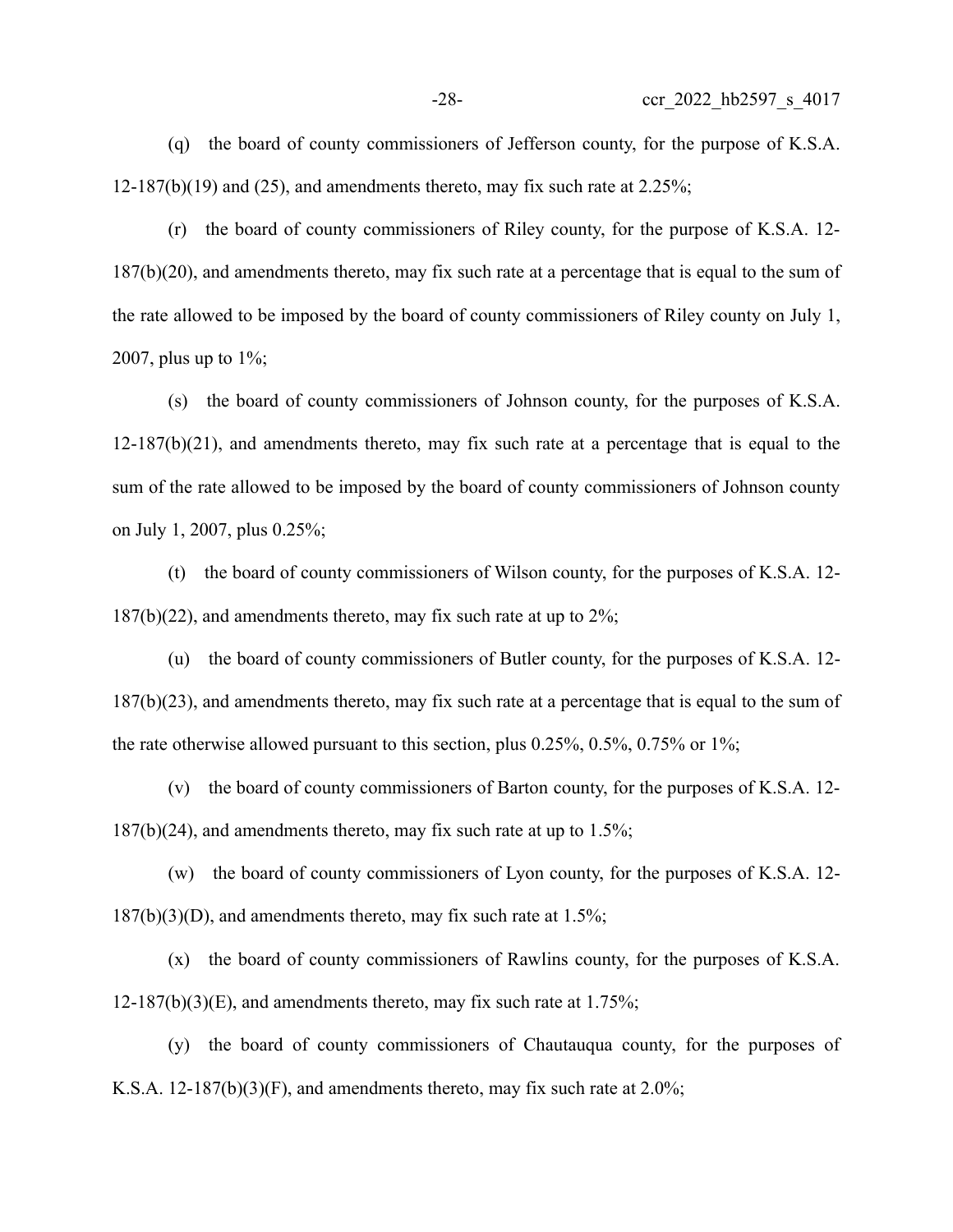(q) the board of county commissioners of Jefferson county, for the purpose of K.S.A. 12-187(b)(19) and (25), and amendments thereto, may fix such rate at 2.25%;

(r) the board of county commissioners of Riley county, for the purpose of K.S.A. 12-187(b)(20), and amendments thereto, may fix such rate at a percentage that is equal to the sum of the rate allowed to be imposed by the board of county commissioners of Riley county on July 1, 2007, plus up to 1%;

(s) the board of county commissioners of Johnson county, for the purposes of K.S.A. 12-187(b)(21), and amendments thereto, may fix such rate at a percentage that is equal to the sum of the rate allowed to be imposed by the board of county commissioners of Johnson county on July 1, 2007, plus 0.25%;

(t) the board of county commissioners of Wilson county, for the purposes of K.S.A. 12-187(b)(22), and amendments thereto, may fix such rate at up to 2%;

(u) the board of county commissioners of Butler county, for the purposes of K.S.A. 12-187(b)(23), and amendments thereto, may fix such rate at a percentage that is equal to the sum of the rate otherwise allowed pursuant to this section, plus 0.25%, 0.5%, 0.75% or 1%;

(v) the board of county commissioners of Barton county, for the purposes of K.S.A. 12-187(b)(24), and amendments thereto, may fix such rate at up to 1.5%;

(w) the board of county commissioners of Lyon county, for the purposes of K.S.A. 12-187(b)(3)(D), and amendments thereto, may fix such rate at 1.5%;

(x) the board of county commissioners of Rawlins county, for the purposes of K.S.A. 12-187(b)(3)(E), and amendments thereto, may fix such rate at 1.75%;

(y) the board of county commissioners of Chautauqua county, for the purposes of K.S.A. 12-187(b)(3)(F), and amendments thereto, may fix such rate at 2.0%;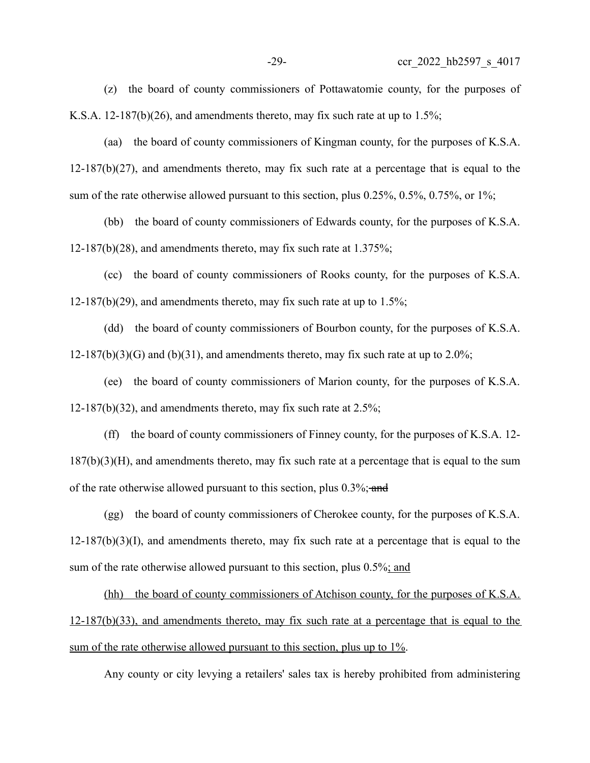(z) the board of county commissioners of Pottawatomie county, for the purposes of K.S.A. 12-187(b)(26), and amendments thereto, may fix such rate at up to 1.5%;

(aa) the board of county commissioners of Kingman county, for the purposes of K.S.A. 12-187(b)(27), and amendments thereto, may fix such rate at a percentage that is equal to the sum of the rate otherwise allowed pursuant to this section, plus 0.25%, 0.5%, 0.75%, or 1%;

(bb) the board of county commissioners of Edwards county, for the purposes of K.S.A. 12-187(b)(28), and amendments thereto, may fix such rate at 1.375%;

(cc) the board of county commissioners of Rooks county, for the purposes of K.S.A. 12-187(b)(29), and amendments thereto, may fix such rate at up to 1.5%;

(dd) the board of county commissioners of Bourbon county, for the purposes of K.S.A. 12-187(b)(3)(G) and (b)(31), and amendments thereto, may fix such rate at up to 2.0%;

(ee) the board of county commissioners of Marion county, for the purposes of K.S.A. 12-187(b)(32), and amendments thereto, may fix such rate at 2.5%;

(ff) the board of county commissioners of Finney county, for the purposes of K.S.A. 12-187(b)(3)(H), and amendments thereto, may fix such rate at a percentage that is equal to the sum of the rate otherwise allowed pursuant to this section, plus 0.3%; ~~and~~

(gg) the board of county commissioners of Cherokee county, for the purposes of K.S.A. 12-187(b)(3)(I), and amendments thereto, may fix such rate at a percentage that is equal to the sum of the rate otherwise allowed pursuant to this section, plus 0.5%<u>; and</u>

<u>(hh) the board of county commissioners of Atchison county, for the purposes of K.S.A. 12-187(b)(33), and amendments thereto, may fix such rate at a percentage that is equal to the sum of the rate otherwise allowed pursuant to this section, plus up to 1%</u>.

Any county or city levying a retailers' sales tax is hereby prohibited from administering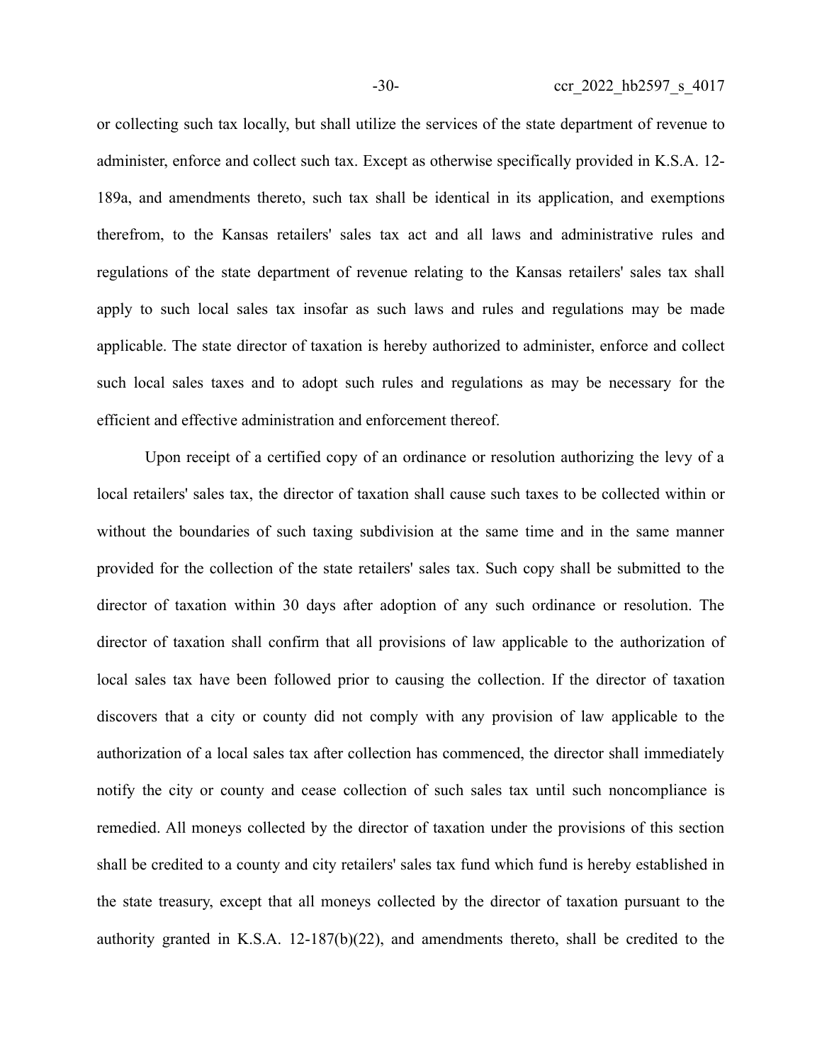or collecting such tax locally, but shall utilize the services of the state department of revenue to administer, enforce and collect such tax. Except as otherwise specifically provided in K.S.A. 12-189a, and amendments thereto, such tax shall be identical in its application, and exemptions therefrom, to the Kansas retailers' sales tax act and all laws and administrative rules and regulations of the state department of revenue relating to the Kansas retailers' sales tax shall apply to such local sales tax insofar as such laws and rules and regulations may be made applicable. The state director of taxation is hereby authorized to administer, enforce and collect such local sales taxes and to adopt such rules and regulations as may be necessary for the efficient and effective administration and enforcement thereof.

Upon receipt of a certified copy of an ordinance or resolution authorizing the levy of a local retailers' sales tax, the director of taxation shall cause such taxes to be collected within or without the boundaries of such taxing subdivision at the same time and in the same manner provided for the collection of the state retailers' sales tax. Such copy shall be submitted to the director of taxation within 30 days after adoption of any such ordinance or resolution. The director of taxation shall confirm that all provisions of law applicable to the authorization of local sales tax have been followed prior to causing the collection. If the director of taxation discovers that a city or county did not comply with any provision of law applicable to the authorization of a local sales tax after collection has commenced, the director shall immediately notify the city or county and cease collection of such sales tax until such noncompliance is remedied. All moneys collected by the director of taxation under the provisions of this section shall be credited to a county and city retailers' sales tax fund which fund is hereby established in the state treasury, except that all moneys collected by the director of taxation pursuant to the authority granted in K.S.A. 12-187(b)(22), and amendments thereto, shall be credited to the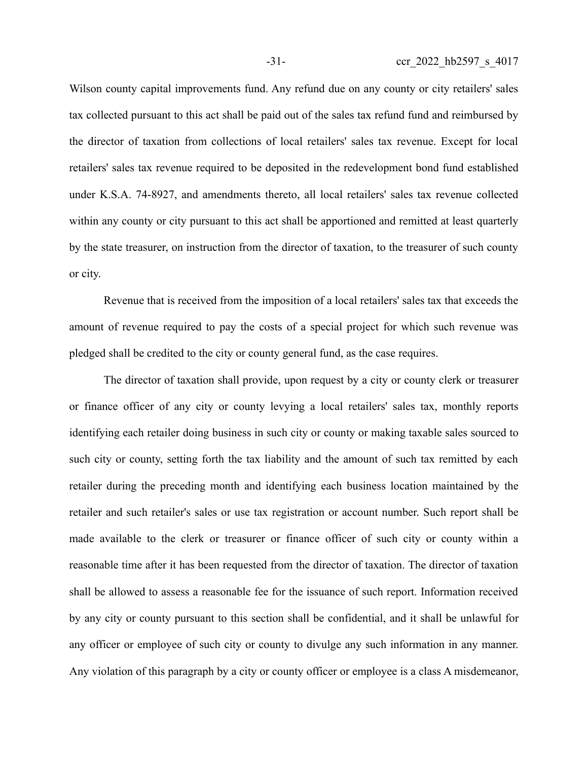Wilson county capital improvements fund. Any refund due on any county or city retailers' sales tax collected pursuant to this act shall be paid out of the sales tax refund fund and reimbursed by the director of taxation from collections of local retailers' sales tax revenue. Except for local retailers' sales tax revenue required to be deposited in the redevelopment bond fund established under K.S.A. 74-8927, and amendments thereto, all local retailers' sales tax revenue collected within any county or city pursuant to this act shall be apportioned and remitted at least quarterly by the state treasurer, on instruction from the director of taxation, to the treasurer of such county or city.

Revenue that is received from the imposition of a local retailers' sales tax that exceeds the amount of revenue required to pay the costs of a special project for which such revenue was pledged shall be credited to the city or county general fund, as the case requires.

The director of taxation shall provide, upon request by a city or county clerk or treasurer or finance officer of any city or county levying a local retailers' sales tax, monthly reports identifying each retailer doing business in such city or county or making taxable sales sourced to such city or county, setting forth the tax liability and the amount of such tax remitted by each retailer during the preceding month and identifying each business location maintained by the retailer and such retailer's sales or use tax registration or account number. Such report shall be made available to the clerk or treasurer or finance officer of such city or county within a reasonable time after it has been requested from the director of taxation. The director of taxation shall be allowed to assess a reasonable fee for the issuance of such report. Information received by any city or county pursuant to this section shall be confidential, and it shall be unlawful for any officer or employee of such city or county to divulge any such information in any manner. Any violation of this paragraph by a city or county officer or employee is a class A misdemeanor,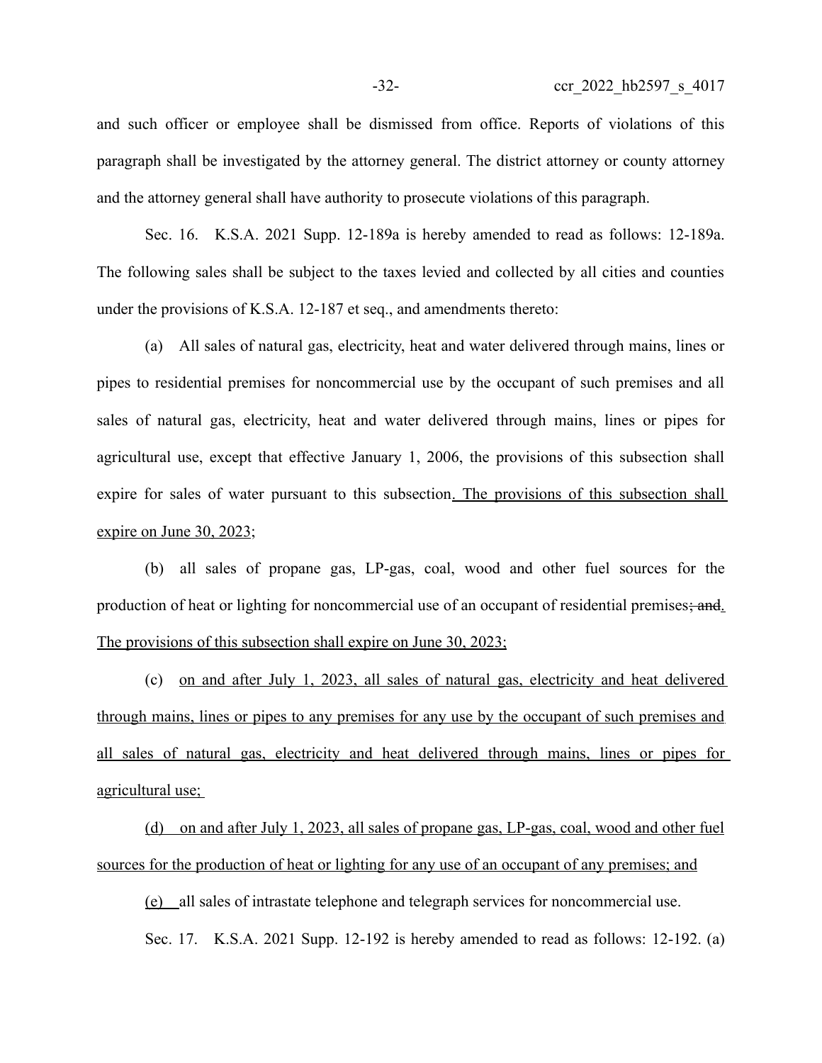and such officer or employee shall be dismissed from office. Reports of violations of this paragraph shall be investigated by the attorney general. The district attorney or county attorney and the attorney general shall have authority to prosecute violations of this paragraph.

Sec. 16. K.S.A. 2021 Supp. 12-189a is hereby amended to read as follows: 12-189a. The following sales shall be subject to the taxes levied and collected by all cities and counties under the provisions of K.S.A. 12-187 et seq., and amendments thereto:

(a) All sales of natural gas, electricity, heat and water delivered through mains, lines or pipes to residential premises for noncommercial use by the occupant of such premises and all sales of natural gas, electricity, heat and water delivered through mains, lines or pipes for agricultural use, except that effective January 1, 2006, the provisions of this subsection shall expire for sales of water pursuant to this subsection. The provisions of this subsection shall expire on June 30, 2023;

(b) all sales of propane gas, LP-gas, coal, wood and other fuel sources for the production of heat or lighting for noncommercial use of an occupant of residential premises~~; and~~. The provisions of this subsection shall expire on June 30, 2023;

(c) on and after July 1, 2023, all sales of natural gas, electricity and heat delivered through mains, lines or pipes to any premises for any use by the occupant of such premises and all sales of natural gas, electricity and heat delivered through mains, lines or pipes for agricultural use;

(d) on and after July 1, 2023, all sales of propane gas, LP-gas, coal, wood and other fuel sources for the production of heat or lighting for any use of an occupant of any premises; and

(e) all sales of intrastate telephone and telegraph services for noncommercial use.

Sec. 17. K.S.A. 2021 Supp. 12-192 is hereby amended to read as follows: 12-192. (a)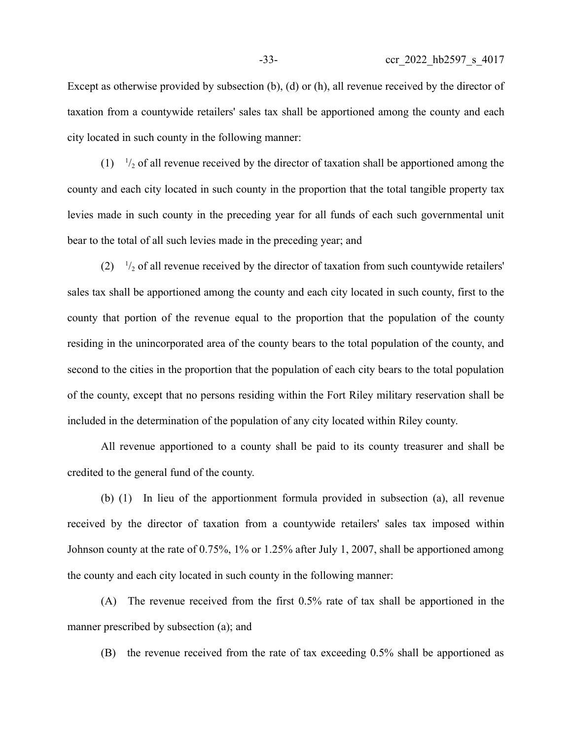Except as otherwise provided by subsection (b), (d) or (h), all revenue received by the director of taxation from a countywide retailers' sales tax shall be apportioned among the county and each city located in such county in the following manner:

(1) $^{1}/_{2}$ of all revenue received by the director of taxation shall be apportioned among the county and each city located in such county in the proportion that the total tangible property tax levies made in such county in the preceding year for all funds of each such governmental unit bear to the total of all such levies made in the preceding year; and

(2) $^{1}/_{2}$ of all revenue received by the director of taxation from such countywide retailers' sales tax shall be apportioned among the county and each city located in such county, first to the county that portion of the revenue equal to the proportion that the population of the county residing in the unincorporated area of the county bears to the total population of the county, and second to the cities in the proportion that the population of each city bears to the total population of the county, except that no persons residing within the Fort Riley military reservation shall be included in the determination of the population of any city located within Riley county.

All revenue apportioned to a county shall be paid to its county treasurer and shall be credited to the general fund of the county.

(b) (1) In lieu of the apportionment formula provided in subsection (a), all revenue received by the director of taxation from a countywide retailers' sales tax imposed within Johnson county at the rate of 0.75%, 1% or 1.25% after July 1, 2007, shall be apportioned among the county and each city located in such county in the following manner:

(A) The revenue received from the first 0.5% rate of tax shall be apportioned in the manner prescribed by subsection (a); and

(B) the revenue received from the rate of tax exceeding 0.5% shall be apportioned as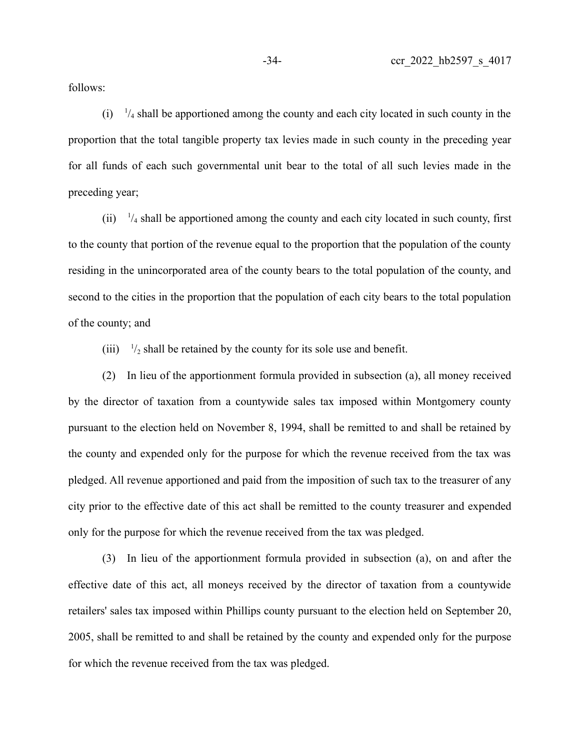follows:

(i) $^1/_4$ shall be apportioned among the county and each city located in such county in the proportion that the total tangible property tax levies made in such county in the preceding year for all funds of each such governmental unit bear to the total of all such levies made in the preceding year;

(ii) $^1/_4$ shall be apportioned among the county and each city located in such county, first to the county that portion of the revenue equal to the proportion that the population of the county residing in the unincorporated area of the county bears to the total population of the county, and second to the cities in the proportion that the population of each city bears to the total population of the county; and

(iii) $^1/_2$ shall be retained by the county for its sole use and benefit.

(2) In lieu of the apportionment formula provided in subsection (a), all money received by the director of taxation from a countywide sales tax imposed within Montgomery county pursuant to the election held on November 8, 1994, shall be remitted to and shall be retained by the county and expended only for the purpose for which the revenue received from the tax was pledged. All revenue apportioned and paid from the imposition of such tax to the treasurer of any city prior to the effective date of this act shall be remitted to the county treasurer and expended only for the purpose for which the revenue received from the tax was pledged.

(3) In lieu of the apportionment formula provided in subsection (a), on and after the effective date of this act, all moneys received by the director of taxation from a countywide retailers' sales tax imposed within Phillips county pursuant to the election held on September 20, 2005, shall be remitted to and shall be retained by the county and expended only for the purpose for which the revenue received from the tax was pledged.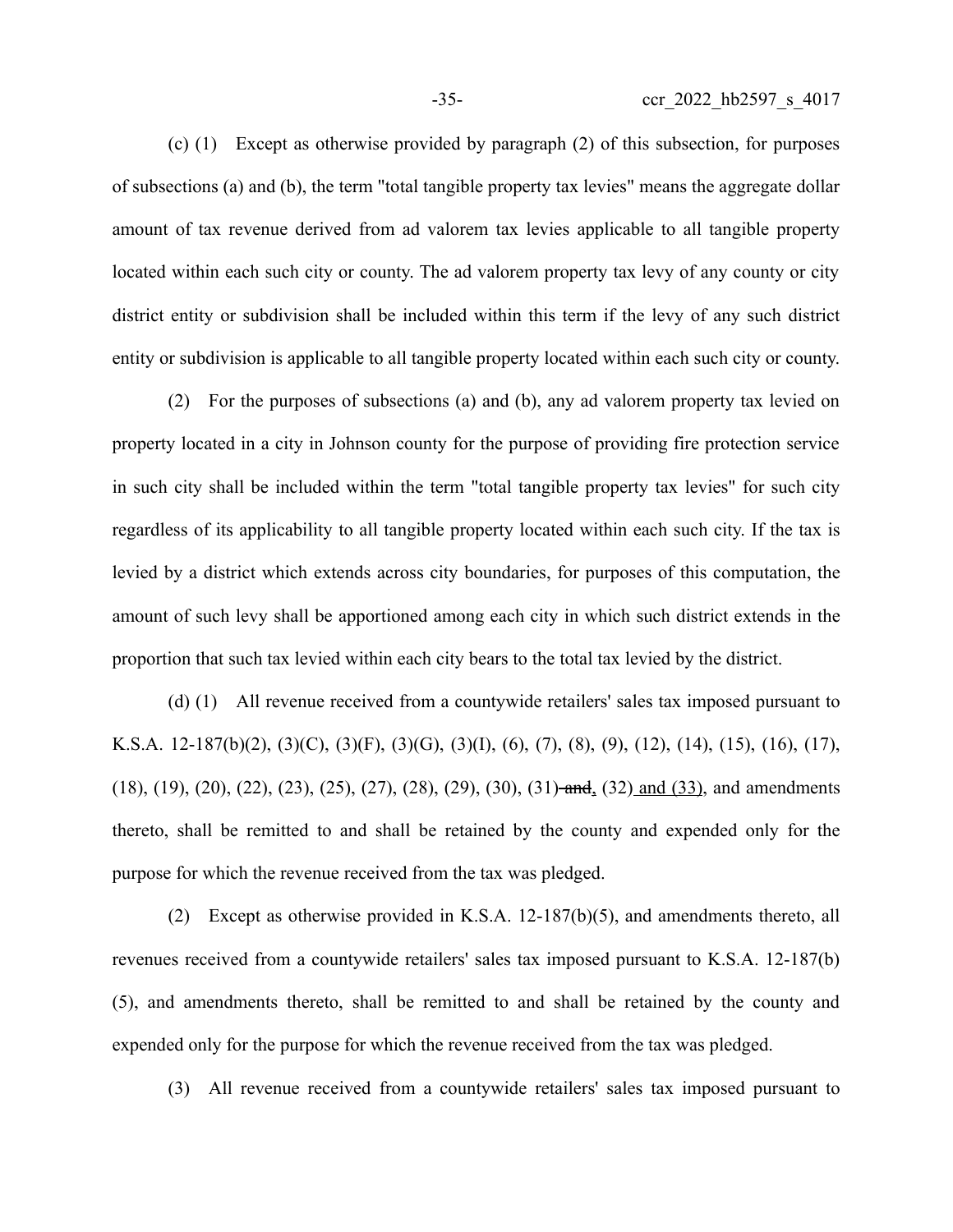(c) (1) Except as otherwise provided by paragraph (2) of this subsection, for purposes of subsections (a) and (b), the term "total tangible property tax levies" means the aggregate dollar amount of tax revenue derived from ad valorem tax levies applicable to all tangible property located within each such city or county. The ad valorem property tax levy of any county or city district entity or subdivision shall be included within this term if the levy of any such district entity or subdivision is applicable to all tangible property located within each such city or county.

(2) For the purposes of subsections (a) and (b), any ad valorem property tax levied on property located in a city in Johnson county for the purpose of providing fire protection service in such city shall be included within the term "total tangible property tax levies" for such city regardless of its applicability to all tangible property located within each such city. If the tax is levied by a district which extends across city boundaries, for purposes of this computation, the amount of such levy shall be apportioned among each city in which such district extends in the proportion that such tax levied within each city bears to the total tax levied by the district.

(d) (1) All revenue received from a countywide retailers' sales tax imposed pursuant to K.S.A. 12-187(b)(2), (3)(C), (3)(F), (3)(G), (3)(I), (6), (7), (8), (9), (12), (14), (15), (16), (17), (18), (19), (20), (22), (23), (25), (27), (28), (29), (30), (31) ~~and~~, (32) and (33), and amendments thereto, shall be remitted to and shall be retained by the county and expended only for the purpose for which the revenue received from the tax was pledged.

(2) Except as otherwise provided in K.S.A. 12-187(b)(5), and amendments thereto, all revenues received from a countywide retailers' sales tax imposed pursuant to K.S.A. 12-187(b)(5), and amendments thereto, shall be remitted to and shall be retained by the county and expended only for the purpose for which the revenue received from the tax was pledged.

(3) All revenue received from a countywide retailers' sales tax imposed pursuant to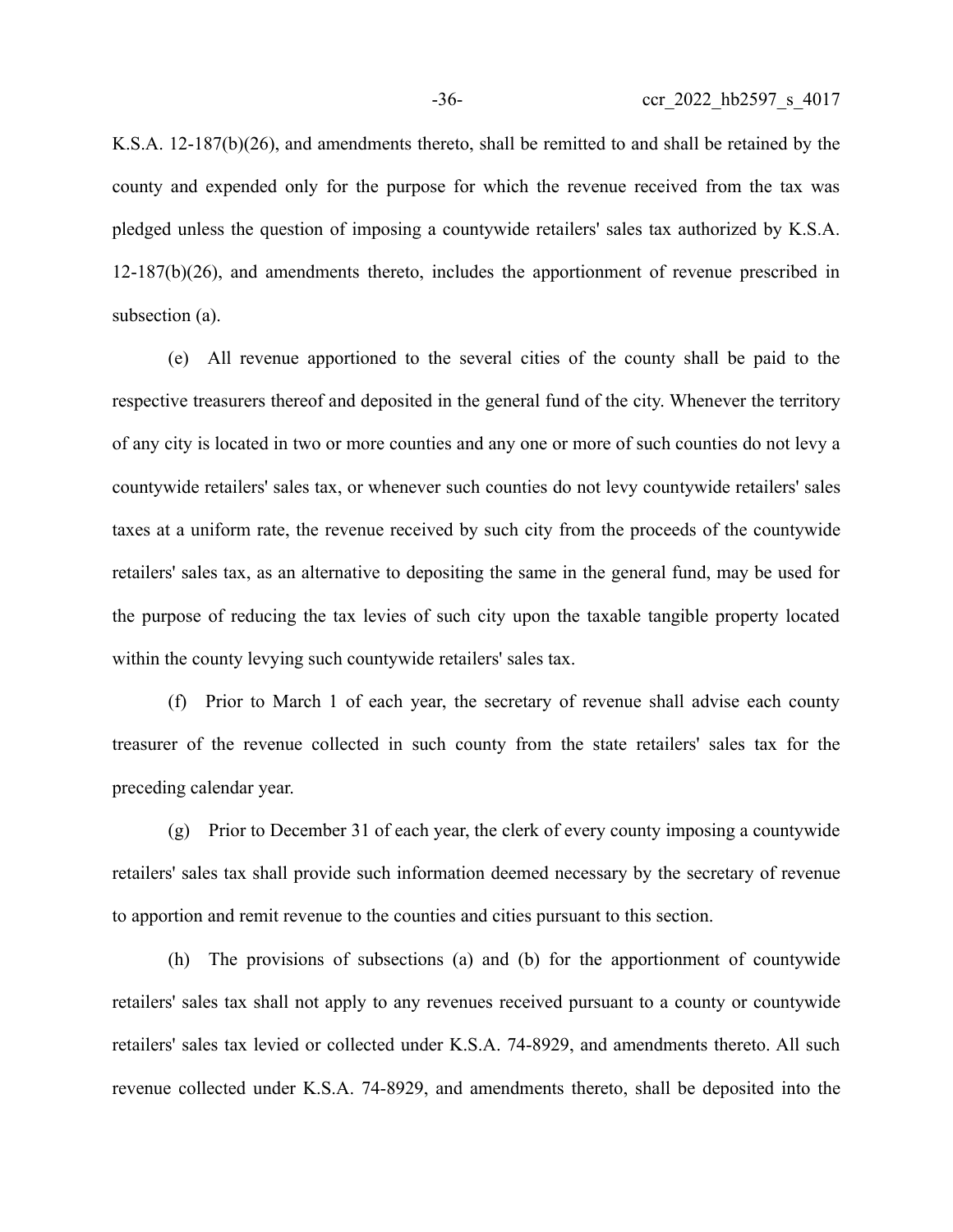K.S.A. 12-187(b)(26), and amendments thereto, shall be remitted to and shall be retained by the county and expended only for the purpose for which the revenue received from the tax was pledged unless the question of imposing a countywide retailers' sales tax authorized by K.S.A. 12-187(b)(26), and amendments thereto, includes the apportionment of revenue prescribed in subsection (a).

(e) All revenue apportioned to the several cities of the county shall be paid to the respective treasurers thereof and deposited in the general fund of the city. Whenever the territory of any city is located in two or more counties and any one or more of such counties do not levy a countywide retailers' sales tax, or whenever such counties do not levy countywide retailers' sales taxes at a uniform rate, the revenue received by such city from the proceeds of the countywide retailers' sales tax, as an alternative to depositing the same in the general fund, may be used for the purpose of reducing the tax levies of such city upon the taxable tangible property located within the county levying such countywide retailers' sales tax.

(f) Prior to March 1 of each year, the secretary of revenue shall advise each county treasurer of the revenue collected in such county from the state retailers' sales tax for the preceding calendar year.

(g) Prior to December 31 of each year, the clerk of every county imposing a countywide retailers' sales tax shall provide such information deemed necessary by the secretary of revenue to apportion and remit revenue to the counties and cities pursuant to this section.

(h) The provisions of subsections (a) and (b) for the apportionment of countywide retailers' sales tax shall not apply to any revenues received pursuant to a county or countywide retailers' sales tax levied or collected under K.S.A. 74-8929, and amendments thereto. All such revenue collected under K.S.A. 74-8929, and amendments thereto, shall be deposited into the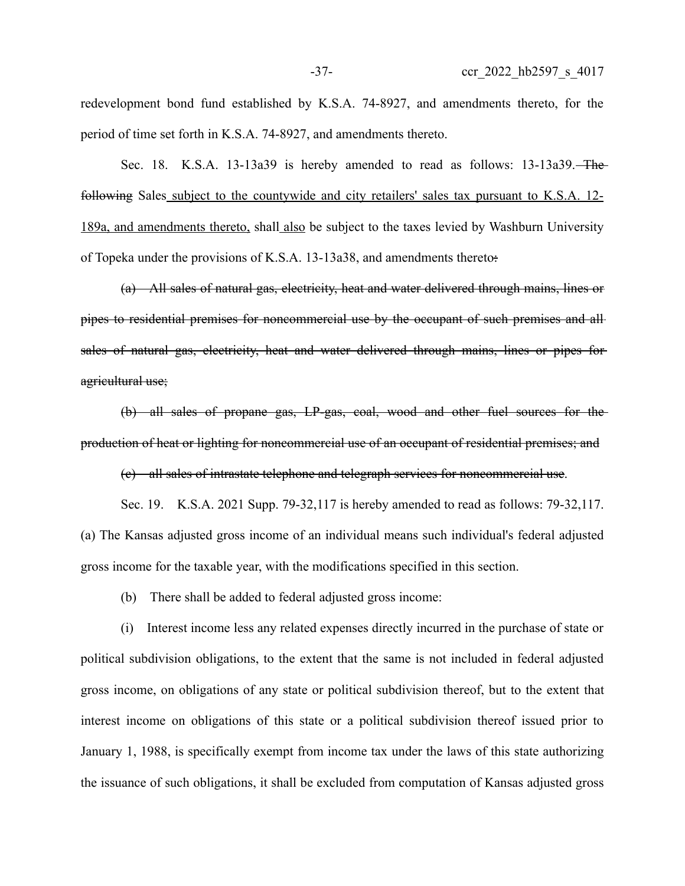redevelopment bond fund established by K.S.A. 74-8927, and amendments thereto, for the period of time set forth in K.S.A. 74-8927, and amendments thereto.

Sec. 18. K.S.A. 13-13a39 is hereby amended to read as follows: 13-13a39. ~~The following~~ Sales subject to the countywide and city retailers' sales tax pursuant to K.S.A. 12-189a, and amendments thereto, shall also be subject to the taxes levied by Washburn University of Topeka under the provisions of K.S.A. 13-13a38, and amendments thereto~~:~~

~~(a) All sales of natural gas, electricity, heat and water delivered through mains, lines or pipes to residential premises for noncommercial use by the occupant of such premises and all sales of natural gas, electricity, heat and water delivered through mains, lines or pipes for agricultural use;~~

~~(b) all sales of propane gas, LP-gas, coal, wood and other fuel sources for the production of heat or lighting for noncommercial use of an occupant of residential premises; and~~

~~(c) all sales of intrastate telephone and telegraph services for noncommercial use~~.

Sec. 19. K.S.A. 2021 Supp. 79-32,117 is hereby amended to read as follows: 79-32,117. (a) The Kansas adjusted gross income of an individual means such individual's federal adjusted gross income for the taxable year, with the modifications specified in this section.

(b) There shall be added to federal adjusted gross income:

(i) Interest income less any related expenses directly incurred in the purchase of state or political subdivision obligations, to the extent that the same is not included in federal adjusted gross income, on obligations of any state or political subdivision thereof, but to the extent that interest income on obligations of this state or a political subdivision thereof issued prior to January 1, 1988, is specifically exempt from income tax under the laws of this state authorizing the issuance of such obligations, it shall be excluded from computation of Kansas adjusted gross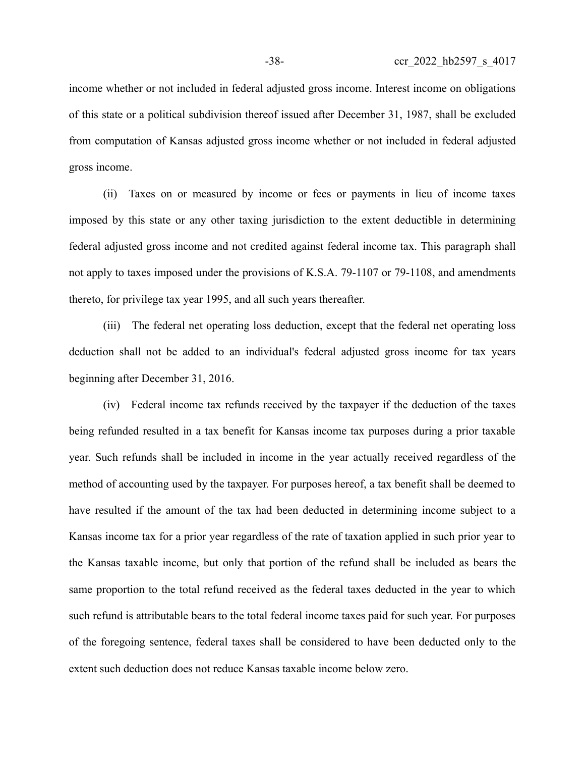income whether or not included in federal adjusted gross income. Interest income on obligations of this state or a political subdivision thereof issued after December 31, 1987, shall be excluded from computation of Kansas adjusted gross income whether or not included in federal adjusted gross income.

(ii) Taxes on or measured by income or fees or payments in lieu of income taxes imposed by this state or any other taxing jurisdiction to the extent deductible in determining federal adjusted gross income and not credited against federal income tax. This paragraph shall not apply to taxes imposed under the provisions of K.S.A. 79-1107 or 79-1108, and amendments thereto, for privilege tax year 1995, and all such years thereafter.

(iii) The federal net operating loss deduction, except that the federal net operating loss deduction shall not be added to an individual's federal adjusted gross income for tax years beginning after December 31, 2016.

(iv) Federal income tax refunds received by the taxpayer if the deduction of the taxes being refunded resulted in a tax benefit for Kansas income tax purposes during a prior taxable year. Such refunds shall be included in income in the year actually received regardless of the method of accounting used by the taxpayer. For purposes hereof, a tax benefit shall be deemed to have resulted if the amount of the tax had been deducted in determining income subject to a Kansas income tax for a prior year regardless of the rate of taxation applied in such prior year to the Kansas taxable income, but only that portion of the refund shall be included as bears the same proportion to the total refund received as the federal taxes deducted in the year to which such refund is attributable bears to the total federal income taxes paid for such year. For purposes of the foregoing sentence, federal taxes shall be considered to have been deducted only to the extent such deduction does not reduce Kansas taxable income below zero.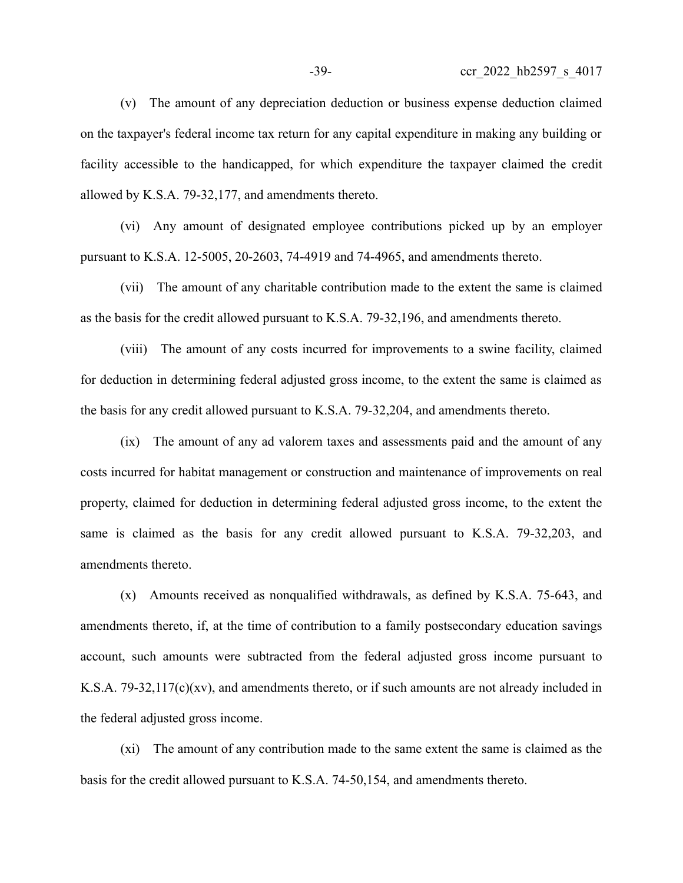(v) The amount of any depreciation deduction or business expense deduction claimed on the taxpayer's federal income tax return for any capital expenditure in making any building or facility accessible to the handicapped, for which expenditure the taxpayer claimed the credit allowed by K.S.A. 79-32,177, and amendments thereto.

(vi) Any amount of designated employee contributions picked up by an employer pursuant to K.S.A. 12-5005, 20-2603, 74-4919 and 74-4965, and amendments thereto.

(vii) The amount of any charitable contribution made to the extent the same is claimed as the basis for the credit allowed pursuant to K.S.A. 79-32,196, and amendments thereto.

(viii) The amount of any costs incurred for improvements to a swine facility, claimed for deduction in determining federal adjusted gross income, to the extent the same is claimed as the basis for any credit allowed pursuant to K.S.A. 79-32,204, and amendments thereto.

(ix) The amount of any ad valorem taxes and assessments paid and the amount of any costs incurred for habitat management or construction and maintenance of improvements on real property, claimed for deduction in determining federal adjusted gross income, to the extent the same is claimed as the basis for any credit allowed pursuant to K.S.A. 79-32,203, and amendments thereto.

(x) Amounts received as nonqualified withdrawals, as defined by K.S.A. 75-643, and amendments thereto, if, at the time of contribution to a family postsecondary education savings account, such amounts were subtracted from the federal adjusted gross income pursuant to K.S.A. 79-32,117(c)(xv), and amendments thereto, or if such amounts are not already included in the federal adjusted gross income.

(xi) The amount of any contribution made to the same extent the same is claimed as the basis for the credit allowed pursuant to K.S.A. 74-50,154, and amendments thereto.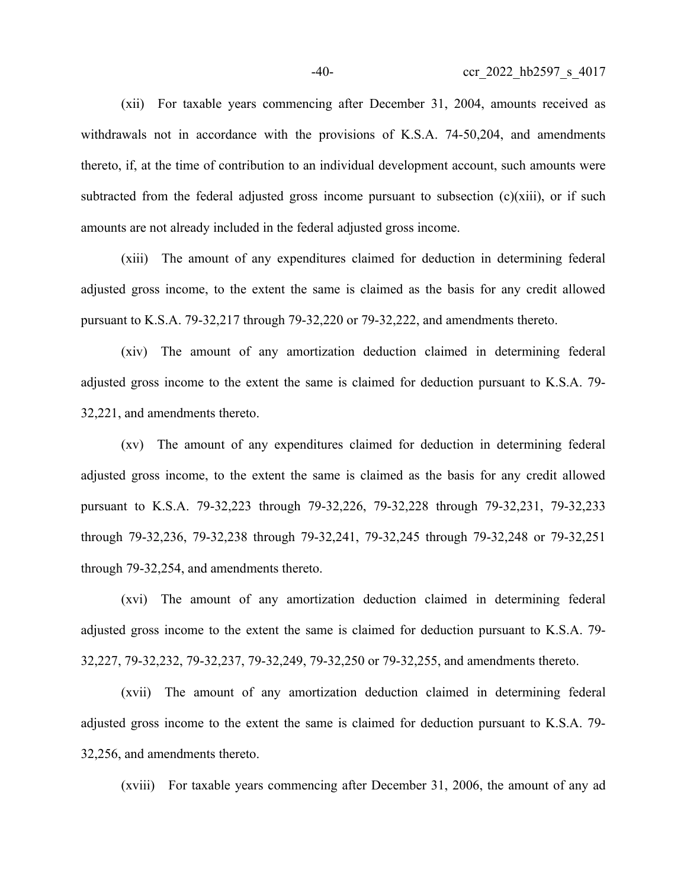(xii) For taxable years commencing after December 31, 2004, amounts received as withdrawals not in accordance with the provisions of K.S.A. 74-50,204, and amendments thereto, if, at the time of contribution to an individual development account, such amounts were subtracted from the federal adjusted gross income pursuant to subsection (c)(xiii), or if such amounts are not already included in the federal adjusted gross income.

(xiii) The amount of any expenditures claimed for deduction in determining federal adjusted gross income, to the extent the same is claimed as the basis for any credit allowed pursuant to K.S.A. 79-32,217 through 79-32,220 or 79-32,222, and amendments thereto.

(xiv) The amount of any amortization deduction claimed in determining federal adjusted gross income to the extent the same is claimed for deduction pursuant to K.S.A. 79-32,221, and amendments thereto.

(xv) The amount of any expenditures claimed for deduction in determining federal adjusted gross income, to the extent the same is claimed as the basis for any credit allowed pursuant to K.S.A. 79-32,223 through 79-32,226, 79-32,228 through 79-32,231, 79-32,233 through 79-32,236, 79-32,238 through 79-32,241, 79-32,245 through 79-32,248 or 79-32,251 through 79-32,254, and amendments thereto.

(xvi) The amount of any amortization deduction claimed in determining federal adjusted gross income to the extent the same is claimed for deduction pursuant to K.S.A. 79-32,227, 79-32,232, 79-32,237, 79-32,249, 79-32,250 or 79-32,255, and amendments thereto.

(xvii) The amount of any amortization deduction claimed in determining federal adjusted gross income to the extent the same is claimed for deduction pursuant to K.S.A. 79-32,256, and amendments thereto.

(xviii) For taxable years commencing after December 31, 2006, the amount of any ad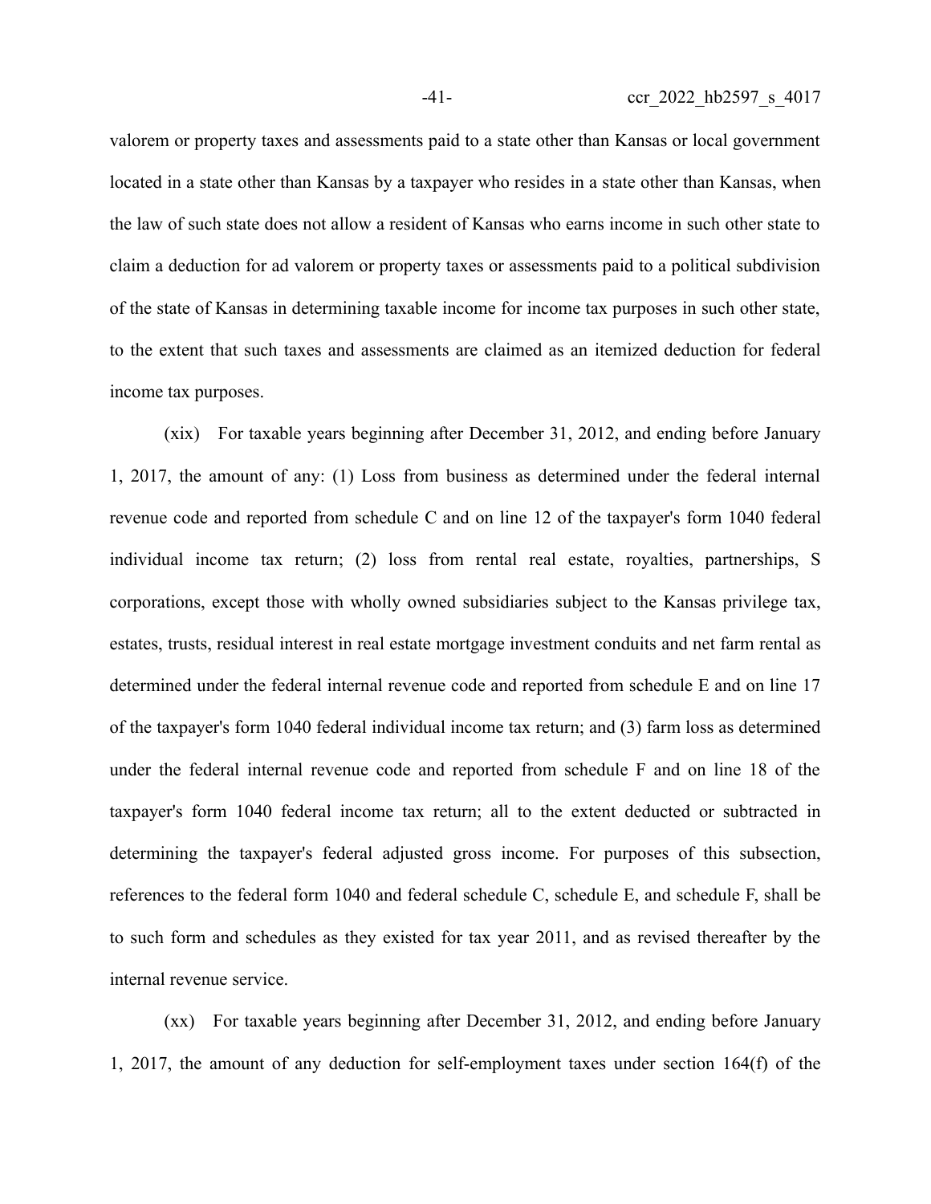valorem or property taxes and assessments paid to a state other than Kansas or local government located in a state other than Kansas by a taxpayer who resides in a state other than Kansas, when the law of such state does not allow a resident of Kansas who earns income in such other state to claim a deduction for ad valorem or property taxes or assessments paid to a political subdivision of the state of Kansas in determining taxable income for income tax purposes in such other state, to the extent that such taxes and assessments are claimed as an itemized deduction for federal income tax purposes.

(xix) For taxable years beginning after December 31, 2012, and ending before January 1, 2017, the amount of any: (1) Loss from business as determined under the federal internal revenue code and reported from schedule C and on line 12 of the taxpayer's form 1040 federal individual income tax return; (2) loss from rental real estate, royalties, partnerships, S corporations, except those with wholly owned subsidiaries subject to the Kansas privilege tax, estates, trusts, residual interest in real estate mortgage investment conduits and net farm rental as determined under the federal internal revenue code and reported from schedule E and on line 17 of the taxpayer's form 1040 federal individual income tax return; and (3) farm loss as determined under the federal internal revenue code and reported from schedule F and on line 18 of the taxpayer's form 1040 federal income tax return; all to the extent deducted or subtracted in determining the taxpayer's federal adjusted gross income. For purposes of this subsection, references to the federal form 1040 and federal schedule C, schedule E, and schedule F, shall be to such form and schedules as they existed for tax year 2011, and as revised thereafter by the internal revenue service.

(xx) For taxable years beginning after December 31, 2012, and ending before January 1, 2017, the amount of any deduction for self-employment taxes under section 164(f) of the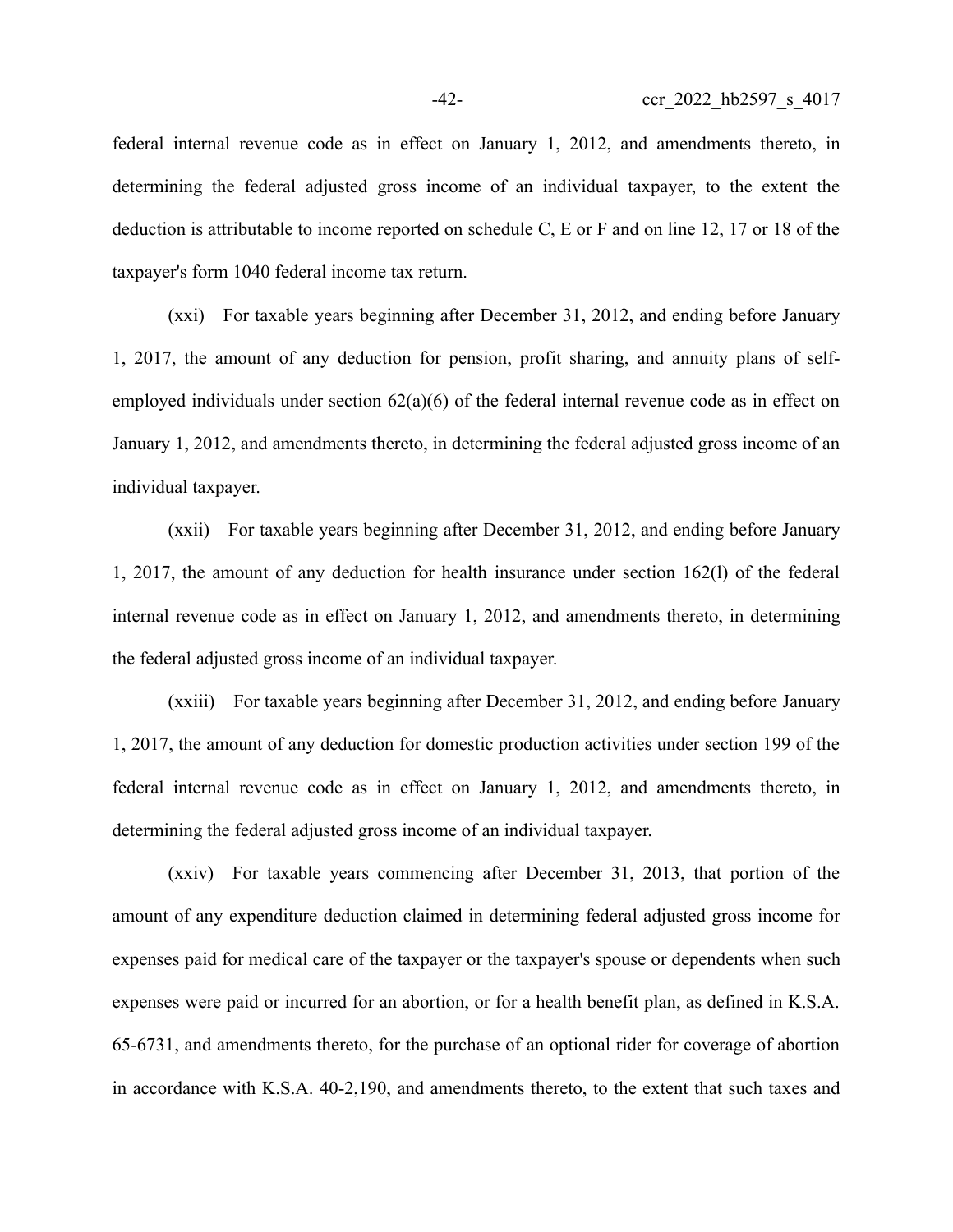federal internal revenue code as in effect on January 1, 2012, and amendments thereto, in determining the federal adjusted gross income of an individual taxpayer, to the extent the deduction is attributable to income reported on schedule C, E or F and on line 12, 17 or 18 of the taxpayer's form 1040 federal income tax return.

(xxi) For taxable years beginning after December 31, 2012, and ending before January 1, 2017, the amount of any deduction for pension, profit sharing, and annuity plans of self-employed individuals under section 62(a)(6) of the federal internal revenue code as in effect on January 1, 2012, and amendments thereto, in determining the federal adjusted gross income of an individual taxpayer.

(xxii) For taxable years beginning after December 31, 2012, and ending before January 1, 2017, the amount of any deduction for health insurance under section 162(l) of the federal internal revenue code as in effect on January 1, 2012, and amendments thereto, in determining the federal adjusted gross income of an individual taxpayer.

(xxiii) For taxable years beginning after December 31, 2012, and ending before January 1, 2017, the amount of any deduction for domestic production activities under section 199 of the federal internal revenue code as in effect on January 1, 2012, and amendments thereto, in determining the federal adjusted gross income of an individual taxpayer.

(xxiv) For taxable years commencing after December 31, 2013, that portion of the amount of any expenditure deduction claimed in determining federal adjusted gross income for expenses paid for medical care of the taxpayer or the taxpayer's spouse or dependents when such expenses were paid or incurred for an abortion, or for a health benefit plan, as defined in K.S.A. 65-6731, and amendments thereto, for the purchase of an optional rider for coverage of abortion in accordance with K.S.A. 40-2,190, and amendments thereto, to the extent that such taxes and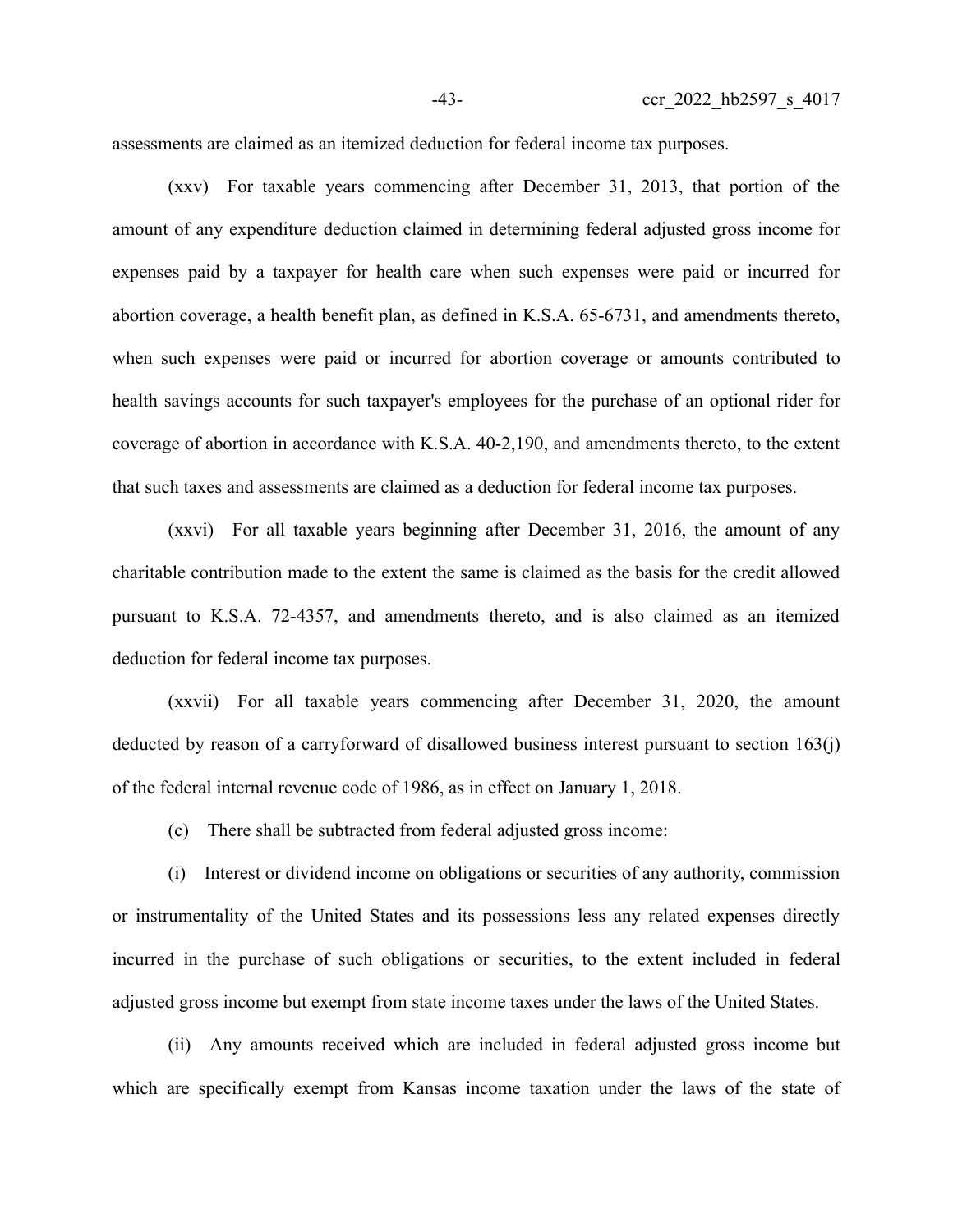assessments are claimed as an itemized deduction for federal income tax purposes.

(xxv) For taxable years commencing after December 31, 2013, that portion of the amount of any expenditure deduction claimed in determining federal adjusted gross income for expenses paid by a taxpayer for health care when such expenses were paid or incurred for abortion coverage, a health benefit plan, as defined in K.S.A. 65-6731, and amendments thereto, when such expenses were paid or incurred for abortion coverage or amounts contributed to health savings accounts for such taxpayer's employees for the purchase of an optional rider for coverage of abortion in accordance with K.S.A. 40-2,190, and amendments thereto, to the extent that such taxes and assessments are claimed as a deduction for federal income tax purposes.

(xxvi) For all taxable years beginning after December 31, 2016, the amount of any charitable contribution made to the extent the same is claimed as the basis for the credit allowed pursuant to K.S.A. 72-4357, and amendments thereto, and is also claimed as an itemized deduction for federal income tax purposes.

(xxvii) For all taxable years commencing after December 31, 2020, the amount deducted by reason of a carryforward of disallowed business interest pursuant to section 163(j) of the federal internal revenue code of 1986, as in effect on January 1, 2018.

(c) There shall be subtracted from federal adjusted gross income:

(i) Interest or dividend income on obligations or securities of any authority, commission or instrumentality of the United States and its possessions less any related expenses directly incurred in the purchase of such obligations or securities, to the extent included in federal adjusted gross income but exempt from state income taxes under the laws of the United States.

(ii) Any amounts received which are included in federal adjusted gross income but which are specifically exempt from Kansas income taxation under the laws of the state of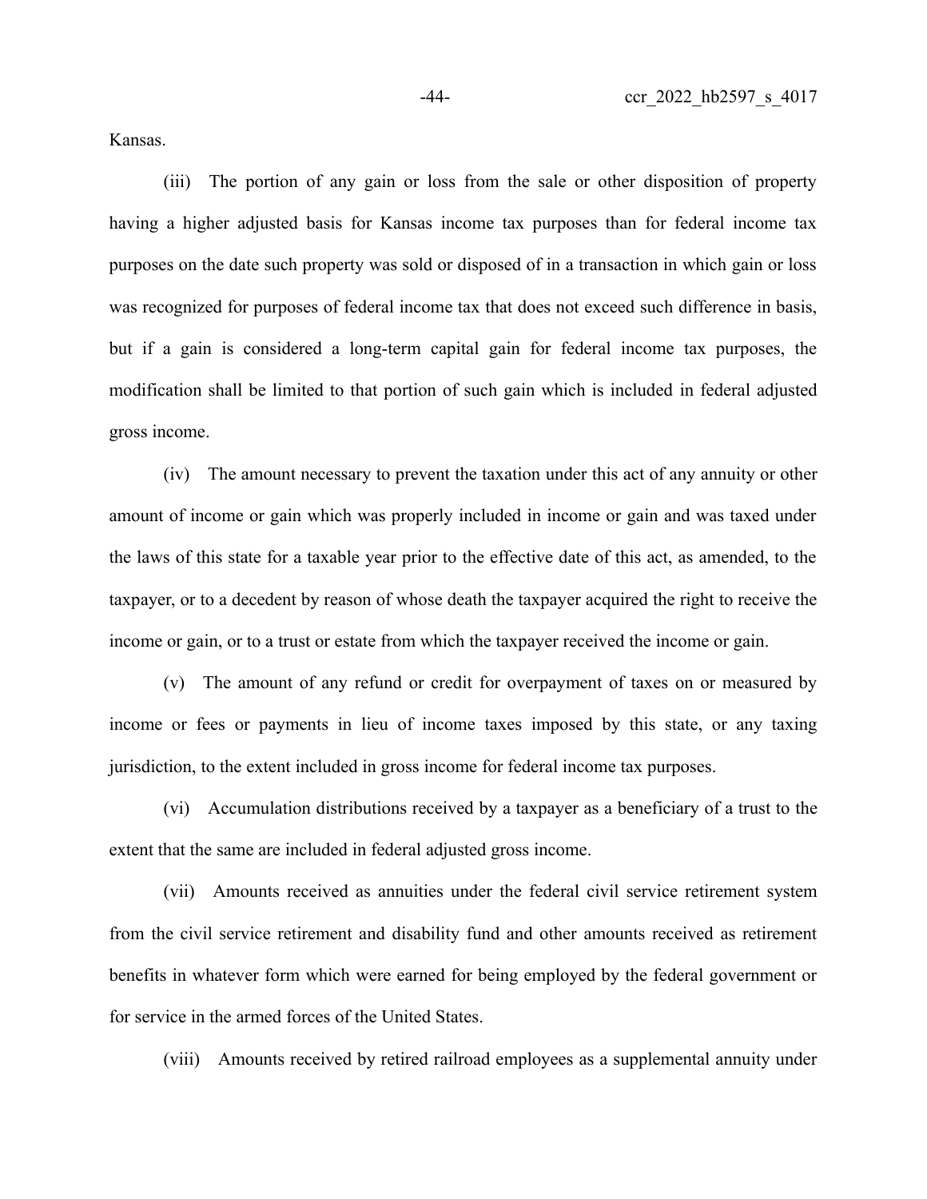Kansas.

(iii) The portion of any gain or loss from the sale or other disposition of property having a higher adjusted basis for Kansas income tax purposes than for federal income tax purposes on the date such property was sold or disposed of in a transaction in which gain or loss was recognized for purposes of federal income tax that does not exceed such difference in basis, but if a gain is considered a long-term capital gain for federal income tax purposes, the modification shall be limited to that portion of such gain which is included in federal adjusted gross income.

(iv) The amount necessary to prevent the taxation under this act of any annuity or other amount of income or gain which was properly included in income or gain and was taxed under the laws of this state for a taxable year prior to the effective date of this act, as amended, to the taxpayer, or to a decedent by reason of whose death the taxpayer acquired the right to receive the income or gain, or to a trust or estate from which the taxpayer received the income or gain.

(v) The amount of any refund or credit for overpayment of taxes on or measured by income or fees or payments in lieu of income taxes imposed by this state, or any taxing jurisdiction, to the extent included in gross income for federal income tax purposes.

(vi) Accumulation distributions received by a taxpayer as a beneficiary of a trust to the extent that the same are included in federal adjusted gross income.

(vii) Amounts received as annuities under the federal civil service retirement system from the civil service retirement and disability fund and other amounts received as retirement benefits in whatever form which were earned for being employed by the federal government or for service in the armed forces of the United States.

(viii) Amounts received by retired railroad employees as a supplemental annuity under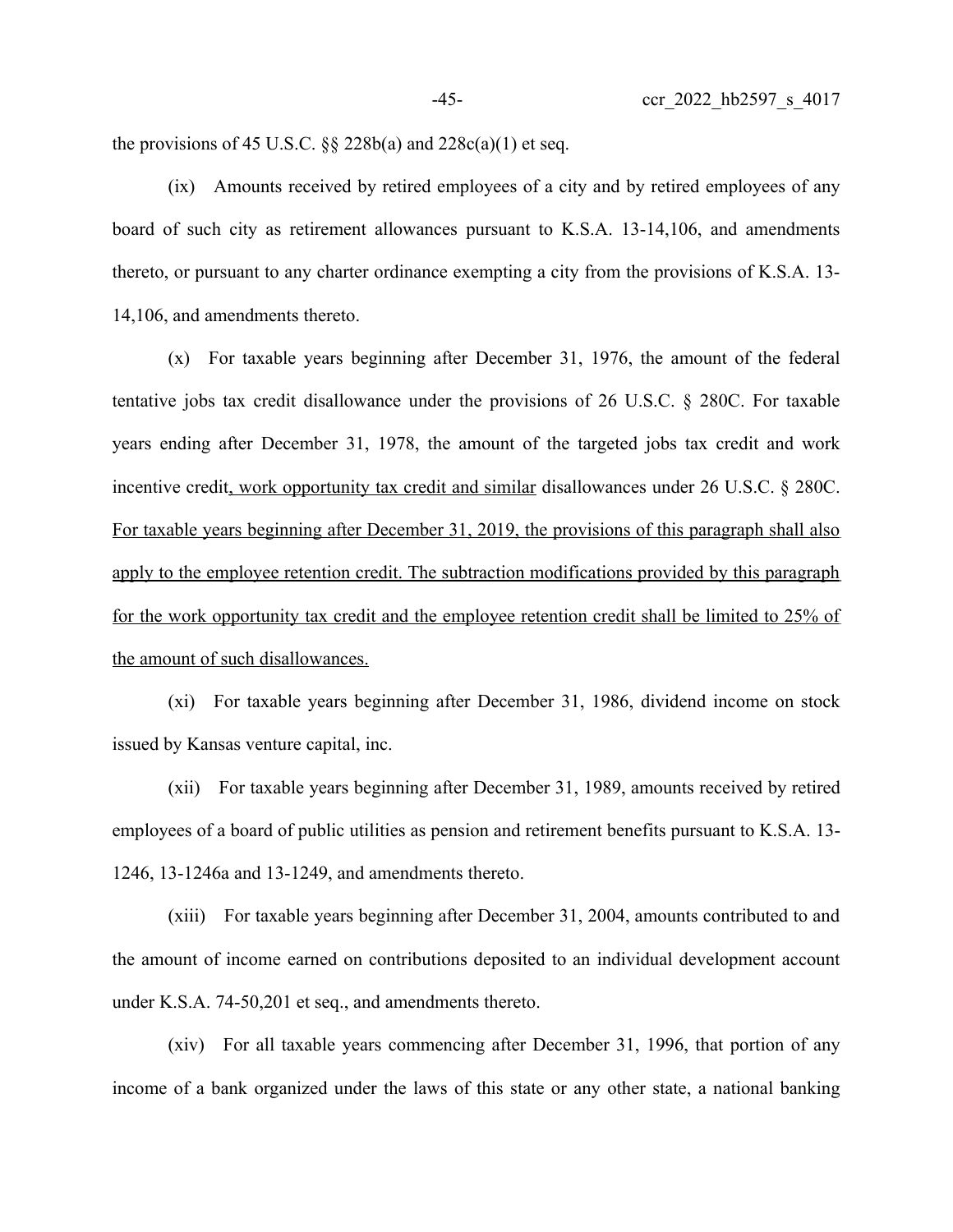the provisions of 45 U.S.C. §§ 228b(a) and 228c(a)(1) et seq.

(ix) Amounts received by retired employees of a city and by retired employees of any board of such city as retirement allowances pursuant to K.S.A. 13-14,106, and amendments thereto, or pursuant to any charter ordinance exempting a city from the provisions of K.S.A. 13-14,106, and amendments thereto.

(x) For taxable years beginning after December 31, 1976, the amount of the federal tentative jobs tax credit disallowance under the provisions of 26 U.S.C. § 280C. For taxable years ending after December 31, 1978, the amount of the targeted jobs tax credit and work incentive credit<u>, work opportunity tax credit and similar</u> disallowances under 26 U.S.C. § 280C. <u>For taxable years beginning after December 31, 2019, the provisions of this paragraph shall also apply to the employee retention credit. The subtraction modifications provided by this paragraph for the work opportunity tax credit and the employee retention credit shall be limited to 25% of the amount of such disallowances.</u>

(xi) For taxable years beginning after December 31, 1986, dividend income on stock issued by Kansas venture capital, inc.

(xii) For taxable years beginning after December 31, 1989, amounts received by retired employees of a board of public utilities as pension and retirement benefits pursuant to K.S.A. 13-1246, 13-1246a and 13-1249, and amendments thereto.

(xiii) For taxable years beginning after December 31, 2004, amounts contributed to and the amount of income earned on contributions deposited to an individual development account under K.S.A. 74-50,201 et seq., and amendments thereto.

(xiv) For all taxable years commencing after December 31, 1996, that portion of any income of a bank organized under the laws of this state or any other state, a national banking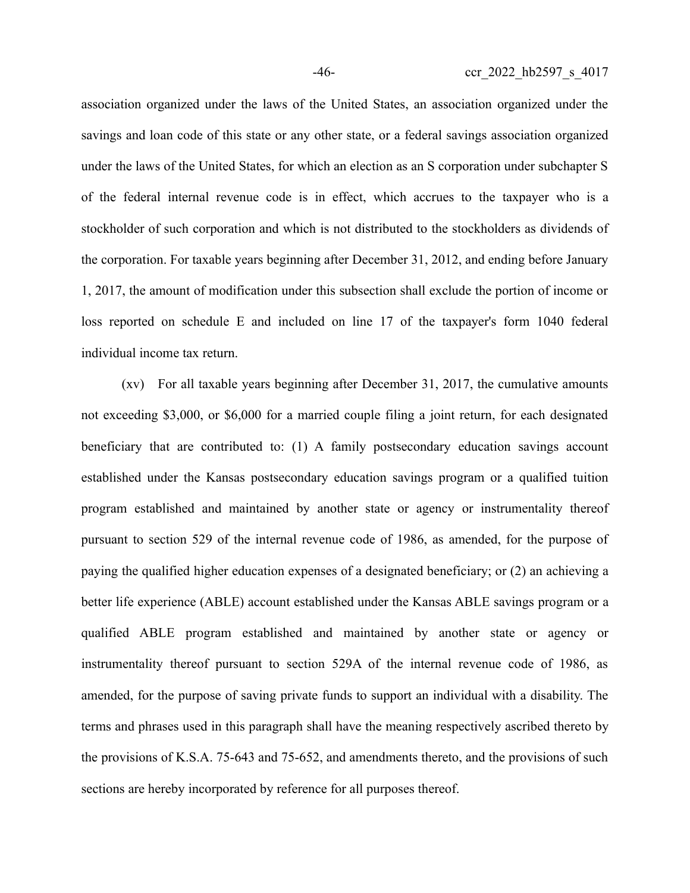association organized under the laws of the United States, an association organized under the savings and loan code of this state or any other state, or a federal savings association organized under the laws of the United States, for which an election as an S corporation under subchapter S of the federal internal revenue code is in effect, which accrues to the taxpayer who is a stockholder of such corporation and which is not distributed to the stockholders as dividends of the corporation. For taxable years beginning after December 31, 2012, and ending before January 1, 2017, the amount of modification under this subsection shall exclude the portion of income or loss reported on schedule E and included on line 17 of the taxpayer's form 1040 federal individual income tax return.

(xv) For all taxable years beginning after December 31, 2017, the cumulative amounts not exceeding $3,000, or $6,000 for a married couple filing a joint return, for each designated beneficiary that are contributed to: (1) A family postsecondary education savings account established under the Kansas postsecondary education savings program or a qualified tuition program established and maintained by another state or agency or instrumentality thereof pursuant to section 529 of the internal revenue code of 1986, as amended, for the purpose of paying the qualified higher education expenses of a designated beneficiary; or (2) an achieving a better life experience (ABLE) account established under the Kansas ABLE savings program or a qualified ABLE program established and maintained by another state or agency or instrumentality thereof pursuant to section 529A of the internal revenue code of 1986, as amended, for the purpose of saving private funds to support an individual with a disability. The terms and phrases used in this paragraph shall have the meaning respectively ascribed thereto by the provisions of K.S.A. 75-643 and 75-652, and amendments thereto, and the provisions of such sections are hereby incorporated by reference for all purposes thereof.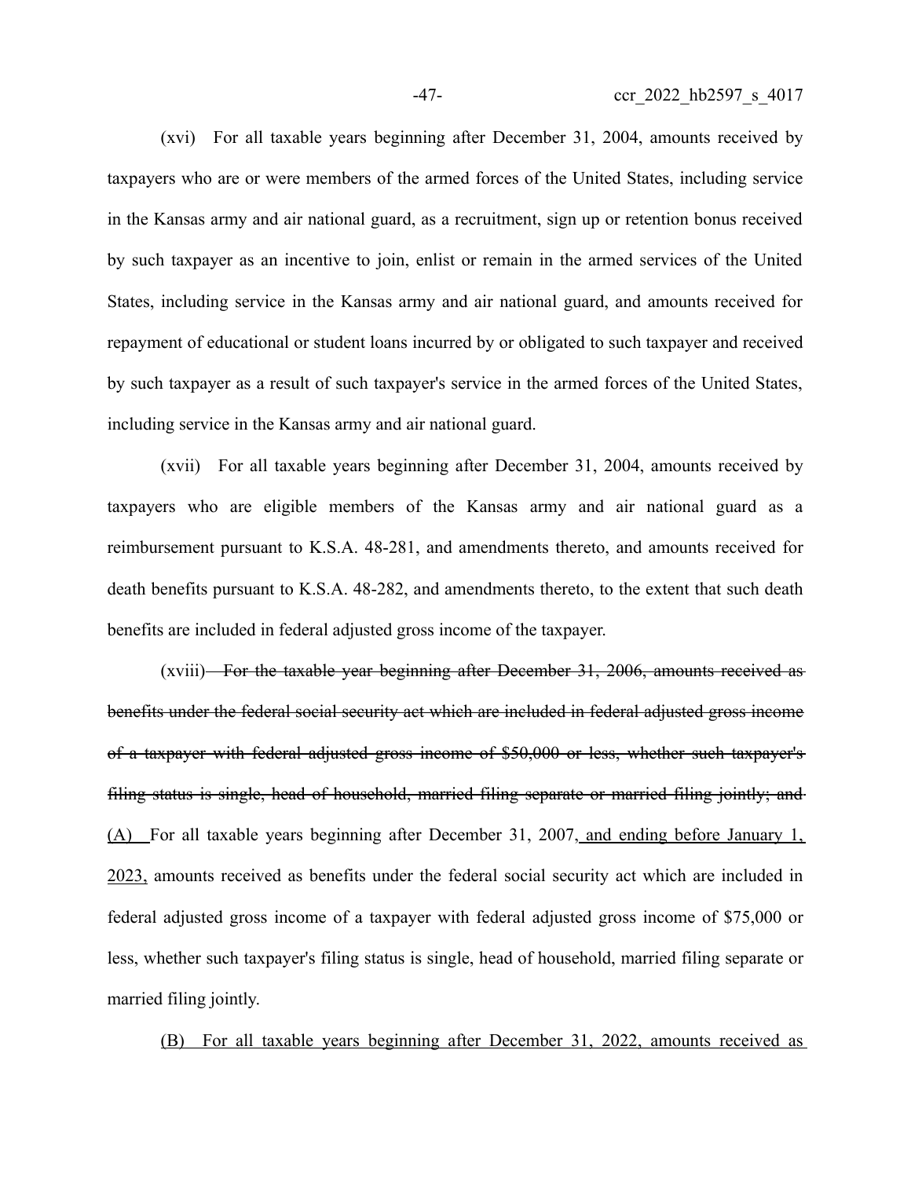(xvi) For all taxable years beginning after December 31, 2004, amounts received by taxpayers who are or were members of the armed forces of the United States, including service in the Kansas army and air national guard, as a recruitment, sign up or retention bonus received by such taxpayer as an incentive to join, enlist or remain in the armed services of the United States, including service in the Kansas army and air national guard, and amounts received for repayment of educational or student loans incurred by or obligated to such taxpayer and received by such taxpayer as a result of such taxpayer's service in the armed forces of the United States, including service in the Kansas army and air national guard.

(xvii) For all taxable years beginning after December 31, 2004, amounts received by taxpayers who are eligible members of the Kansas army and air national guard as a reimbursement pursuant to K.S.A. 48-281, and amendments thereto, and amounts received for death benefits pursuant to K.S.A. 48-282, and amendments thereto, to the extent that such death benefits are included in federal adjusted gross income of the taxpayer.

(xviii) ~~For the taxable year beginning after December 31, 2006, amounts received as benefits under the federal social security act which are included in federal adjusted gross income of a taxpayer with federal adjusted gross income of $50,000 or less, whether such taxpayer's filing status is single, head of household, married filing separate or married filing jointly; and~~ (A) For all taxable years beginning after December 31, 2007, and ending before January 1, 2023, amounts received as benefits under the federal social security act which are included in federal adjusted gross income of a taxpayer with federal adjusted gross income of $75,000 or less, whether such taxpayer's filing status is single, head of household, married filing separate or married filing jointly.

(B) For all taxable years beginning after December 31, 2022, amounts received as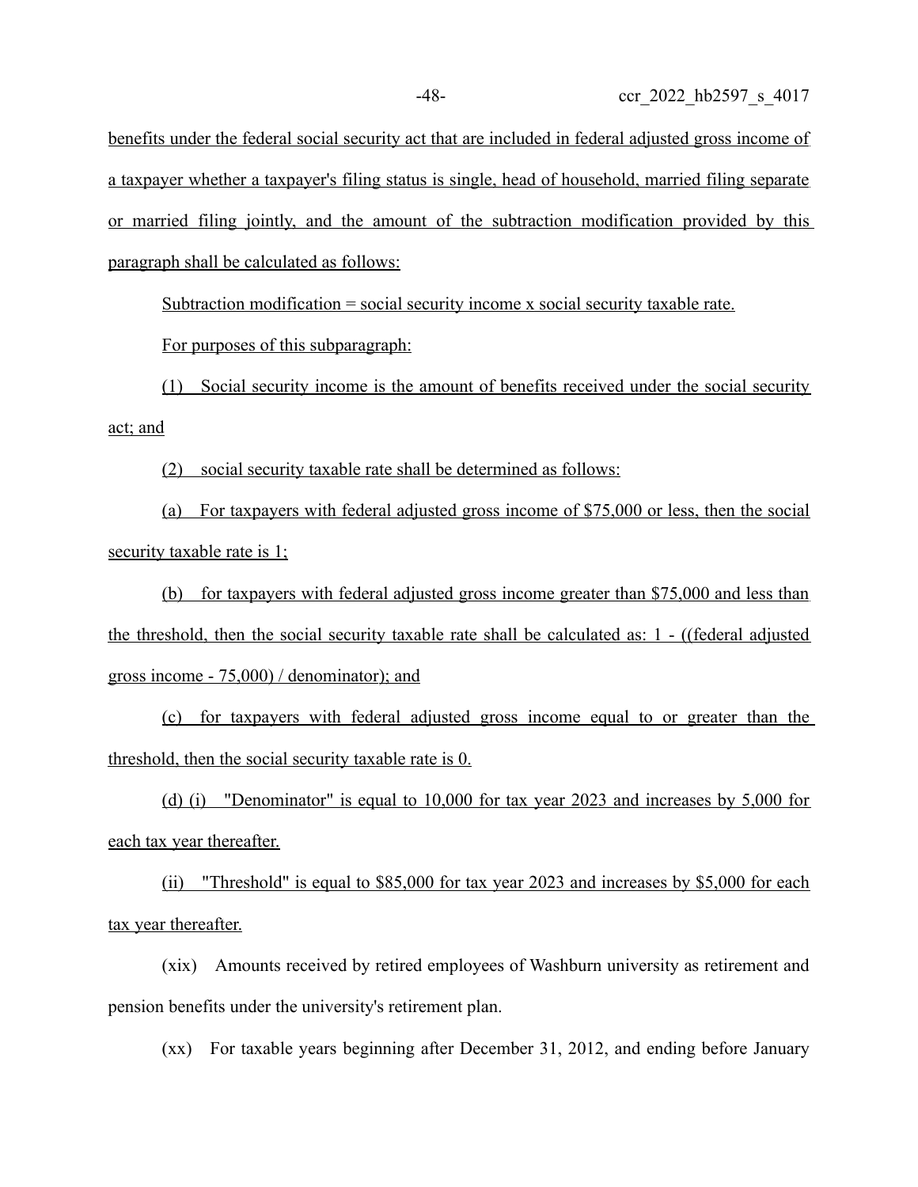benefits under the federal social security act that are included in federal adjusted gross income of a taxpayer whether a taxpayer's filing status is single, head of household, married filing separate or married filing jointly, and the amount of the subtraction modification provided by this paragraph shall be calculated as follows:

Subtraction modification = social security income x social security taxable rate.

For purposes of this subparagraph:

(1) Social security income is the amount of benefits received under the social security act; and

(2) social security taxable rate shall be determined as follows:

(a) For taxpayers with federal adjusted gross income of $75,000 or less, then the social security taxable rate is 1;

(b) for taxpayers with federal adjusted gross income greater than $75,000 and less than the threshold, then the social security taxable rate shall be calculated as: 1 - ((federal adjusted gross income - 75,000) / denominator); and

(c) for taxpayers with federal adjusted gross income equal to or greater than the threshold, then the social security taxable rate is 0.

(d) (i) "Denominator" is equal to 10,000 for tax year 2023 and increases by 5,000 for each tax year thereafter.

(ii) "Threshold" is equal to $85,000 for tax year 2023 and increases by $5,000 for each tax year thereafter.

(xix) Amounts received by retired employees of Washburn university as retirement and pension benefits under the university's retirement plan.

(xx) For taxable years beginning after December 31, 2012, and ending before January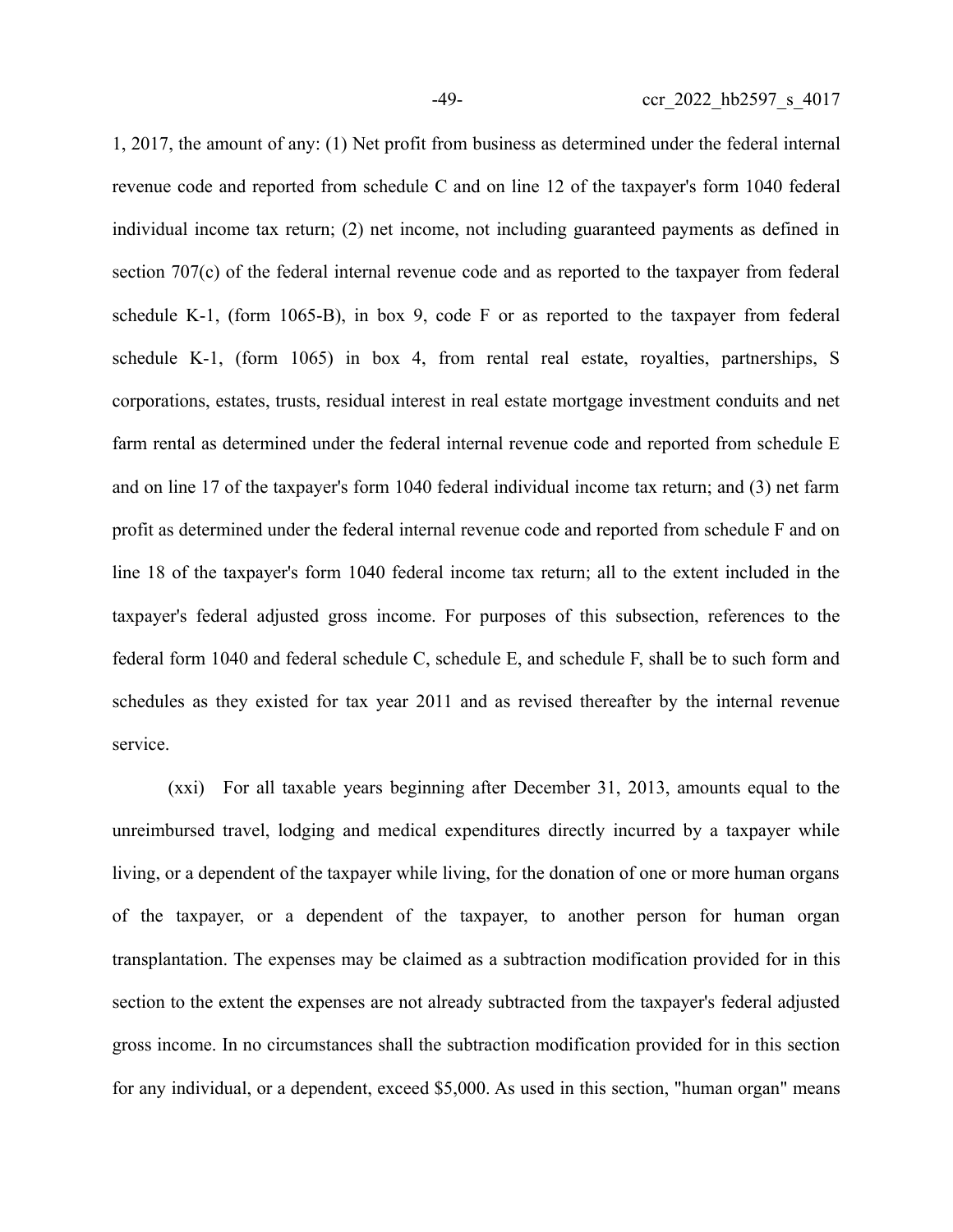1, 2017, the amount of any: (1) Net profit from business as determined under the federal internal revenue code and reported from schedule C and on line 12 of the taxpayer's form 1040 federal individual income tax return; (2) net income, not including guaranteed payments as defined in section 707(c) of the federal internal revenue code and as reported to the taxpayer from federal schedule K-1, (form 1065-B), in box 9, code F or as reported to the taxpayer from federal schedule K-1, (form 1065) in box 4, from rental real estate, royalties, partnerships, S corporations, estates, trusts, residual interest in real estate mortgage investment conduits and net farm rental as determined under the federal internal revenue code and reported from schedule E and on line 17 of the taxpayer's form 1040 federal individual income tax return; and (3) net farm profit as determined under the federal internal revenue code and reported from schedule F and on line 18 of the taxpayer's form 1040 federal income tax return; all to the extent included in the taxpayer's federal adjusted gross income. For purposes of this subsection, references to the federal form 1040 and federal schedule C, schedule E, and schedule F, shall be to such form and schedules as they existed for tax year 2011 and as revised thereafter by the internal revenue service.

(xxi) For all taxable years beginning after December 31, 2013, amounts equal to the unreimbursed travel, lodging and medical expenditures directly incurred by a taxpayer while living, or a dependent of the taxpayer while living, for the donation of one or more human organs of the taxpayer, or a dependent of the taxpayer, to another person for human organ transplantation. The expenses may be claimed as a subtraction modification provided for in this section to the extent the expenses are not already subtracted from the taxpayer's federal adjusted gross income. In no circumstances shall the subtraction modification provided for in this section for any individual, or a dependent, exceed $5,000. As used in this section, "human organ" means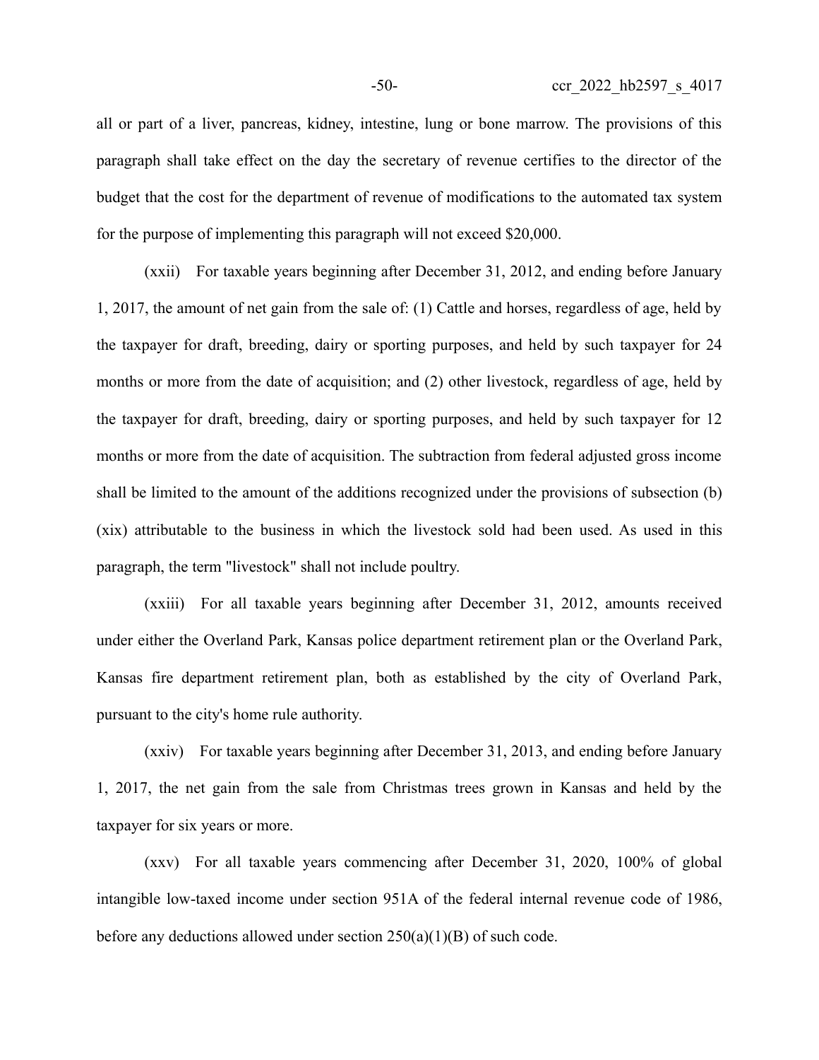all or part of a liver, pancreas, kidney, intestine, lung or bone marrow. The provisions of this paragraph shall take effect on the day the secretary of revenue certifies to the director of the budget that the cost for the department of revenue of modifications to the automated tax system for the purpose of implementing this paragraph will not exceed $20,000.

(xxii) For taxable years beginning after December 31, 2012, and ending before January 1, 2017, the amount of net gain from the sale of: (1) Cattle and horses, regardless of age, held by the taxpayer for draft, breeding, dairy or sporting purposes, and held by such taxpayer for 24 months or more from the date of acquisition; and (2) other livestock, regardless of age, held by the taxpayer for draft, breeding, dairy or sporting purposes, and held by such taxpayer for 12 months or more from the date of acquisition. The subtraction from federal adjusted gross income shall be limited to the amount of the additions recognized under the provisions of subsection (b)(xix) attributable to the business in which the livestock sold had been used. As used in this paragraph, the term "livestock" shall not include poultry.

(xxiii) For all taxable years beginning after December 31, 2012, amounts received under either the Overland Park, Kansas police department retirement plan or the Overland Park, Kansas fire department retirement plan, both as established by the city of Overland Park, pursuant to the city's home rule authority.

(xxiv) For taxable years beginning after December 31, 2013, and ending before January 1, 2017, the net gain from the sale from Christmas trees grown in Kansas and held by the taxpayer for six years or more.

(xxv) For all taxable years commencing after December 31, 2020, 100% of global intangible low-taxed income under section 951A of the federal internal revenue code of 1986, before any deductions allowed under section 250(a)(1)(B) of such code.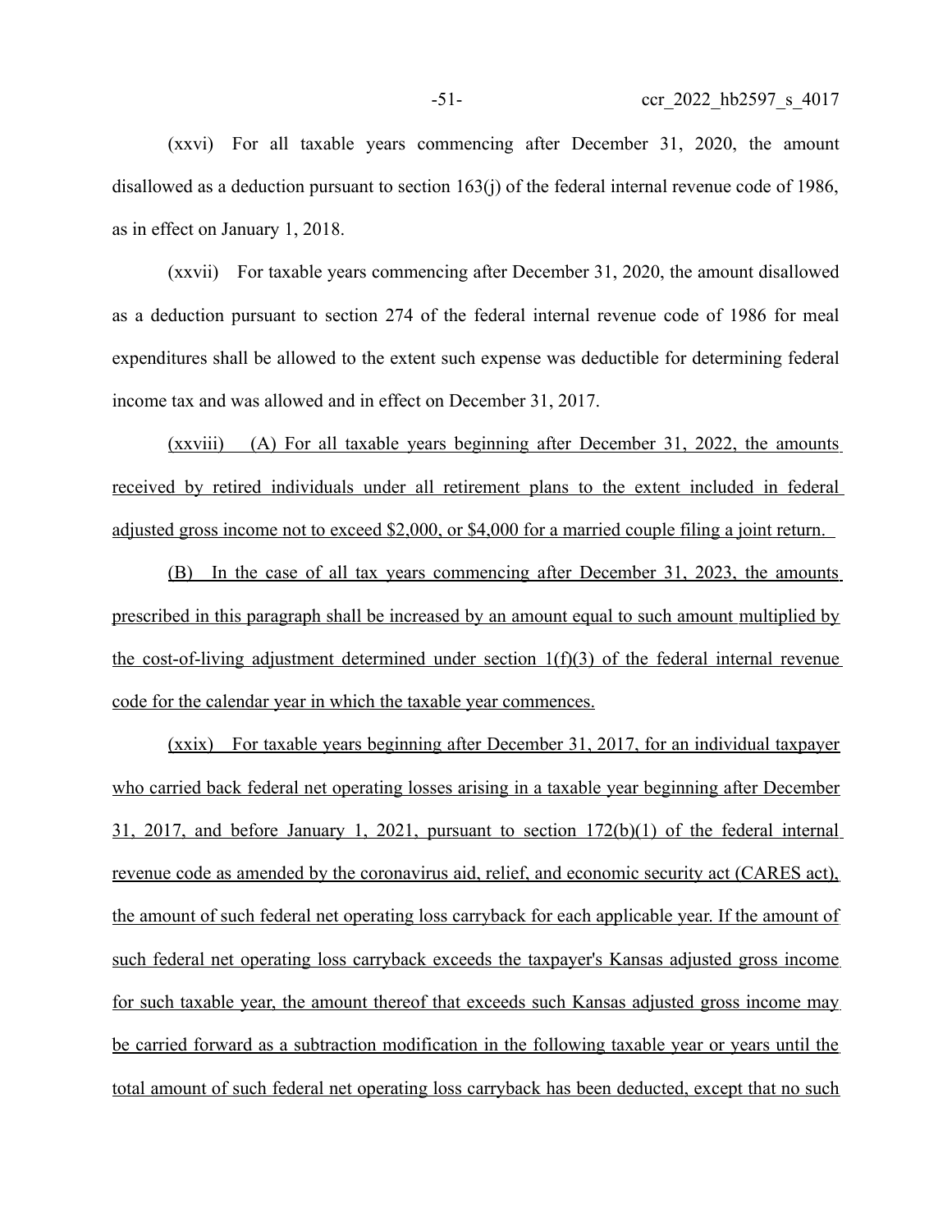(xxvi) For all taxable years commencing after December 31, 2020, the amount disallowed as a deduction pursuant to section 163(j) of the federal internal revenue code of 1986, as in effect on January 1, 2018.

(xxvii) For taxable years commencing after December 31, 2020, the amount disallowed as a deduction pursuant to section 274 of the federal internal revenue code of 1986 for meal expenditures shall be allowed to the extent such expense was deductible for determining federal income tax and was allowed and in effect on December 31, 2017.

<u>(xxviii) (A) For all taxable years beginning after December 31, 2022, the amounts received by retired individuals under all retirement plans to the extent included in federal adjusted gross income not to exceed $2,000, or $4,000 for a married couple filing a joint return.</u>

<u>(B) In the case of all tax years commencing after December 31, 2023, the amounts prescribed in this paragraph shall be increased by an amount equal to such amount multiplied by the cost-of-living adjustment determined under section 1(f)(3) of the federal internal revenue code for the calendar year in which the taxable year commences.</u>

<u>(xxix) For taxable years beginning after December 31, 2017, for an individual taxpayer who carried back federal net operating losses arising in a taxable year beginning after December 31, 2017, and before January 1, 2021, pursuant to section 172(b)(1) of the federal internal revenue code as amended by the coronavirus aid, relief, and economic security act (CARES act), the amount of such federal net operating loss carryback for each applicable year. If the amount of such federal net operating loss carryback exceeds the taxpayer's Kansas adjusted gross income for such taxable year, the amount thereof that exceeds such Kansas adjusted gross income may be carried forward as a subtraction modification in the following taxable year or years until the total amount of such federal net operating loss carryback has been deducted, except that no such</u>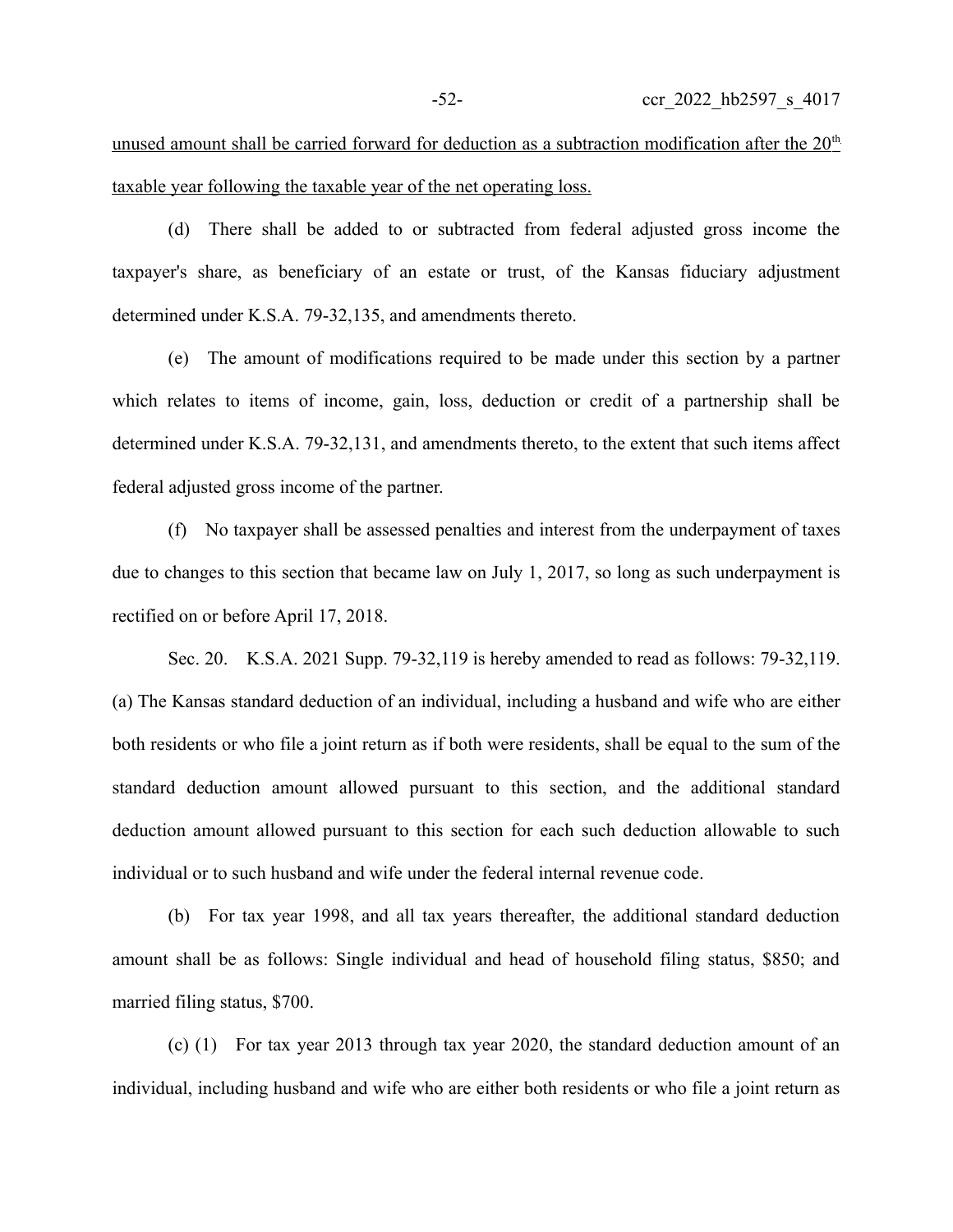unused amount shall be carried forward for deduction as a subtraction modification after the 20th taxable year following the taxable year of the net operating loss.

(d) There shall be added to or subtracted from federal adjusted gross income the taxpayer's share, as beneficiary of an estate or trust, of the Kansas fiduciary adjustment determined under K.S.A. 79-32,135, and amendments thereto.

(e) The amount of modifications required to be made under this section by a partner which relates to items of income, gain, loss, deduction or credit of a partnership shall be determined under K.S.A. 79-32,131, and amendments thereto, to the extent that such items affect federal adjusted gross income of the partner.

(f) No taxpayer shall be assessed penalties and interest from the underpayment of taxes due to changes to this section that became law on July 1, 2017, so long as such underpayment is rectified on or before April 17, 2018.

Sec. 20. K.S.A. 2021 Supp. 79-32,119 is hereby amended to read as follows: 79-32,119. (a) The Kansas standard deduction of an individual, including a husband and wife who are either both residents or who file a joint return as if both were residents, shall be equal to the sum of the standard deduction amount allowed pursuant to this section, and the additional standard deduction amount allowed pursuant to this section for each such deduction allowable to such individual or to such husband and wife under the federal internal revenue code.

(b) For tax year 1998, and all tax years thereafter, the additional standard deduction amount shall be as follows: Single individual and head of household filing status, $850; and married filing status, $700.

(c) (1) For tax year 2013 through tax year 2020, the standard deduction amount of an individual, including husband and wife who are either both residents or who file a joint return as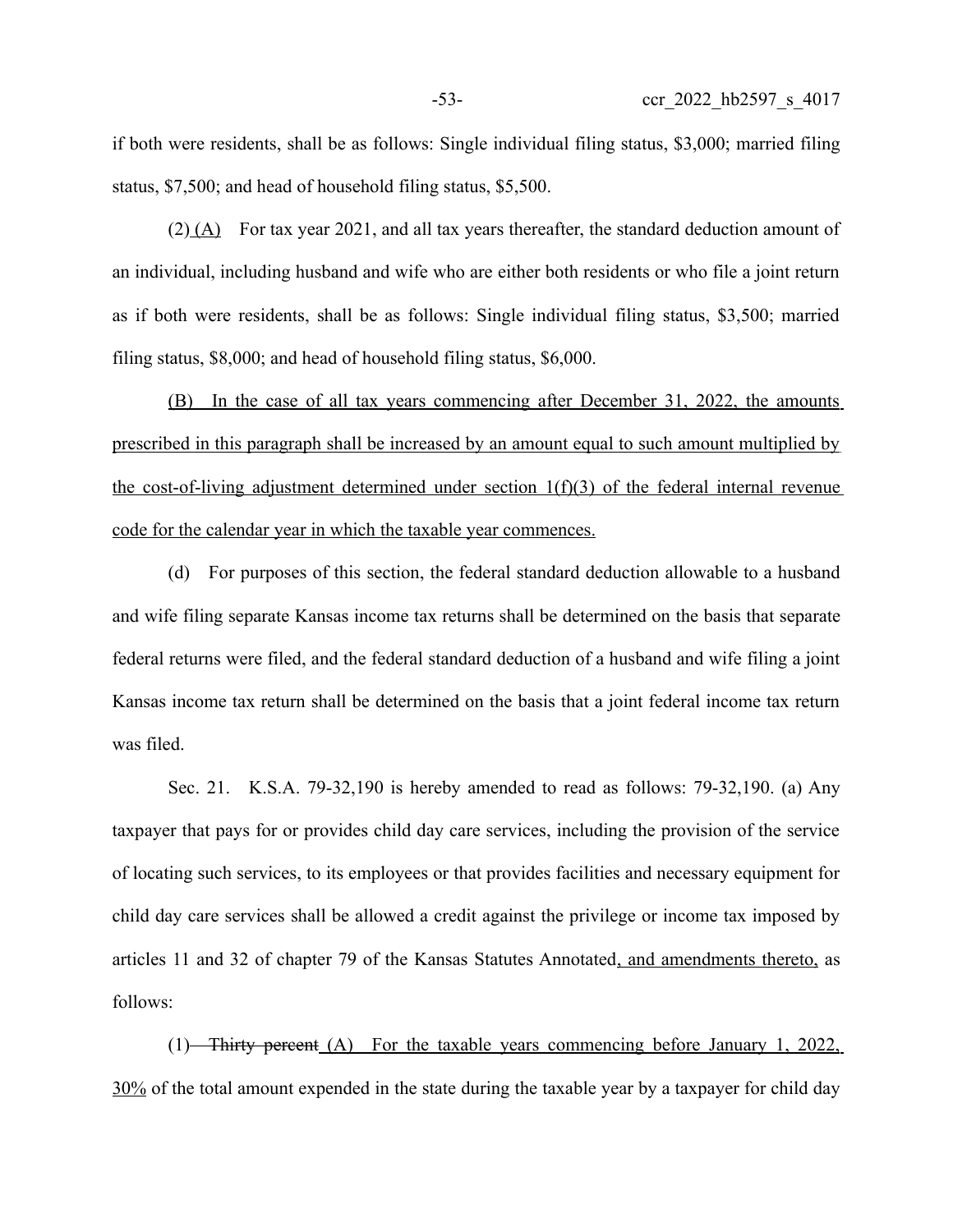if both were residents, shall be as follows: Single individual filing status, $3,000; married filing status, $7,500; and head of household filing status, $5,500.

(2) (A) For tax year 2021, and all tax years thereafter, the standard deduction amount of an individual, including husband and wife who are either both residents or who file a joint return as if both were residents, shall be as follows: Single individual filing status, $3,500; married filing status, $8,000; and head of household filing status, $6,000.

(B) In the case of all tax years commencing after December 31, 2022, the amounts prescribed in this paragraph shall be increased by an amount equal to such amount multiplied by the cost-of-living adjustment determined under section 1(f)(3) of the federal internal revenue code for the calendar year in which the taxable year commences.

(d) For purposes of this section, the federal standard deduction allowable to a husband and wife filing separate Kansas income tax returns shall be determined on the basis that separate federal returns were filed, and the federal standard deduction of a husband and wife filing a joint Kansas income tax return shall be determined on the basis that a joint federal income tax return was filed.

Sec. 21. K.S.A. 79-32,190 is hereby amended to read as follows: 79-32,190. (a) Any taxpayer that pays for or provides child day care services, including the provision of the service of locating such services, to its employees or that provides facilities and necessary equipment for child day care services shall be allowed a credit against the privilege or income tax imposed by articles 11 and 32 of chapter 79 of the Kansas Statutes Annotated, and amendments thereto, as follows:

(1) ~~Thirty percent~~ (A) For the taxable years commencing before January 1, 2022, 30% of the total amount expended in the state during the taxable year by a taxpayer for child day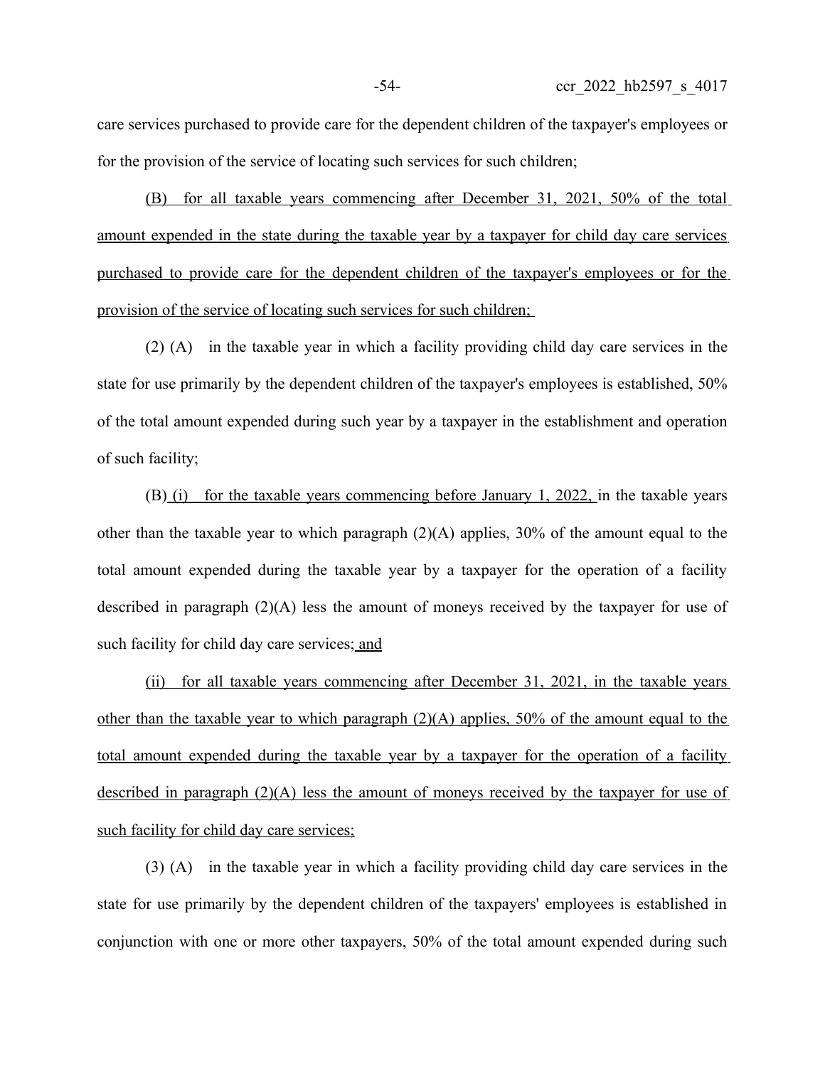care services purchased to provide care for the dependent children of the taxpayer's employees or for the provision of the service of locating such services for such children;

(B) for all taxable years commencing after December 31, 2021, 50% of the total amount expended in the state during the taxable year by a taxpayer for child day care services purchased to provide care for the dependent children of the taxpayer's employees or for the provision of the service of locating such services for such children;

(2) (A) in the taxable year in which a facility providing child day care services in the state for use primarily by the dependent children of the taxpayer's employees is established, 50% of the total amount expended during such year by a taxpayer in the establishment and operation of such facility;

(B) (i) for the taxable years commencing before January 1, 2022, in the taxable years other than the taxable year to which paragraph (2)(A) applies, 30% of the amount equal to the total amount expended during the taxable year by a taxpayer for the operation of a facility described in paragraph (2)(A) less the amount of moneys received by the taxpayer for use of such facility for child day care services; and

(ii) for all taxable years commencing after December 31, 2021, in the taxable years other than the taxable year to which paragraph (2)(A) applies, 50% of the amount equal to the total amount expended during the taxable year by a taxpayer for the operation of a facility described in paragraph (2)(A) less the amount of moneys received by the taxpayer for use of such facility for child day care services;

(3) (A) in the taxable year in which a facility providing child day care services in the state for use primarily by the dependent children of the taxpayers' employees is established in conjunction with one or more other taxpayers, 50% of the total amount expended during such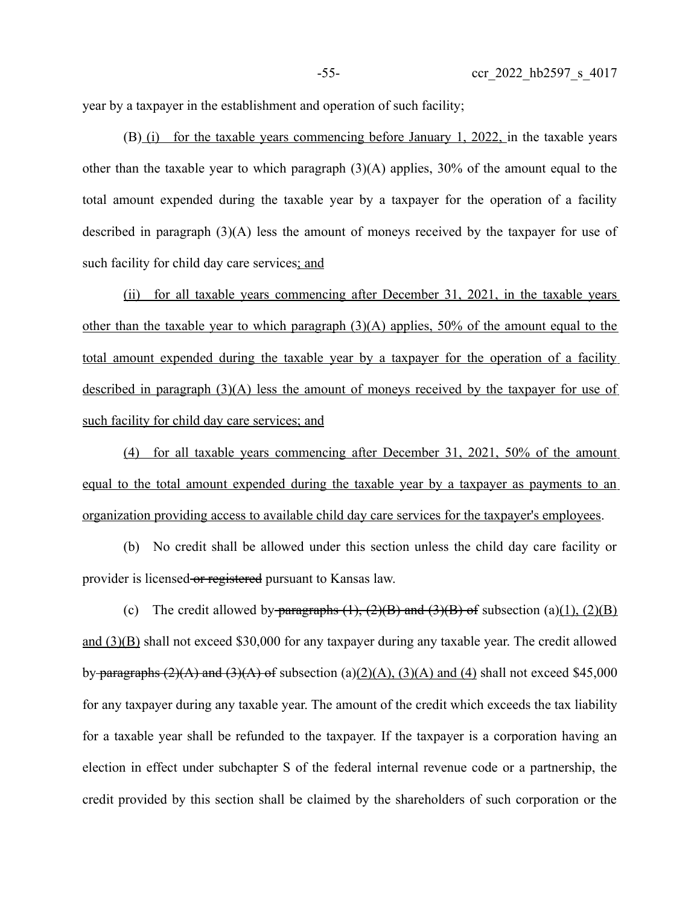year by a taxpayer in the establishment and operation of such facility;

(B) (i) for the taxable years commencing before January 1, 2022, in the taxable years other than the taxable year to which paragraph (3)(A) applies, 30% of the amount equal to the total amount expended during the taxable year by a taxpayer for the operation of a facility described in paragraph (3)(A) less the amount of moneys received by the taxpayer for use of such facility for child day care services; and

(ii) for all taxable years commencing after December 31, 2021, in the taxable years other than the taxable year to which paragraph (3)(A) applies, 50% of the amount equal to the total amount expended during the taxable year by a taxpayer for the operation of a facility described in paragraph (3)(A) less the amount of moneys received by the taxpayer for use of such facility for child day care services; and

(4) for all taxable years commencing after December 31, 2021, 50% of the amount equal to the total amount expended during the taxable year by a taxpayer as payments to an organization providing access to available child day care services for the taxpayer's employees.

(b) No credit shall be allowed under this section unless the child day care facility or provider is licensed ~~or registered~~ pursuant to Kansas law.

(c) The credit allowed by ~~paragraphs (1), (2)(B) and (3)(B) of~~ subsection (a)(1), (2)(B) and (3)(B) shall not exceed $30,000 for any taxpayer during any taxable year. The credit allowed by ~~paragraphs (2)(A) and (3)(A) of~~ subsection (a)(2)(A), (3)(A) and (4) shall not exceed $45,000 for any taxpayer during any taxable year. The amount of the credit which exceeds the tax liability for a taxable year shall be refunded to the taxpayer. If the taxpayer is a corporation having an election in effect under subchapter S of the federal internal revenue code or a partnership, the credit provided by this section shall be claimed by the shareholders of such corporation or the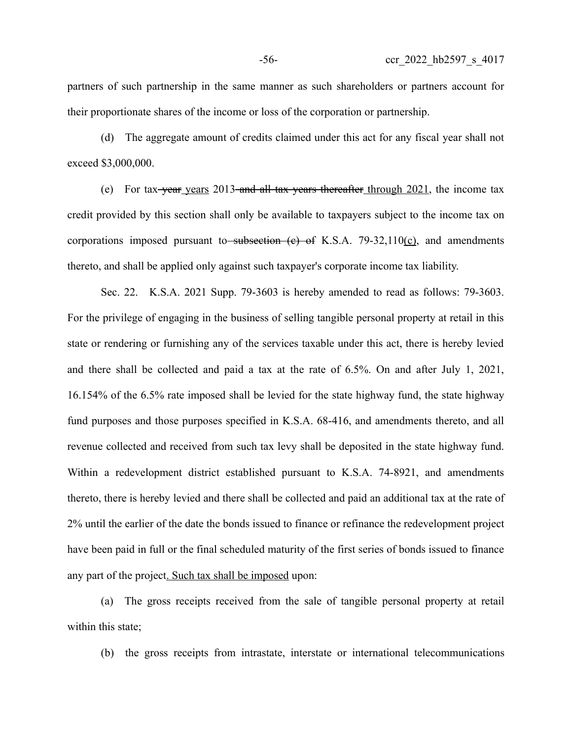partners of such partnership in the same manner as such shareholders or partners account for their proportionate shares of the income or loss of the corporation or partnership.

(d) The aggregate amount of credits claimed under this act for any fiscal year shall not exceed $3,000,000.

(e) For tax ~~year~~ years 2013 ~~and all tax years thereafter~~ through 2021, the income tax credit provided by this section shall only be available to taxpayers subject to the income tax on corporations imposed pursuant to ~~subsection (c) of~~ K.S.A. 79-32,110(c), and amendments thereto, and shall be applied only against such taxpayer's corporate income tax liability.

Sec. 22. K.S.A. 2021 Supp. 79-3603 is hereby amended to read as follows: 79-3603. For the privilege of engaging in the business of selling tangible personal property at retail in this state or rendering or furnishing any of the services taxable under this act, there is hereby levied and there shall be collected and paid a tax at the rate of 6.5%. On and after July 1, 2021, 16.154% of the 6.5% rate imposed shall be levied for the state highway fund, the state highway fund purposes and those purposes specified in K.S.A. 68-416, and amendments thereto, and all revenue collected and received from such tax levy shall be deposited in the state highway fund. Within a redevelopment district established pursuant to K.S.A. 74-8921, and amendments thereto, there is hereby levied and there shall be collected and paid an additional tax at the rate of 2% until the earlier of the date the bonds issued to finance or refinance the redevelopment project have been paid in full or the final scheduled maturity of the first series of bonds issued to finance any part of the project. Such tax shall be imposed upon:

(a) The gross receipts received from the sale of tangible personal property at retail within this state;

(b) the gross receipts from intrastate, interstate or international telecommunications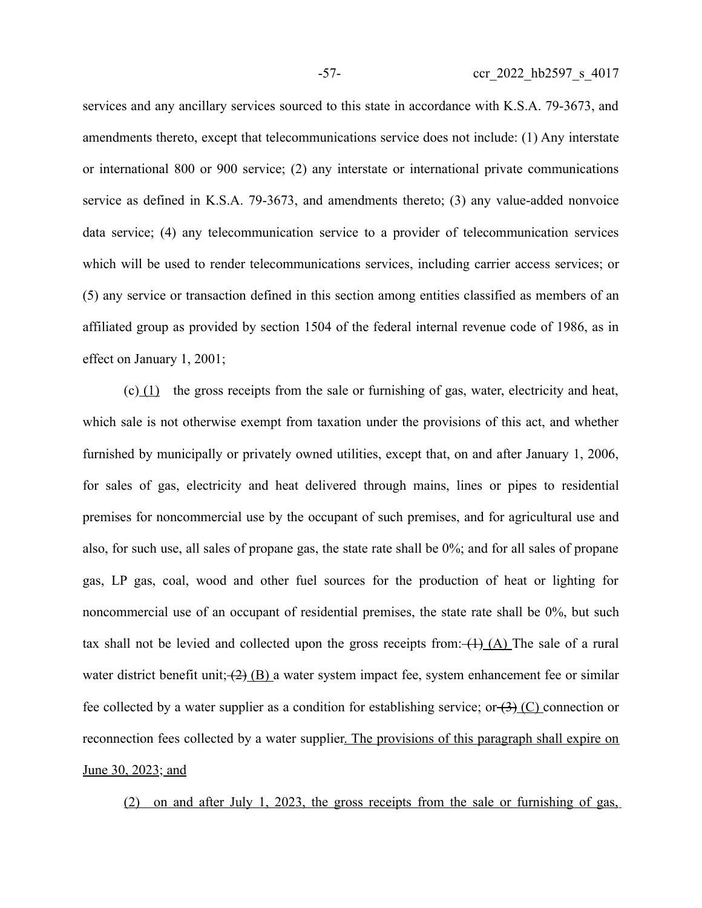services and any ancillary services sourced to this state in accordance with K.S.A. 79-3673, and amendments thereto, except that telecommunications service does not include: (1) Any interstate or international 800 or 900 service; (2) any interstate or international private communications service as defined in K.S.A. 79-3673, and amendments thereto; (3) any value-added nonvoice data service; (4) any telecommunication service to a provider of telecommunication services which will be used to render telecommunications services, including carrier access services; or (5) any service or transaction defined in this section among entities classified as members of an affiliated group as provided by section 1504 of the federal internal revenue code of 1986, as in effect on January 1, 2001;

(c) (1) the gross receipts from the sale or furnishing of gas, water, electricity and heat, which sale is not otherwise exempt from taxation under the provisions of this act, and whether furnished by municipally or privately owned utilities, except that, on and after January 1, 2006, for sales of gas, electricity and heat delivered through mains, lines or pipes to residential premises for noncommercial use by the occupant of such premises, and for agricultural use and also, for such use, all sales of propane gas, the state rate shall be 0%; and for all sales of propane gas, LP gas, coal, wood and other fuel sources for the production of heat or lighting for noncommercial use of an occupant of residential premises, the state rate shall be 0%, but such tax shall not be levied and collected upon the gross receipts from: ~~(1)~~ (A) The sale of a rural water district benefit unit; ~~(2)~~ (B) a water system impact fee, system enhancement fee or similar fee collected by a water supplier as a condition for establishing service; or ~~(3)~~ (C) connection or reconnection fees collected by a water supplier. The provisions of this paragraph shall expire on June 30, 2023; and

(2) on and after July 1, 2023, the gross receipts from the sale or furnishing of gas,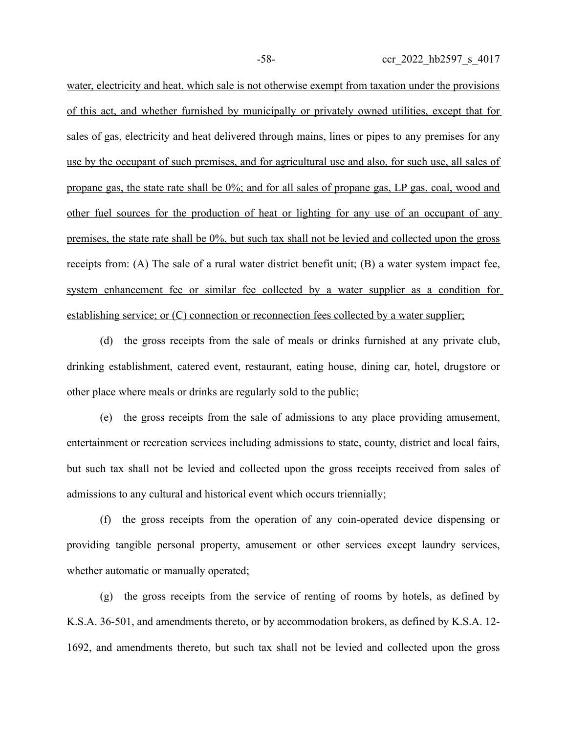water, electricity and heat, which sale is not otherwise exempt from taxation under the provisions of this act, and whether furnished by municipally or privately owned utilities, except that for sales of gas, electricity and heat delivered through mains, lines or pipes to any premises for any use by the occupant of such premises, and for agricultural use and also, for such use, all sales of propane gas, the state rate shall be 0%; and for all sales of propane gas, LP gas, coal, wood and other fuel sources for the production of heat or lighting for any use of an occupant of any premises, the state rate shall be 0%, but such tax shall not be levied and collected upon the gross receipts from: (A) The sale of a rural water district benefit unit; (B) a water system impact fee, system enhancement fee or similar fee collected by a water supplier as a condition for establishing service; or (C) connection or reconnection fees collected by a water supplier;

(d) the gross receipts from the sale of meals or drinks furnished at any private club, drinking establishment, catered event, restaurant, eating house, dining car, hotel, drugstore or other place where meals or drinks are regularly sold to the public;

(e) the gross receipts from the sale of admissions to any place providing amusement, entertainment or recreation services including admissions to state, county, district and local fairs, but such tax shall not be levied and collected upon the gross receipts received from sales of admissions to any cultural and historical event which occurs triennially;

(f) the gross receipts from the operation of any coin-operated device dispensing or providing tangible personal property, amusement or other services except laundry services, whether automatic or manually operated;

(g) the gross receipts from the service of renting of rooms by hotels, as defined by K.S.A. 36-501, and amendments thereto, or by accommodation brokers, as defined by K.S.A. 12-1692, and amendments thereto, but such tax shall not be levied and collected upon the gross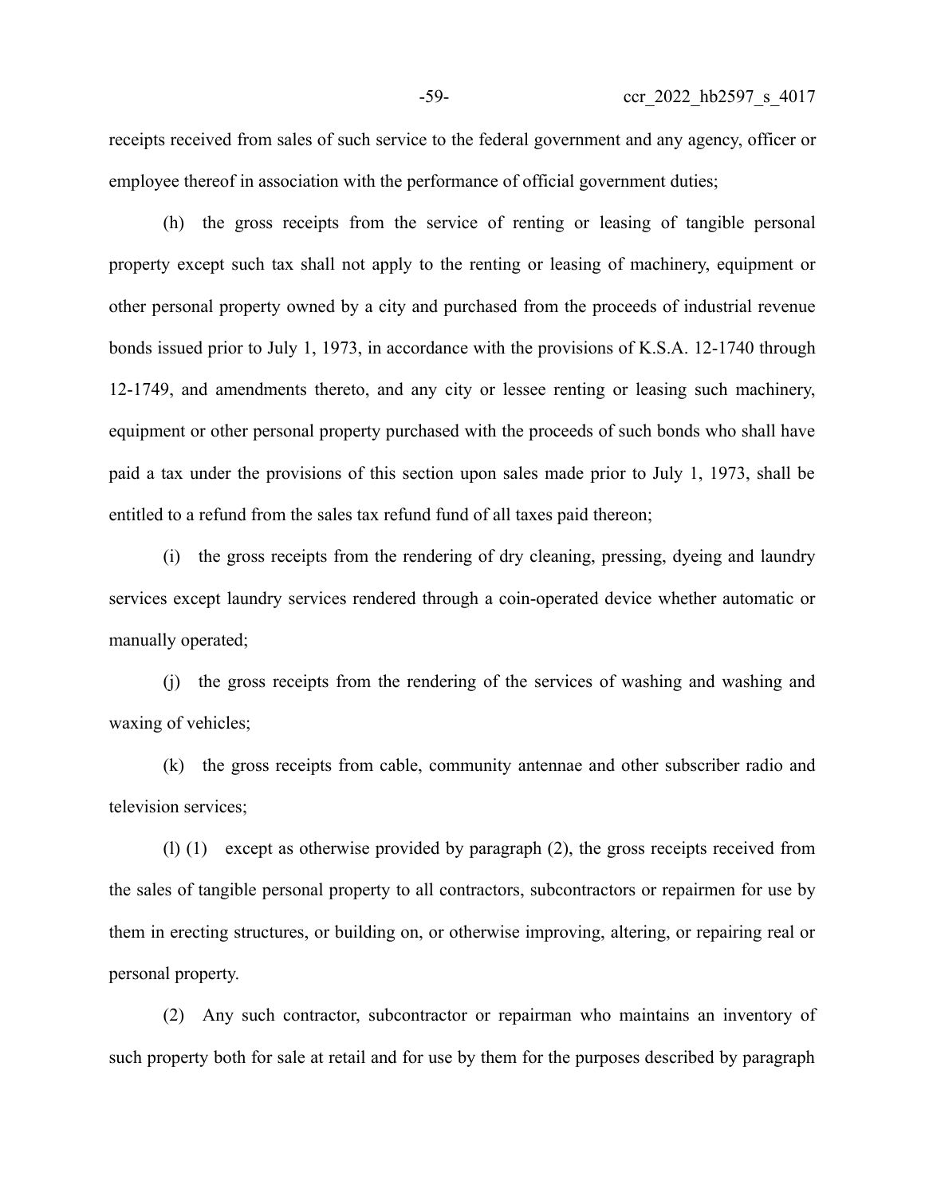receipts received from sales of such service to the federal government and any agency, officer or employee thereof in association with the performance of official government duties;

(h) the gross receipts from the service of renting or leasing of tangible personal property except such tax shall not apply to the renting or leasing of machinery, equipment or other personal property owned by a city and purchased from the proceeds of industrial revenue bonds issued prior to July 1, 1973, in accordance with the provisions of K.S.A. 12-1740 through 12-1749, and amendments thereto, and any city or lessee renting or leasing such machinery, equipment or other personal property purchased with the proceeds of such bonds who shall have paid a tax under the provisions of this section upon sales made prior to July 1, 1973, shall be entitled to a refund from the sales tax refund fund of all taxes paid thereon;

(i) the gross receipts from the rendering of dry cleaning, pressing, dyeing and laundry services except laundry services rendered through a coin-operated device whether automatic or manually operated;

(j) the gross receipts from the rendering of the services of washing and washing and waxing of vehicles;

(k) the gross receipts from cable, community antennae and other subscriber radio and television services;

(l) (1) except as otherwise provided by paragraph (2), the gross receipts received from the sales of tangible personal property to all contractors, subcontractors or repairmen for use by them in erecting structures, or building on, or otherwise improving, altering, or repairing real or personal property.

(2) Any such contractor, subcontractor or repairman who maintains an inventory of such property both for sale at retail and for use by them for the purposes described by paragraph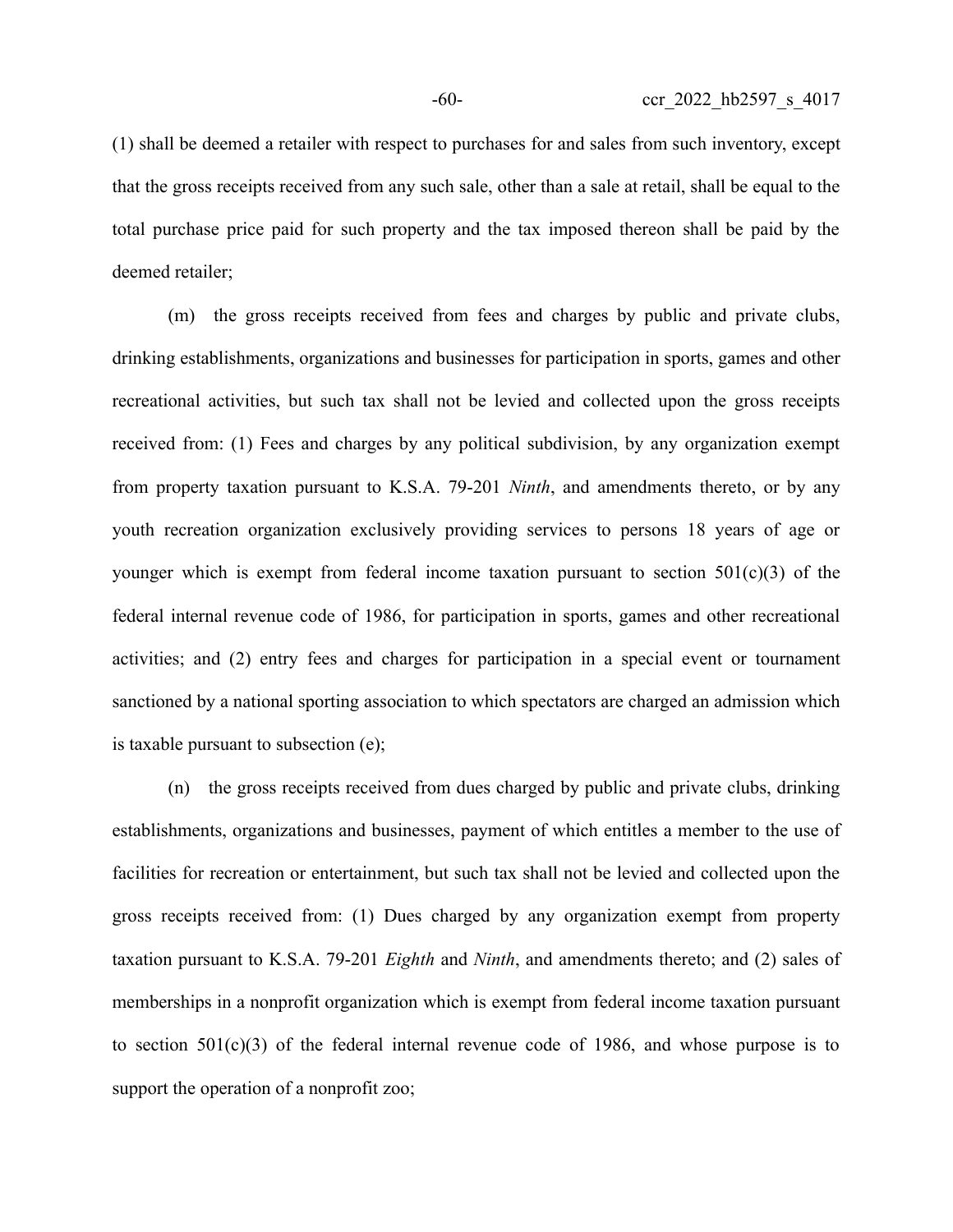(1) shall be deemed a retailer with respect to purchases for and sales from such inventory, except that the gross receipts received from any such sale, other than a sale at retail, shall be equal to the total purchase price paid for such property and the tax imposed thereon shall be paid by the deemed retailer;

(m) the gross receipts received from fees and charges by public and private clubs, drinking establishments, organizations and businesses for participation in sports, games and other recreational activities, but such tax shall not be levied and collected upon the gross receipts received from: (1) Fees and charges by any political subdivision, by any organization exempt from property taxation pursuant to K.S.A. 79-201 *Ninth*, and amendments thereto, or by any youth recreation organization exclusively providing services to persons 18 years of age or younger which is exempt from federal income taxation pursuant to section 501(c)(3) of the federal internal revenue code of 1986, for participation in sports, games and other recreational activities; and (2) entry fees and charges for participation in a special event or tournament sanctioned by a national sporting association to which spectators are charged an admission which is taxable pursuant to subsection (e);

(n) the gross receipts received from dues charged by public and private clubs, drinking establishments, organizations and businesses, payment of which entitles a member to the use of facilities for recreation or entertainment, but such tax shall not be levied and collected upon the gross receipts received from: (1) Dues charged by any organization exempt from property taxation pursuant to K.S.A. 79-201 *Eighth* and *Ninth*, and amendments thereto; and (2) sales of memberships in a nonprofit organization which is exempt from federal income taxation pursuant to section 501(c)(3) of the federal internal revenue code of 1986, and whose purpose is to support the operation of a nonprofit zoo;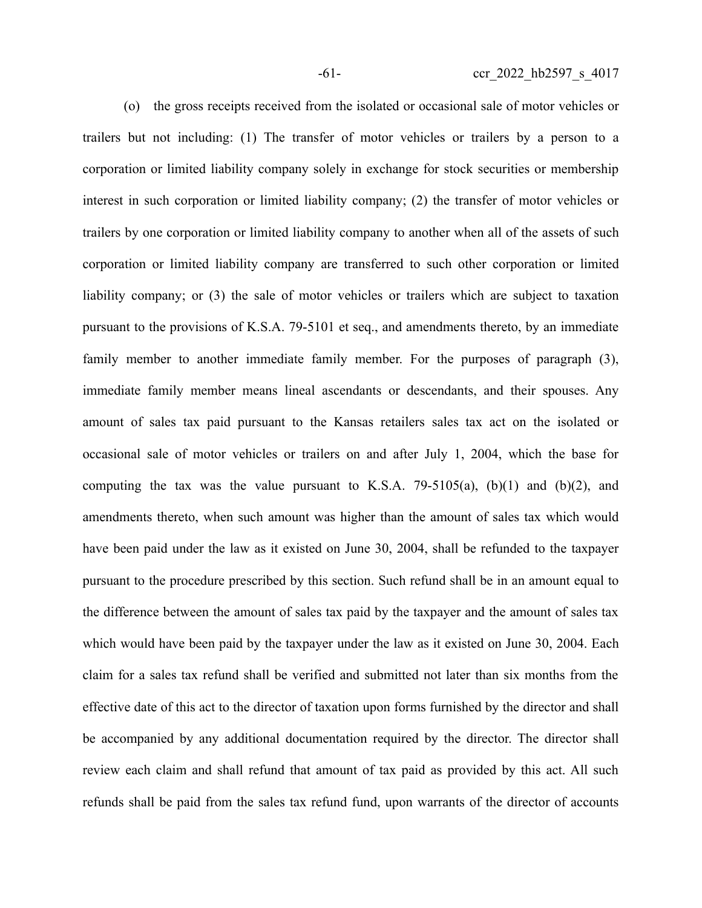(o) the gross receipts received from the isolated or occasional sale of motor vehicles or trailers but not including: (1) The transfer of motor vehicles or trailers by a person to a corporation or limited liability company solely in exchange for stock securities or membership interest in such corporation or limited liability company; (2) the transfer of motor vehicles or trailers by one corporation or limited liability company to another when all of the assets of such corporation or limited liability company are transferred to such other corporation or limited liability company; or (3) the sale of motor vehicles or trailers which are subject to taxation pursuant to the provisions of K.S.A. 79-5101 et seq., and amendments thereto, by an immediate family member to another immediate family member. For the purposes of paragraph (3), immediate family member means lineal ascendants or descendants, and their spouses. Any amount of sales tax paid pursuant to the Kansas retailers sales tax act on the isolated or occasional sale of motor vehicles or trailers on and after July 1, 2004, which the base for computing the tax was the value pursuant to K.S.A. 79-5105(a), (b)(1) and (b)(2), and amendments thereto, when such amount was higher than the amount of sales tax which would have been paid under the law as it existed on June 30, 2004, shall be refunded to the taxpayer pursuant to the procedure prescribed by this section. Such refund shall be in an amount equal to the difference between the amount of sales tax paid by the taxpayer and the amount of sales tax which would have been paid by the taxpayer under the law as it existed on June 30, 2004. Each claim for a sales tax refund shall be verified and submitted not later than six months from the effective date of this act to the director of taxation upon forms furnished by the director and shall be accompanied by any additional documentation required by the director. The director shall review each claim and shall refund that amount of tax paid as provided by this act. All such refunds shall be paid from the sales tax refund fund, upon warrants of the director of accounts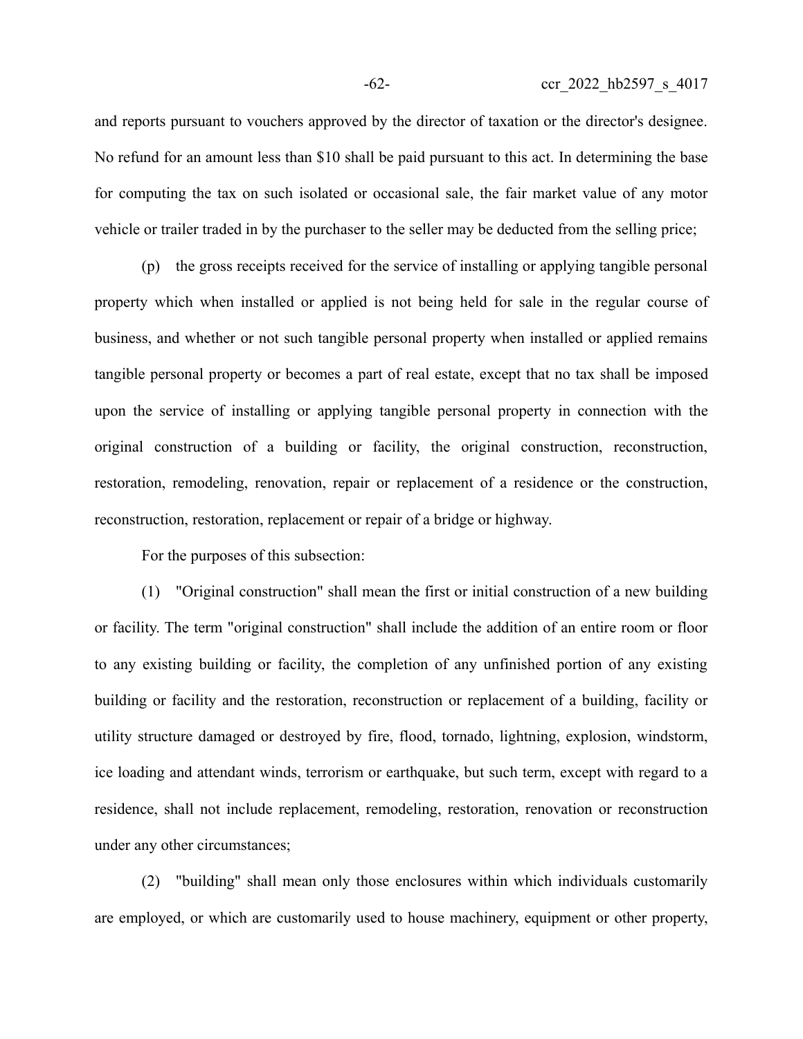and reports pursuant to vouchers approved by the director of taxation or the director's designee. No refund for an amount less than $10 shall be paid pursuant to this act. In determining the base for computing the tax on such isolated or occasional sale, the fair market value of any motor vehicle or trailer traded in by the purchaser to the seller may be deducted from the selling price;

(p) the gross receipts received for the service of installing or applying tangible personal property which when installed or applied is not being held for sale in the regular course of business, and whether or not such tangible personal property when installed or applied remains tangible personal property or becomes a part of real estate, except that no tax shall be imposed upon the service of installing or applying tangible personal property in connection with the original construction of a building or facility, the original construction, reconstruction, restoration, remodeling, renovation, repair or replacement of a residence or the construction, reconstruction, restoration, replacement or repair of a bridge or highway.

For the purposes of this subsection:

(1) "Original construction" shall mean the first or initial construction of a new building or facility. The term "original construction" shall include the addition of an entire room or floor to any existing building or facility, the completion of any unfinished portion of any existing building or facility and the restoration, reconstruction or replacement of a building, facility or utility structure damaged or destroyed by fire, flood, tornado, lightning, explosion, windstorm, ice loading and attendant winds, terrorism or earthquake, but such term, except with regard to a residence, shall not include replacement, remodeling, restoration, renovation or reconstruction under any other circumstances;

(2) "building" shall mean only those enclosures within which individuals customarily are employed, or which are customarily used to house machinery, equipment or other property,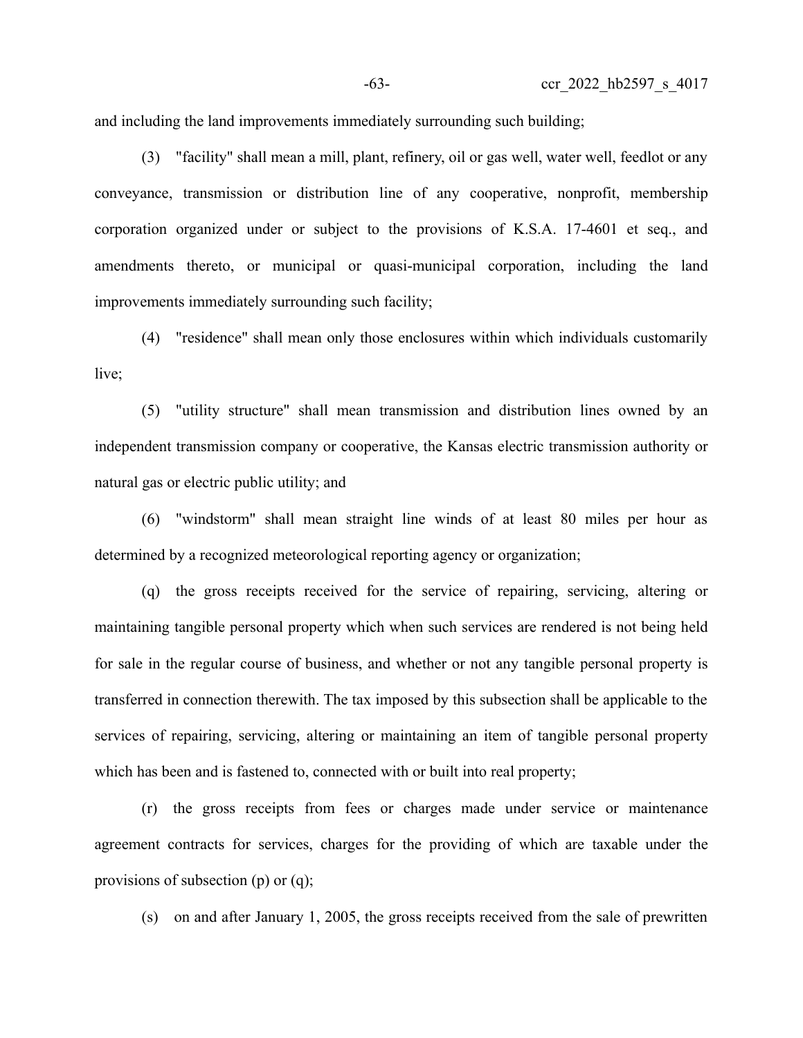and including the land improvements immediately surrounding such building;

(3) "facility" shall mean a mill, plant, refinery, oil or gas well, water well, feedlot or any conveyance, transmission or distribution line of any cooperative, nonprofit, membership corporation organized under or subject to the provisions of K.S.A. 17-4601 et seq., and amendments thereto, or municipal or quasi-municipal corporation, including the land improvements immediately surrounding such facility;

(4) "residence" shall mean only those enclosures within which individuals customarily live;

(5) "utility structure" shall mean transmission and distribution lines owned by an independent transmission company or cooperative, the Kansas electric transmission authority or natural gas or electric public utility; and

(6) "windstorm" shall mean straight line winds of at least 80 miles per hour as determined by a recognized meteorological reporting agency or organization;

(q) the gross receipts received for the service of repairing, servicing, altering or maintaining tangible personal property which when such services are rendered is not being held for sale in the regular course of business, and whether or not any tangible personal property is transferred in connection therewith. The tax imposed by this subsection shall be applicable to the services of repairing, servicing, altering or maintaining an item of tangible personal property which has been and is fastened to, connected with or built into real property;

(r) the gross receipts from fees or charges made under service or maintenance agreement contracts for services, charges for the providing of which are taxable under the provisions of subsection (p) or (q);

(s) on and after January 1, 2005, the gross receipts received from the sale of prewritten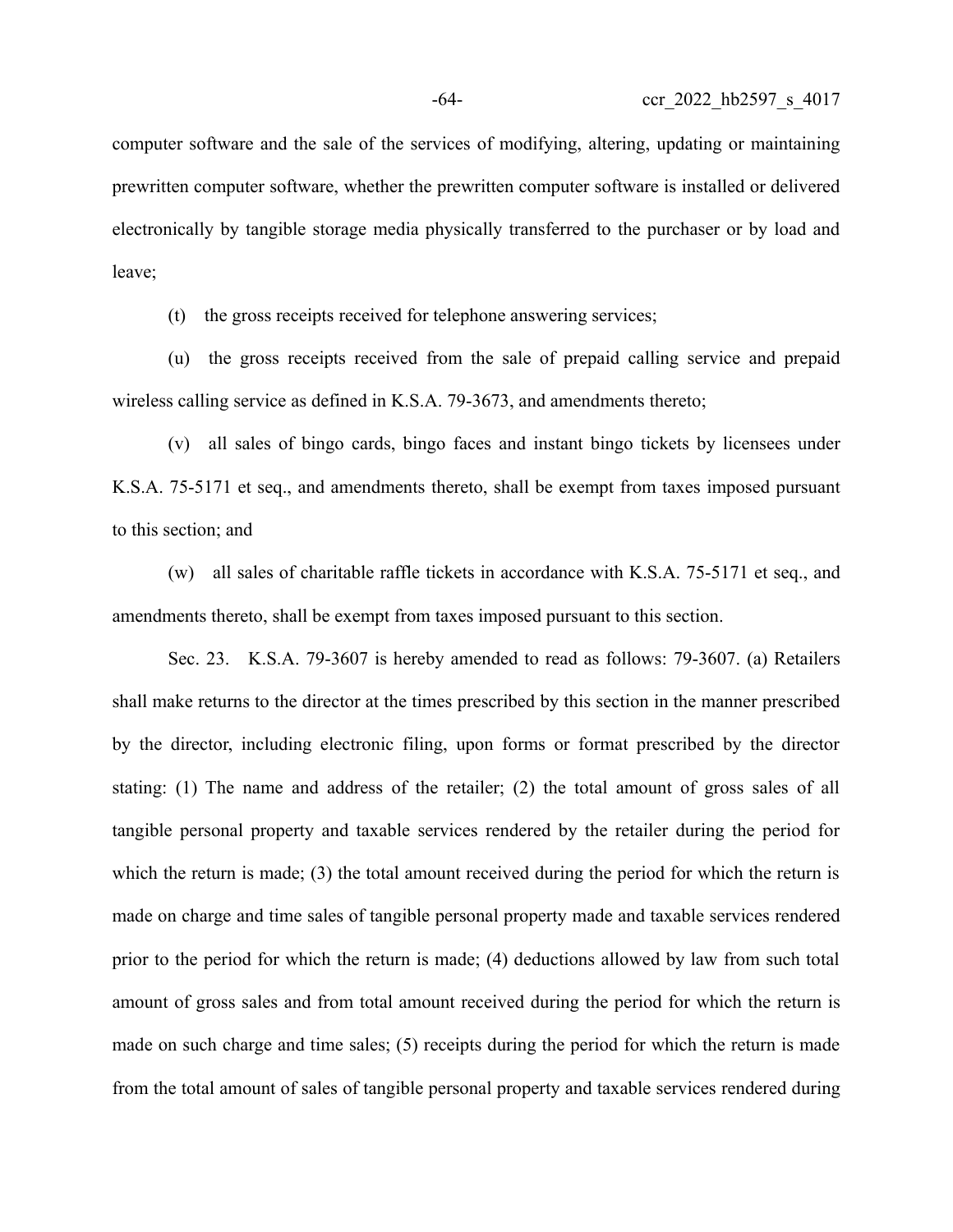computer software and the sale of the services of modifying, altering, updating or maintaining prewritten computer software, whether the prewritten computer software is installed or delivered electronically by tangible storage media physically transferred to the purchaser or by load and leave;

(t) the gross receipts received for telephone answering services;

(u) the gross receipts received from the sale of prepaid calling service and prepaid wireless calling service as defined in K.S.A. 79-3673, and amendments thereto;

(v) all sales of bingo cards, bingo faces and instant bingo tickets by licensees under K.S.A. 75-5171 et seq., and amendments thereto, shall be exempt from taxes imposed pursuant to this section; and

(w) all sales of charitable raffle tickets in accordance with K.S.A. 75-5171 et seq., and amendments thereto, shall be exempt from taxes imposed pursuant to this section.

Sec. 23. K.S.A. 79-3607 is hereby amended to read as follows: 79-3607. (a) Retailers shall make returns to the director at the times prescribed by this section in the manner prescribed by the director, including electronic filing, upon forms or format prescribed by the director stating: (1) The name and address of the retailer; (2) the total amount of gross sales of all tangible personal property and taxable services rendered by the retailer during the period for which the return is made; (3) the total amount received during the period for which the return is made on charge and time sales of tangible personal property made and taxable services rendered prior to the period for which the return is made; (4) deductions allowed by law from such total amount of gross sales and from total amount received during the period for which the return is made on such charge and time sales; (5) receipts during the period for which the return is made from the total amount of sales of tangible personal property and taxable services rendered during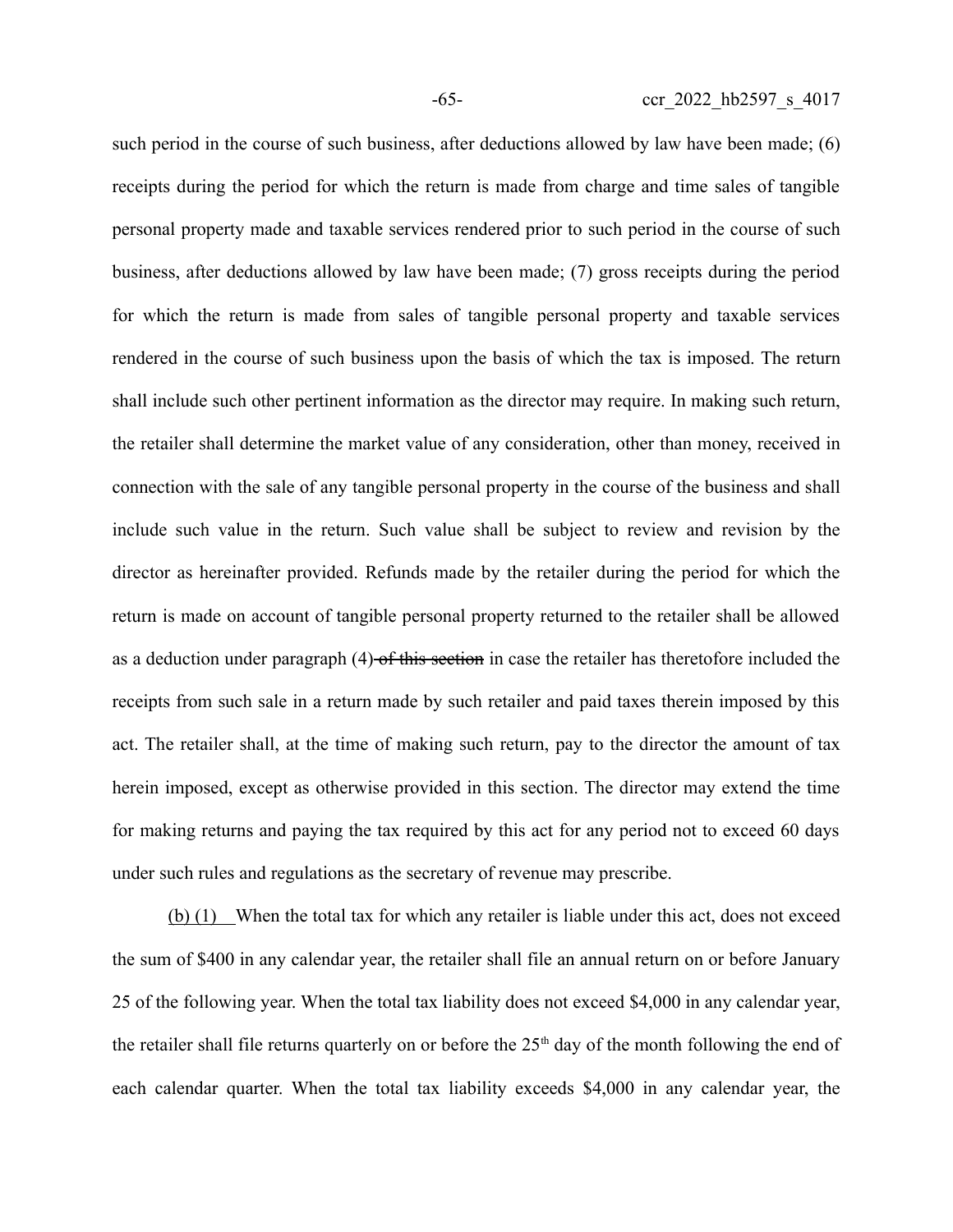such period in the course of such business, after deductions allowed by law have been made; (6) receipts during the period for which the return is made from charge and time sales of tangible personal property made and taxable services rendered prior to such period in the course of such business, after deductions allowed by law have been made; (7) gross receipts during the period for which the return is made from sales of tangible personal property and taxable services rendered in the course of such business upon the basis of which the tax is imposed. The return shall include such other pertinent information as the director may require. In making such return, the retailer shall determine the market value of any consideration, other than money, received in connection with the sale of any tangible personal property in the course of the business and shall include such value in the return. Such value shall be subject to review and revision by the director as hereinafter provided. Refunds made by the retailer during the period for which the return is made on account of tangible personal property returned to the retailer shall be allowed as a deduction under paragraph (4) ~~of this section~~ in case the retailer has theretofore included the receipts from such sale in a return made by such retailer and paid taxes therein imposed by this act. The retailer shall, at the time of making such return, pay to the director the amount of tax herein imposed, except as otherwise provided in this section. The director may extend the time for making returns and paying the tax required by this act for any period not to exceed 60 days under such rules and regulations as the secretary of revenue may prescribe.

(b) (1) When the total tax for which any retailer is liable under this act, does not exceed the sum of $400 in any calendar year, the retailer shall file an annual return on or before January 25 of the following year. When the total tax liability does not exceed $4,000 in any calendar year, the retailer shall file returns quarterly on or before the 25th day of the month following the end of each calendar quarter. When the total tax liability exceeds $4,000 in any calendar year, the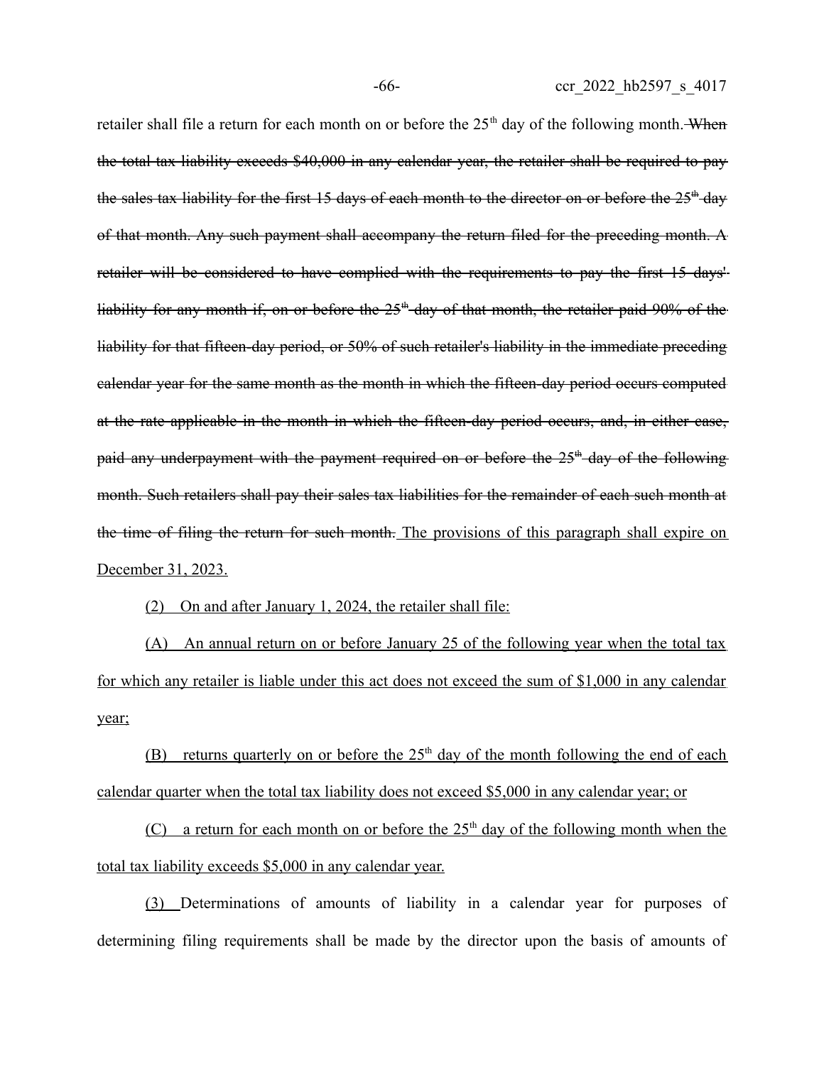retailer shall file a return for each month on or before the 25th day of the following month. ~~When the total tax liability exceeds $40,000 in any calendar year, the retailer shall be required to pay the sales tax liability for the first 15 days of each month to the director on or before the 25th day of that month. Any such payment shall accompany the return filed for the preceding month. A retailer will be considered to have complied with the requirements to pay the first 15 days' liability for any month if, on or before the 25th day of that month, the retailer paid 90% of the liability for that fifteen-day period, or 50% of such retailer's liability in the immediate preceding calendar year for the same month as the month in which the fifteen-day period occurs computed at the rate applicable in the month in which the fifteen-day period occurs, and, in either case, paid any underpayment with the payment required on or before the 25th day of the following month. Such retailers shall pay their sales tax liabilities for the remainder of each such month at the time of filing the return for such month.~~ The provisions of this paragraph shall expire on December 31, 2023.

(2) On and after January 1, 2024, the retailer shall file:

(A) An annual return on or before January 25 of the following year when the total tax for which any retailer is liable under this act does not exceed the sum of $1,000 in any calendar year;

(B) returns quarterly on or before the 25th day of the month following the end of each calendar quarter when the total tax liability does not exceed $5,000 in any calendar year; or

(C) a return for each month on or before the 25th day of the following month when the total tax liability exceeds $5,000 in any calendar year.

(3) Determinations of amounts of liability in a calendar year for purposes of determining filing requirements shall be made by the director upon the basis of amounts of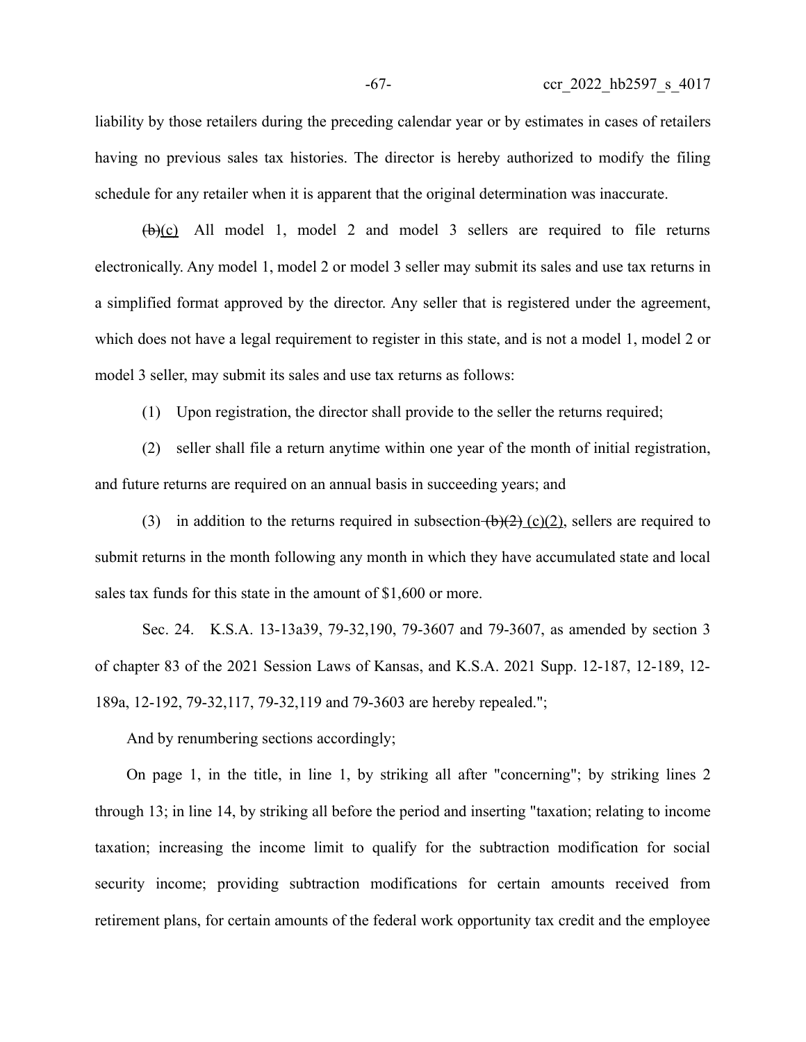liability by those retailers during the preceding calendar year or by estimates in cases of retailers having no previous sales tax histories. The director is hereby authorized to modify the filing schedule for any retailer when it is apparent that the original determination was inaccurate.

~~(b)~~(c) All model 1, model 2 and model 3 sellers are required to file returns electronically. Any model 1, model 2 or model 3 seller may submit its sales and use tax returns in a simplified format approved by the director. Any seller that is registered under the agreement, which does not have a legal requirement to register in this state, and is not a model 1, model 2 or model 3 seller, may submit its sales and use tax returns as follows:

(1) Upon registration, the director shall provide to the seller the returns required;

(2) seller shall file a return anytime within one year of the month of initial registration, and future returns are required on an annual basis in succeeding years; and

(3) in addition to the returns required in subsection ~~(b)(2)~~ (c)(2), sellers are required to submit returns in the month following any month in which they have accumulated state and local sales tax funds for this state in the amount of $1,600 or more.

Sec. 24. K.S.A. 13-13a39, 79-32,190, 79-3607 and 79-3607, as amended by section 3 of chapter 83 of the 2021 Session Laws of Kansas, and K.S.A. 2021 Supp. 12-187, 12-189, 12-189a, 12-192, 79-32,117, 79-32,119 and 79-3603 are hereby repealed.";

And by renumbering sections accordingly;

On page 1, in the title, in line 1, by striking all after "concerning"; by striking lines 2 through 13; in line 14, by striking all before the period and inserting "taxation; relating to income taxation; increasing the income limit to qualify for the subtraction modification for social security income; providing subtraction modifications for certain amounts received from retirement plans, for certain amounts of the federal work opportunity tax credit and the employee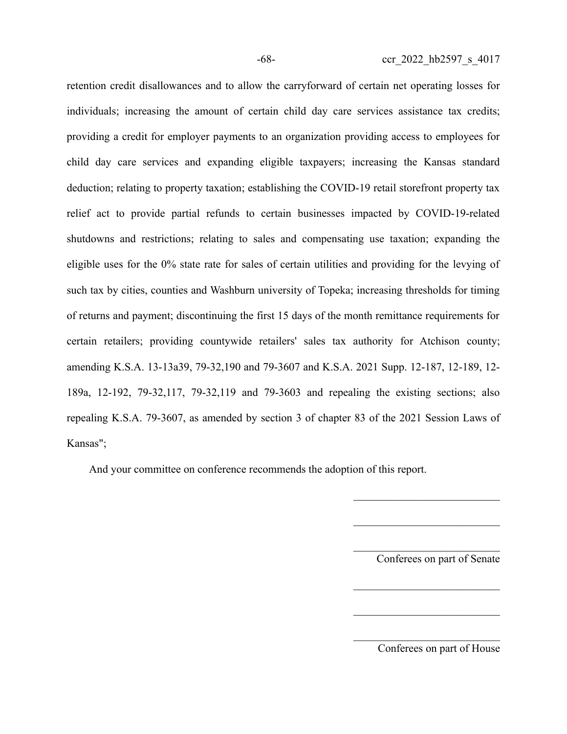retention credit disallowances and to allow the carryforward of certain net operating losses for individuals; increasing the amount of certain child day care services assistance tax credits; providing a credit for employer payments to an organization providing access to employees for child day care services and expanding eligible taxpayers; increasing the Kansas standard deduction; relating to property taxation; establishing the COVID-19 retail storefront property tax relief act to provide partial refunds to certain businesses impacted by COVID-19-related shutdowns and restrictions; relating to sales and compensating use taxation; expanding the eligible uses for the 0% state rate for sales of certain utilities and providing for the levying of such tax by cities, counties and Washburn university of Topeka; increasing thresholds for timing of returns and payment; discontinuing the first 15 days of the month remittance requirements for certain retailers; providing countywide retailers' sales tax authority for Atchison county; amending K.S.A. 13-13a39, 79-32,190 and 79-3607 and K.S.A. 2021 Supp. 12-187, 12-189, 12-189a, 12-192, 79-32,117, 79-32,119 and 79-3603 and repealing the existing sections; also repealing K.S.A. 79-3607, as amended by section 3 of chapter 83 of the 2021 Session Laws of Kansas";

And your committee on conference recommends the adoption of this report.

\_\_\_\_\_\_\_\_\_\_\_\_\_\_\_\_\_\_\_\_\_\_\_\_\_\_

\_\_\_\_\_\_\_\_\_\_\_\_\_\_\_\_\_\_\_\_\_\_\_\_\_\_

\_\_\_\_\_\_\_\_\_\_\_\_\_\_\_\_\_\_\_\_\_\_\_\_\_\_

Conferees on part of Senate

\_\_\_\_\_\_\_\_\_\_\_\_\_\_\_\_\_\_\_\_\_\_\_\_\_\_

\_\_\_\_\_\_\_\_\_\_\_\_\_\_\_\_\_\_\_\_\_\_\_\_\_\_

\_\_\_\_\_\_\_\_\_\_\_\_\_\_\_\_\_\_\_\_\_\_\_\_\_\_

Conferees on part of House